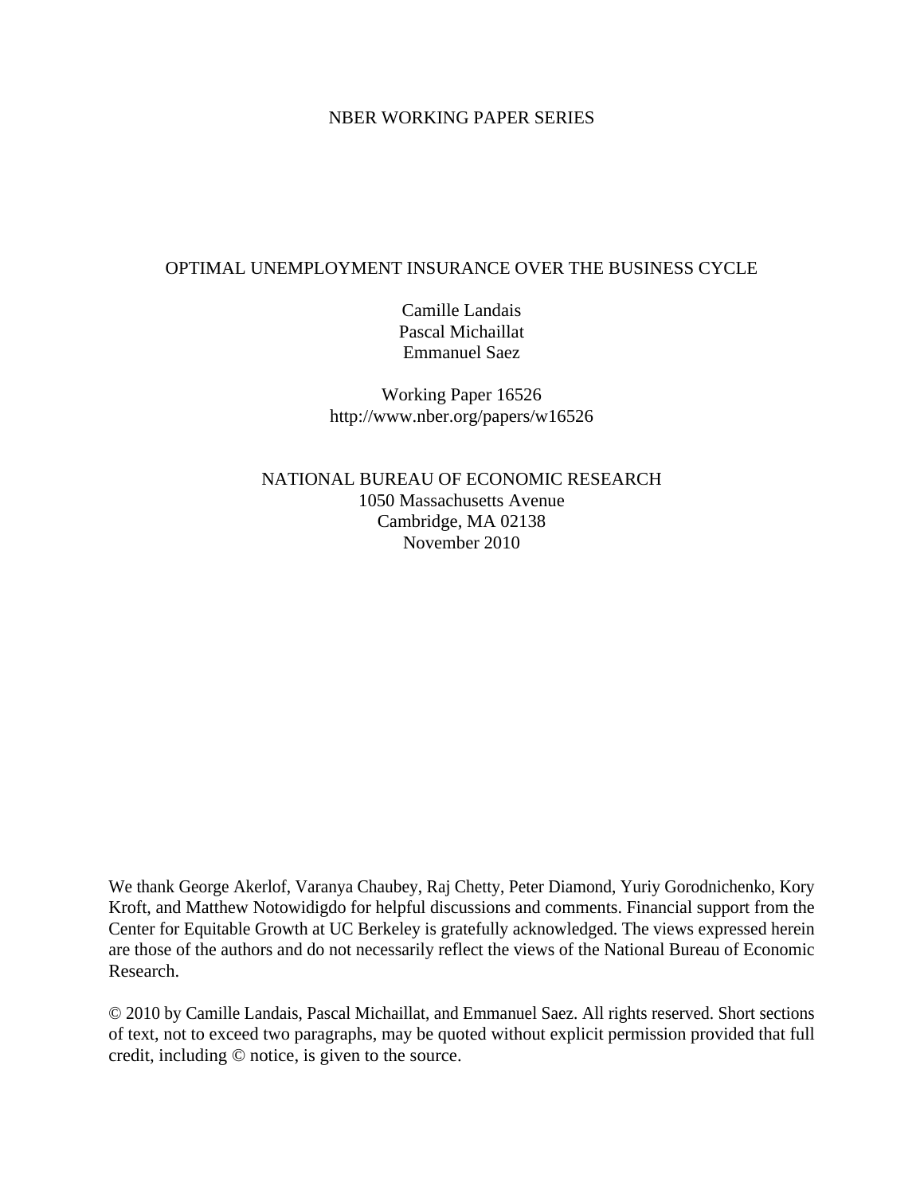NBER WORKING PAPER SERIES

# OPTIMAL UNEMPLOYMENT INSURANCE OVER THE BUSINESS CYCLE

Camille Landais
Pascal Michaillat
Emmanuel Saez

Working Paper 16526
http://www.nber.org/papers/w16526

NATIONAL BUREAU OF ECONOMIC RESEARCH
1050 Massachusetts Avenue
Cambridge, MA 02138
November 2010

We thank George Akerlof, Varanya Chaubey, Raj Chetty, Peter Diamond, Yuriy Gorodnichenko, Kory Kroft, and Matthew Notowidigdo for helpful discussions and comments. Financial support from the Center for Equitable Growth at UC Berkeley is gratefully acknowledged. The views expressed herein are those of the authors and do not necessarily reflect the views of the National Bureau of Economic Research.

© 2010 by Camille Landais, Pascal Michaillat, and Emmanuel Saez. All rights reserved. Short sections of text, not to exceed two paragraphs, may be quoted without explicit permission provided that full credit, including © notice, is given to the source.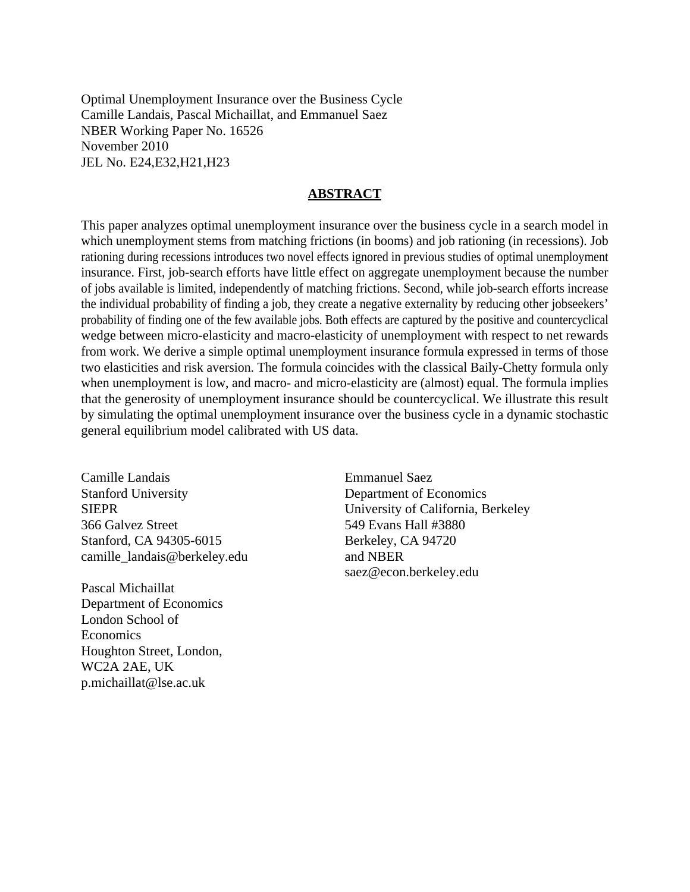Optimal Unemployment Insurance over the Business Cycle
Camille Landais, Pascal Michaillat, and Emmanuel Saez
NBER Working Paper No. 16526
November 2010
JEL No. E24,E32,H21,H23

## ABSTRACT

This paper analyzes optimal unemployment insurance over the business cycle in a search model in which unemployment stems from matching frictions (in booms) and job rationing (in recessions). Job rationing during recessions introduces two novel effects ignored in previous studies of optimal unemployment insurance. First, job-search efforts have little effect on aggregate unemployment because the number of jobs available is limited, independently of matching frictions. Second, while job-search efforts increase the individual probability of finding a job, they create a negative externality by reducing other jobseekers' probability of finding one of the few available jobs. Both effects are captured by the positive and countercyclical wedge between micro-elasticity and macro-elasticity of unemployment with respect to net rewards from work. We derive a simple optimal unemployment insurance formula expressed in terms of those two elasticities and risk aversion. The formula coincides with the classical Baily-Chetty formula only when unemployment is low, and macro- and micro-elasticity are (almost) equal. The formula implies that the generosity of unemployment insurance should be countercyclical. We illustrate this result by simulating the optimal unemployment insurance over the business cycle in a dynamic stochastic general equilibrium model calibrated with US data.

Camille Landais
Stanford University
SIEPR
366 Galvez Street
Stanford, CA 94305-6015
camille_landais@berkeley.edu

Pascal Michaillat
Department of Economics
London School of Economics
Houghton Street, London,
WC2A 2AE, UK
p.michaillat@lse.ac.uk

Emmanuel Saez
Department of Economics
University of California, Berkeley
549 Evans Hall #3880
Berkeley, CA 94720
and NBER
saez@econ.berkeley.edu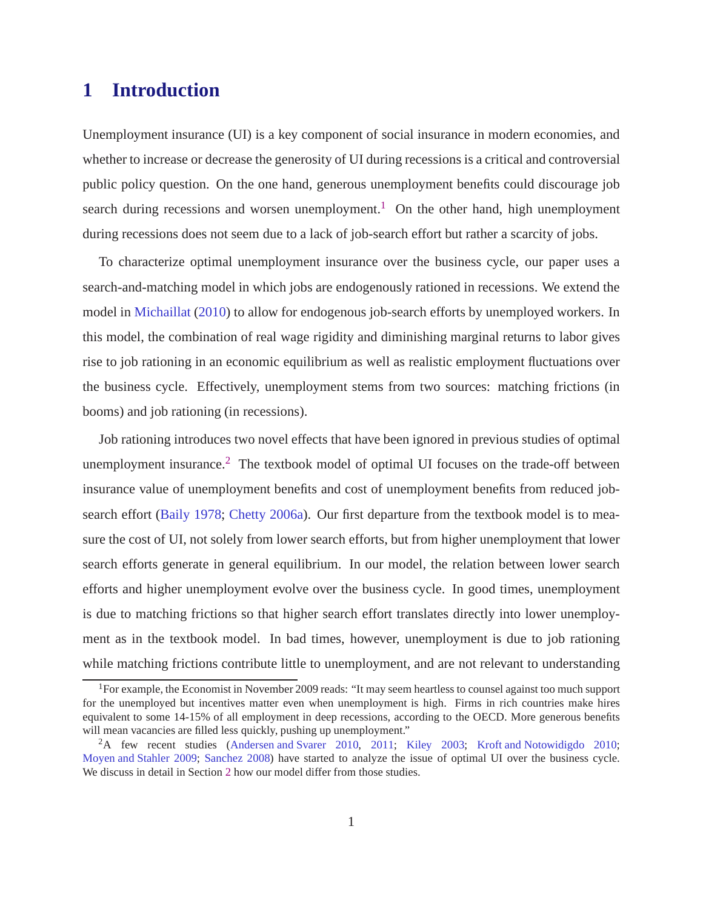# 1 Introduction

Unemployment insurance (UI) is a key component of social insurance in modern economies, and whether to increase or decrease the generosity of UI during recessions is a critical and controversial public policy question. On the one hand, generous unemployment benefits could discourage job search during recessions and worsen unemployment.[1] On the other hand, high unemployment during recessions does not seem due to a lack of job-search effort but rather a scarcity of jobs.

To characterize optimal unemployment insurance over the business cycle, our paper uses a search-and-matching model in which jobs are endogenously rationed in recessions. We extend the model in Michaillat (2010) to allow for endogenous job-search efforts by unemployed workers. In this model, the combination of real wage rigidity and diminishing marginal returns to labor gives rise to job rationing in an economic equilibrium as well as realistic employment fluctuations over the business cycle. Effectively, unemployment stems from two sources: matching frictions (in booms) and job rationing (in recessions).

Job rationing introduces two novel effects that have been ignored in previous studies of optimal unemployment insurance.[2] The textbook model of optimal UI focuses on the trade-off between insurance value of unemployment benefits and cost of unemployment benefits from reduced job-search effort (Baily 1978; Chetty 2006a). Our first departure from the textbook model is to measure the cost of UI, not solely from lower search efforts, but from higher unemployment that lower search efforts generate in general equilibrium. In our model, the relation between lower search efforts and higher unemployment evolve over the business cycle. In good times, unemployment is due to matching frictions so that higher search effort translates directly into lower unemployment as in the textbook model. In bad times, however, unemployment is due to job rationing while matching frictions contribute little to unemployment, and are not relevant to understanding

[1] For example, the Economist in November 2009 reads: "It may seem heartless to counsel against too much support for the unemployed but incentives matter even when unemployment is high. Firms in rich countries make hires equivalent to some 14-15% of all employment in deep recessions, according to the OECD. More generous benefits will mean vacancies are filled less quickly, pushing up unemployment."

[2] A few recent studies (Andersen and Svarer 2010, 2011; Kiley 2003; Kroft and Notowidigdo 2010; Moyen and Stahler 2009; Sanchez 2008) have started to analyze the issue of optimal UI over the business cycle. We discuss in detail in Section 2 how our model differ from those studies.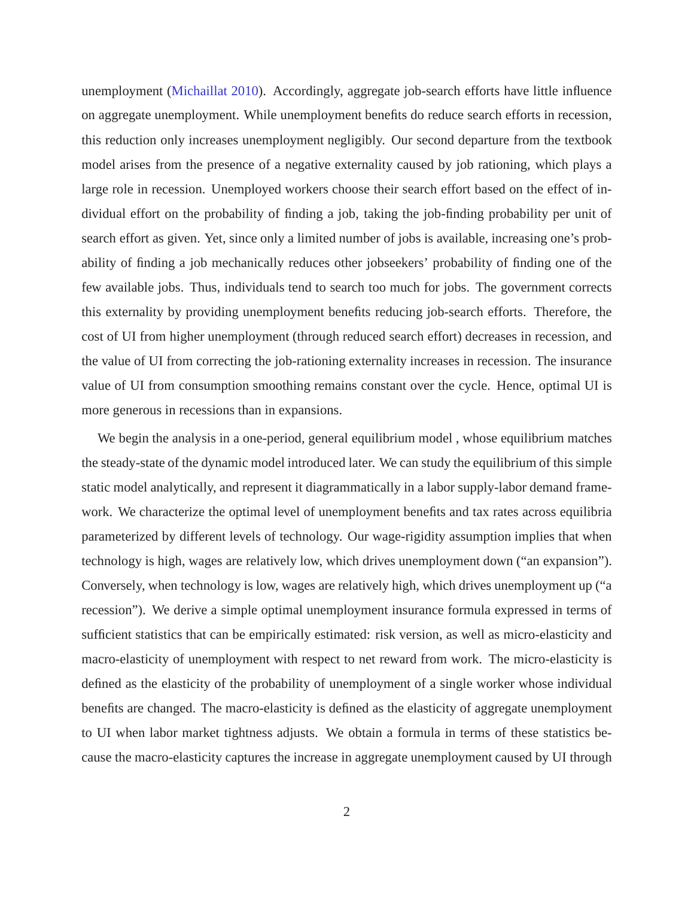unemployment (Michaillat 2010). Accordingly, aggregate job-search efforts have little influence on aggregate unemployment. While unemployment benefits do reduce search efforts in recession, this reduction only increases unemployment negligibly. Our second departure from the textbook model arises from the presence of a negative externality caused by job rationing, which plays a large role in recession. Unemployed workers choose their search effort based on the effect of individual effort on the probability of finding a job, taking the job-finding probability per unit of search effort as given. Yet, since only a limited number of jobs is available, increasing one's probability of finding a job mechanically reduces other jobseekers' probability of finding one of the few available jobs. Thus, individuals tend to search too much for jobs. The government corrects this externality by providing unemployment benefits reducing job-search efforts. Therefore, the cost of UI from higher unemployment (through reduced search effort) decreases in recession, and the value of UI from correcting the job-rationing externality increases in recession. The insurance value of UI from consumption smoothing remains constant over the cycle. Hence, optimal UI is more generous in recessions than in expansions.

We begin the analysis in a one-period, general equilibrium model , whose equilibrium matches the steady-state of the dynamic model introduced later. We can study the equilibrium of this simple static model analytically, and represent it diagrammatically in a labor supply-labor demand framework. We characterize the optimal level of unemployment benefits and tax rates across equilibria parameterized by different levels of technology. Our wage-rigidity assumption implies that when technology is high, wages are relatively low, which drives unemployment down ("an expansion"). Conversely, when technology is low, wages are relatively high, which drives unemployment up ("a recession"). We derive a simple optimal unemployment insurance formula expressed in terms of sufficient statistics that can be empirically estimated: risk version, as well as micro-elasticity and macro-elasticity of unemployment with respect to net reward from work. The micro-elasticity is defined as the elasticity of the probability of unemployment of a single worker whose individual benefits are changed. The macro-elasticity is defined as the elasticity of aggregate unemployment to UI when labor market tightness adjusts. We obtain a formula in terms of these statistics because the macro-elasticity captures the increase in aggregate unemployment caused by UI through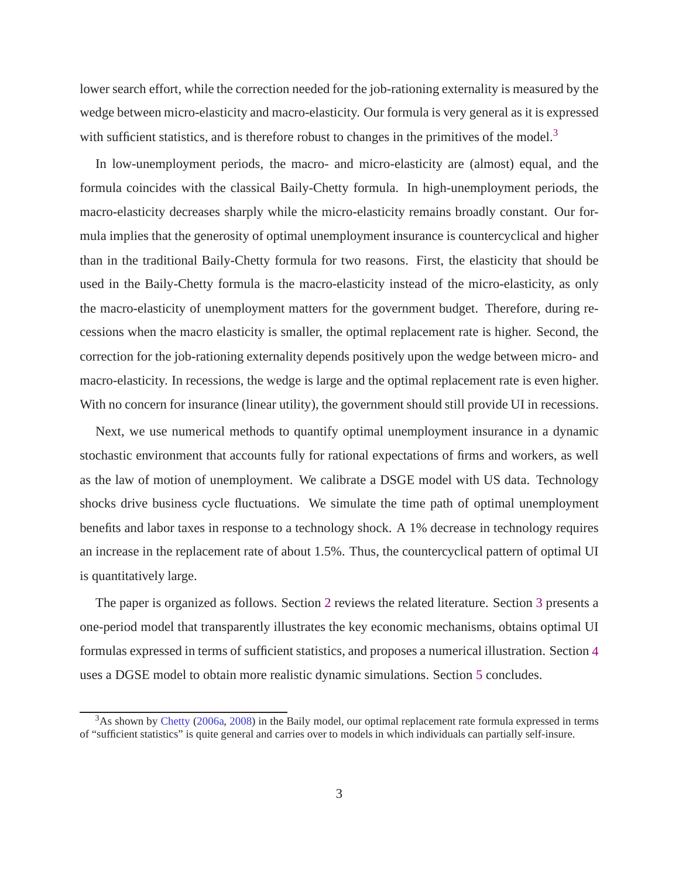lower search effort, while the correction needed for the job-rationing externality is measured by the wedge between micro-elasticity and macro-elasticity. Our formula is very general as it is expressed with sufficient statistics, and is therefore robust to changes in the primitives of the model.[3]

In low-unemployment periods, the macro- and micro-elasticity are (almost) equal, and the formula coincides with the classical Baily-Chetty formula. In high-unemployment periods, the macro-elasticity decreases sharply while the micro-elasticity remains broadly constant. Our formula implies that the generosity of optimal unemployment insurance is countercyclical and higher than in the traditional Baily-Chetty formula for two reasons. First, the elasticity that should be used in the Baily-Chetty formula is the macro-elasticity instead of the micro-elasticity, as only the macro-elasticity of unemployment matters for the government budget. Therefore, during recessions when the macro elasticity is smaller, the optimal replacement rate is higher. Second, the correction for the job-rationing externality depends positively upon the wedge between micro- and macro-elasticity. In recessions, the wedge is large and the optimal replacement rate is even higher. With no concern for insurance (linear utility), the government should still provide UI in recessions.

Next, we use numerical methods to quantify optimal unemployment insurance in a dynamic stochastic environment that accounts fully for rational expectations of firms and workers, as well as the law of motion of unemployment. We calibrate a DSGE model with US data. Technology shocks drive business cycle fluctuations. We simulate the time path of optimal unemployment benefits and labor taxes in response to a technology shock. A 1% decrease in technology requires an increase in the replacement rate of about 1.5%. Thus, the countercyclical pattern of optimal UI is quantitatively large.

The paper is organized as follows. Section 2 reviews the related literature. Section 3 presents a one-period model that transparently illustrates the key economic mechanisms, obtains optimal UI formulas expressed in terms of sufficient statistics, and proposes a numerical illustration. Section 4 uses a DGSE model to obtain more realistic dynamic simulations. Section 5 concludes.

[3] As shown by Chetty (2006a, 2008) in the Baily model, our optimal replacement rate formula expressed in terms of "sufficient statistics" is quite general and carries over to models in which individuals can partially self-insure.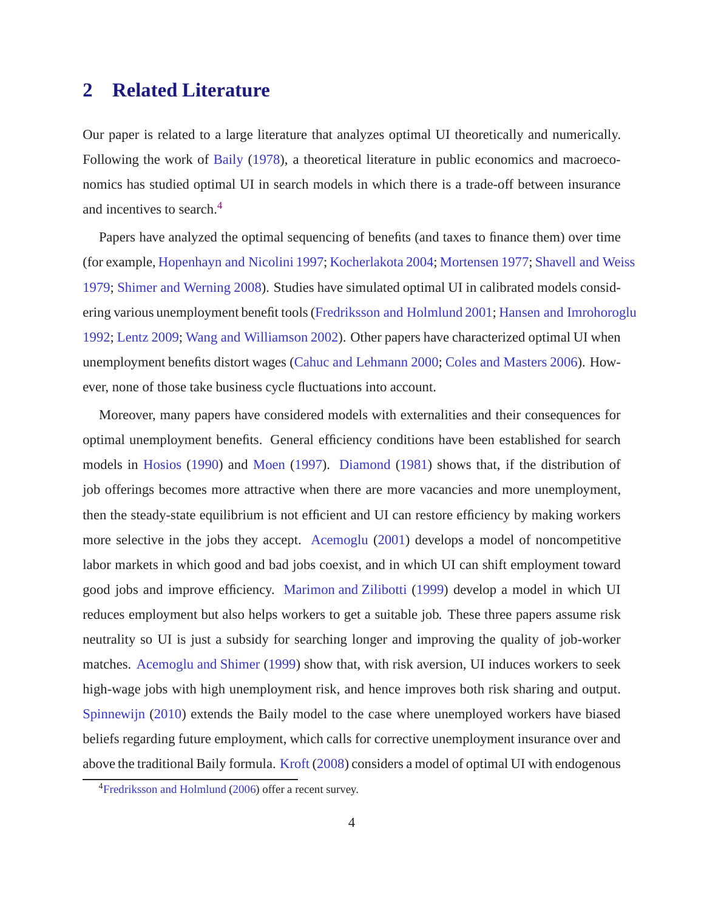## 2 Related Literature

Our paper is related to a large literature that analyzes optimal UI theoretically and numerically. Following the work of Baily (1978), a theoretical literature in public economics and macroeconomics has studied optimal UI in search models in which there is a trade-off between insurance and incentives to search.[4]

Papers have analyzed the optimal sequencing of benefits (and taxes to finance them) over time (for example, Hopenhayn and Nicolini 1997; Kocherlakota 2004; Mortensen 1977; Shavell and Weiss 1979; Shimer and Werning 2008). Studies have simulated optimal UI in calibrated models considering various unemployment benefit tools (Fredriksson and Holmlund 2001; Hansen and Imrohoroglu 1992; Lentz 2009; Wang and Williamson 2002). Other papers have characterized optimal UI when unemployment benefits distort wages (Cahuc and Lehmann 2000; Coles and Masters 2006). However, none of those take business cycle fluctuations into account.

Moreover, many papers have considered models with externalities and their consequences for optimal unemployment benefits. General efficiency conditions have been established for search models in Hosios (1990) and Moen (1997). Diamond (1981) shows that, if the distribution of job offerings becomes more attractive when there are more vacancies and more unemployment, then the steady-state equilibrium is not efficient and UI can restore efficiency by making workers more selective in the jobs they accept. Acemoglu (2001) develops a model of noncompetitive labor markets in which good and bad jobs coexist, and in which UI can shift employment toward good jobs and improve efficiency. Marimon and Zilibotti (1999) develop a model in which UI reduces employment but also helps workers to get a suitable job. These three papers assume risk neutrality so UI is just a subsidy for searching longer and improving the quality of job-worker matches. Acemoglu and Shimer (1999) show that, with risk aversion, UI induces workers to seek high-wage jobs with high unemployment risk, and hence improves both risk sharing and output. Spinnewijn (2010) extends the Baily model to the case where unemployed workers have biased beliefs regarding future employment, which calls for corrective unemployment insurance over and above the traditional Baily formula. Kroft (2008) considers a model of optimal UI with endogenous

[4] Fredriksson and Holmlund (2006) offer a recent survey.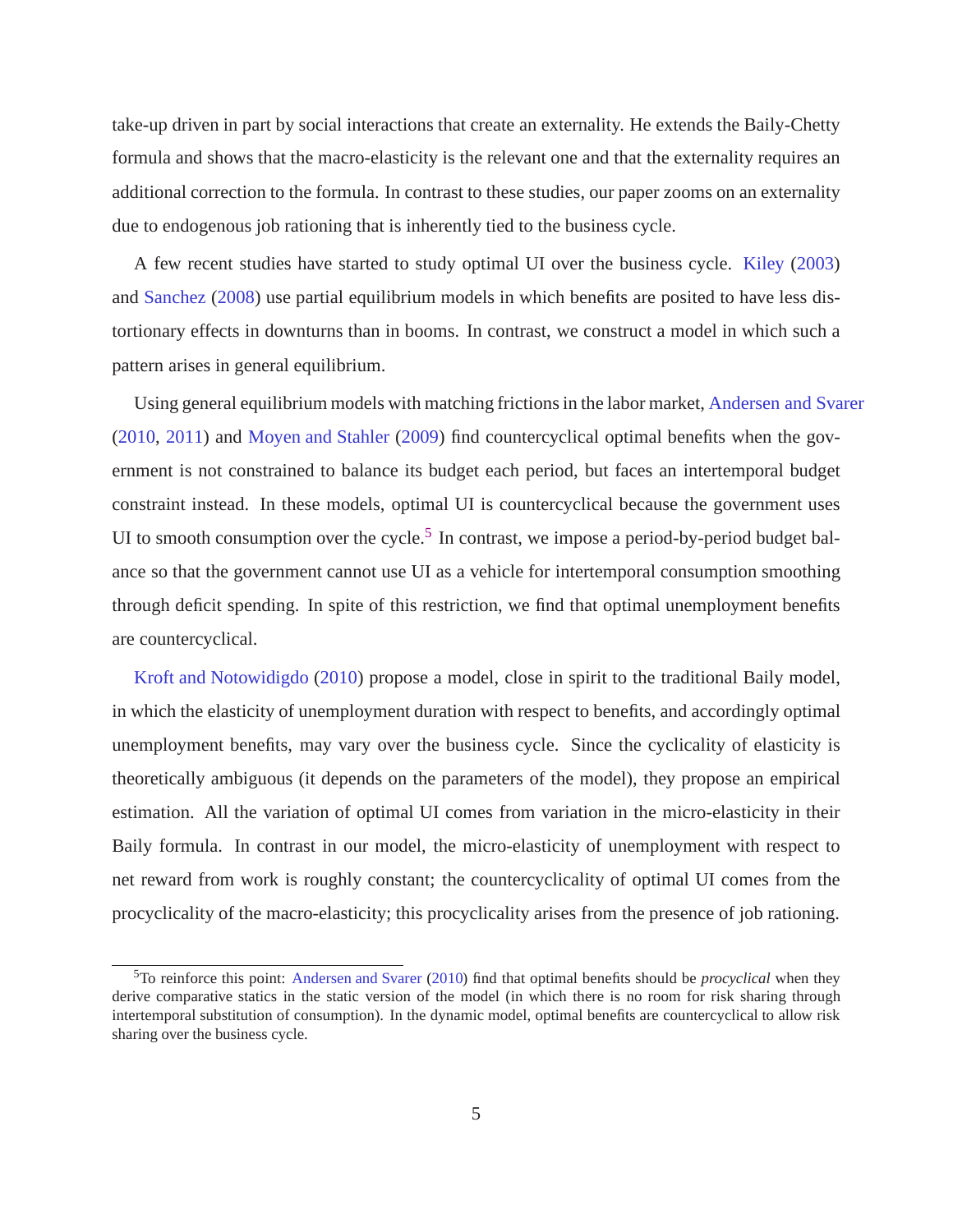take-up driven in part by social interactions that create an externality. He extends the Baily-Chetty formula and shows that the macro-elasticity is the relevant one and that the externality requires an additional correction to the formula. In contrast to these studies, our paper zooms on an externality due to endogenous job rationing that is inherently tied to the business cycle.

A few recent studies have started to study optimal UI over the business cycle. Kiley (2003) and Sanchez (2008) use partial equilibrium models in which benefits are posited to have less distortionary effects in downturns than in booms. In contrast, we construct a model in which such a pattern arises in general equilibrium.

Using general equilibrium models with matching frictions in the labor market, Andersen and Svarer (2010, 2011) and Moyen and Stahler (2009) find countercyclical optimal benefits when the government is not constrained to balance its budget each period, but faces an intertemporal budget constraint instead. In these models, optimal UI is countercyclical because the government uses UI to smooth consumption over the cycle.[5] In contrast, we impose a period-by-period budget balance so that the government cannot use UI as a vehicle for intertemporal consumption smoothing through deficit spending. In spite of this restriction, we find that optimal unemployment benefits are countercyclical.

Kroft and Notowidigdo (2010) propose a model, close in spirit to the traditional Baily model, in which the elasticity of unemployment duration with respect to benefits, and accordingly optimal unemployment benefits, may vary over the business cycle. Since the cyclicality of elasticity is theoretically ambiguous (it depends on the parameters of the model), they propose an empirical estimation. All the variation of optimal UI comes from variation in the micro-elasticity in their Baily formula. In contrast in our model, the micro-elasticity of unemployment with respect to net reward from work is roughly constant; the countercyclicality of optimal UI comes from the procyclicality of the macro-elasticity; this procyclicality arises from the presence of job rationing.

[5] To reinforce this point: Andersen and Svarer (2010) find that optimal benefits should be *procyclical* when they derive comparative statics in the static version of the model (in which there is no room for risk sharing through intertemporal substitution of consumption). In the dynamic model, optimal benefits are countercyclical to allow risk sharing over the business cycle.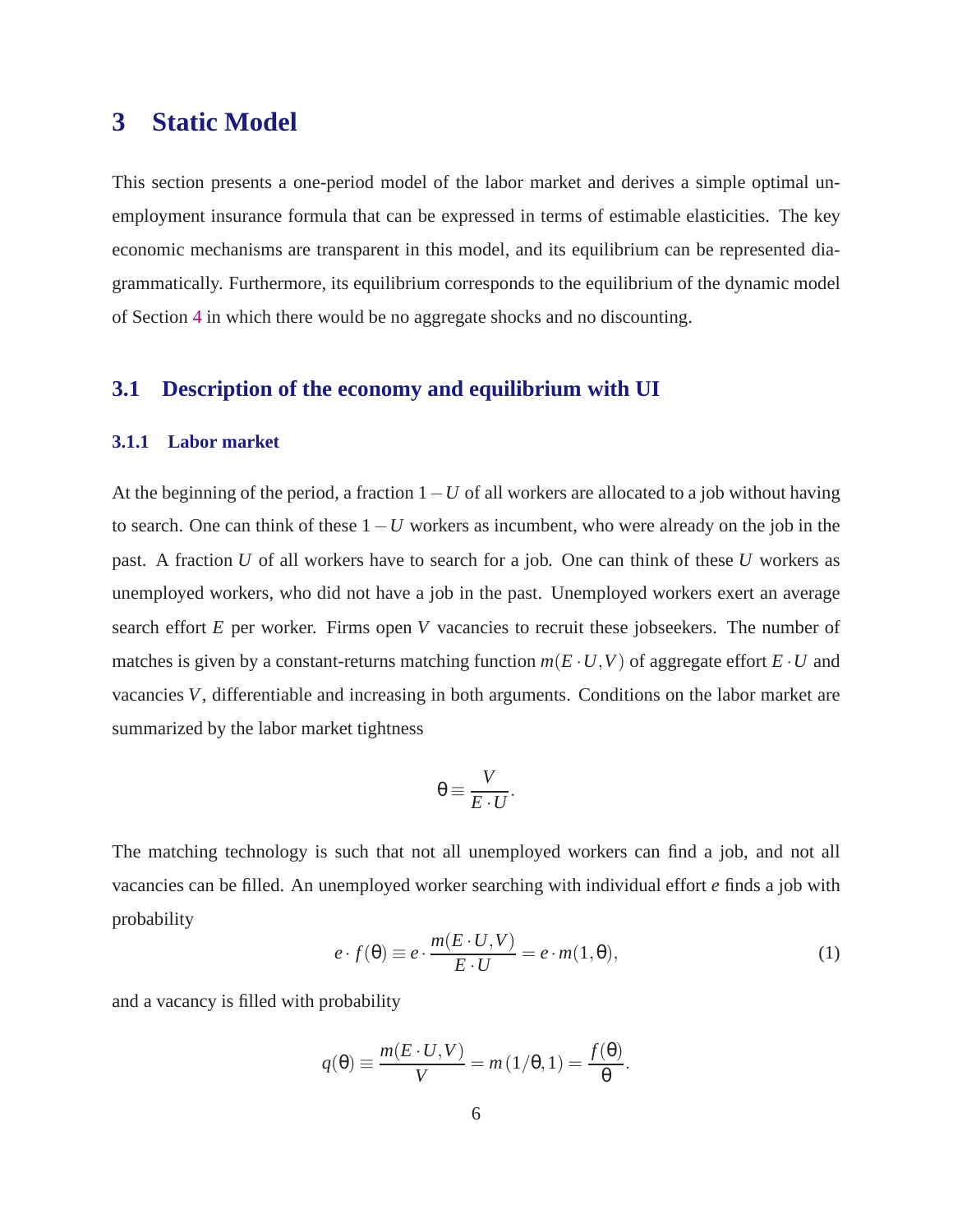# 3 Static Model

This section presents a one-period model of the labor market and derives a simple optimal unemployment insurance formula that can be expressed in terms of estimable elasticities. The key economic mechanisms are transparent in this model, and its equilibrium can be represented diagrammatically. Furthermore, its equilibrium corresponds to the equilibrium of the dynamic model of Section 4 in which there would be no aggregate shocks and no discounting.

## 3.1 Description of the economy and equilibrium with UI

### 3.1.1 Labor market

At the beginning of the period, a fraction $1-U$ of all workers are allocated to a job without having to search. One can think of these $1-U$ workers as incumbent, who were already on the job in the past. A fraction $U$ of all workers have to search for a job. One can think of these $U$ workers as unemployed workers, who did not have a job in the past. Unemployed workers exert an average search effort $E$ per worker. Firms open $V$ vacancies to recruit these jobseekers. The number of matches is given by a constant-returns matching function $m(E \cdot U, V)$ of aggregate effort $E \cdot U$ and vacancies $V$, differentiable and increasing in both arguments. Conditions on the labor market are summarized by the labor market tightness

$$\theta \equiv \frac{V}{E \cdot U}.$$

The matching technology is such that not all unemployed workers can find a job, and not all vacancies can be filled. An unemployed worker searching with individual effort $e$ finds a job with probability

$$e \cdot f(\theta) \equiv e \cdot \frac{m(E \cdot U, V)}{E \cdot U} = e \cdot m(1, \theta), \tag{1}$$

and a vacancy is filled with probability

$$q(\theta) \equiv \frac{m(E \cdot U, V)}{V} = m(1/\theta, 1) = \frac{f(\theta)}{\theta}.$$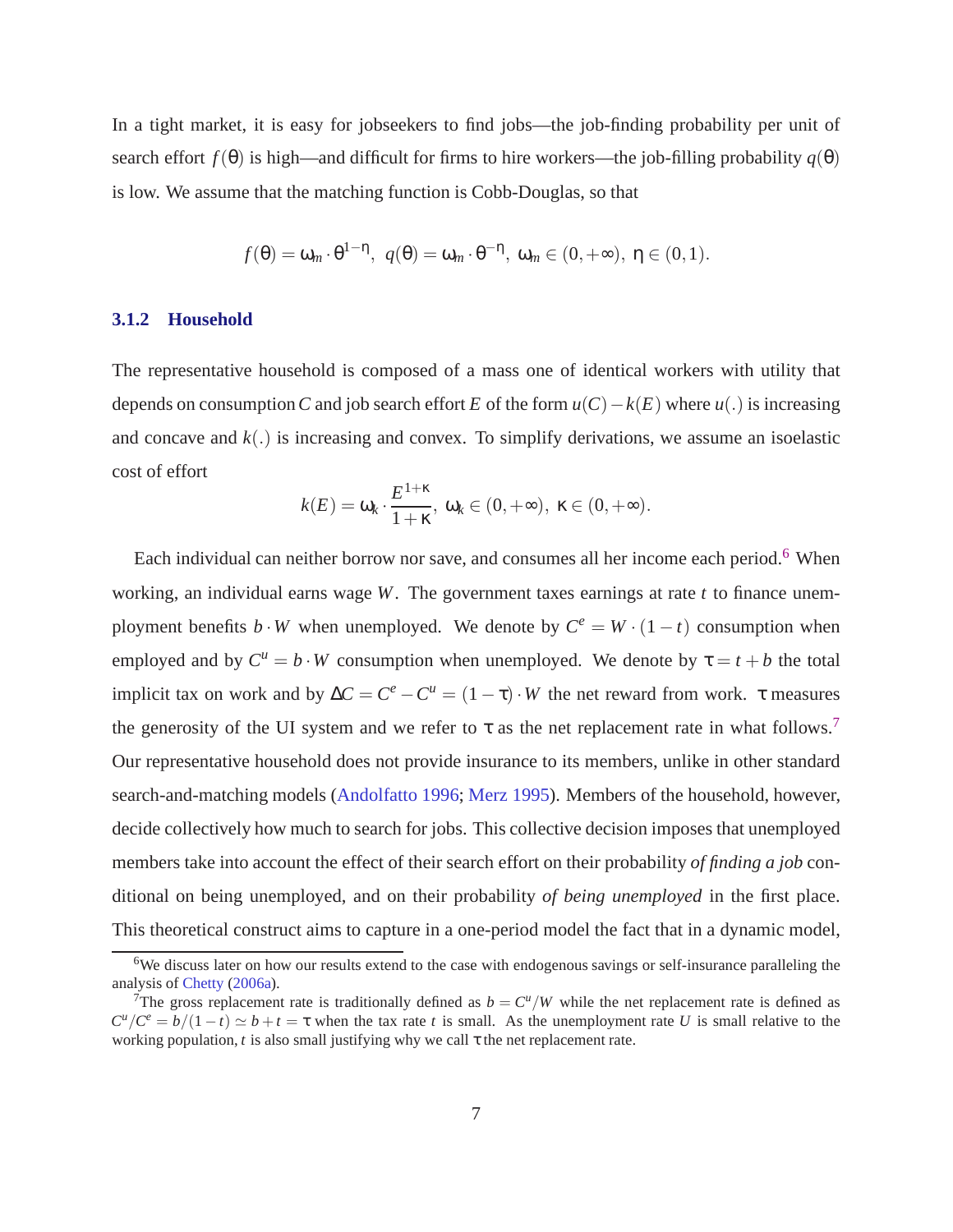In a tight market, it is easy for jobseekers to find jobs—the job-finding probability per unit of search effort $f(\theta)$ is high—and difficult for firms to hire workers—the job-filling probability $q(\theta)$ is low. We assume that the matching function is Cobb-Douglas, so that

$$f(\theta) = \omega_m \cdot \theta^{1-\eta},\ q(\theta) = \omega_m \cdot \theta^{-\eta},\ \omega_m \in (0,+\infty),\ \eta \in (0,1).$$

### 3.1.2 Household

The representative household is composed of a mass one of identical workers with utility that depends on consumption $C$ and job search effort $E$ of the form $u(C) - k(E)$ where $u(.)$ is increasing and concave and $k(.)$ is increasing and convex. To simplify derivations, we assume an isoelastic cost of effort

$$k(E) = \omega_k \cdot \frac{E^{1+\kappa}}{1+\kappa},\ \omega_k \in (0,+\infty),\ \kappa \in (0,+\infty).$$

Each individual can neither borrow nor save, and consumes all her income each period.[6] When working, an individual earns wage $W$. The government taxes earnings at rate $t$ to finance unemployment benefits $b \cdot W$ when unemployed. We denote by $C^e = W \cdot (1-t)$ consumption when employed and by $C^u = b \cdot W$ consumption when unemployed. We denote by $\tau = t + b$ the total implicit tax on work and by $\Delta C = C^e - C^u = (1-\tau) \cdot W$ the net reward from work. $\tau$ measures the generosity of the UI system and we refer to $\tau$ as the net replacement rate in what follows.[7] Our representative household does not provide insurance to its members, unlike in other standard search-and-matching models (Andolfatto 1996; Merz 1995). Members of the household, however, decide collectively how much to search for jobs. This collective decision imposes that unemployed members take into account the effect of their search effort on their probability *of finding a job* conditional on being unemployed, and on their probability *of being unemployed* in the first place. This theoretical construct aims to capture in a one-period model the fact that in a dynamic model,

[6] We discuss later on how our results extend to the case with endogenous savings or self-insurance paralleling the analysis of Chetty (2006a).

[7] The gross replacement rate is traditionally defined as $b = C^u/W$ while the net replacement rate is defined as $C^u/C^e = b/(1-t) \simeq b + t = \tau$ when the tax rate $t$ is small. As the unemployment rate $U$ is small relative to the working population, $t$ is also small justifying why we call $\tau$ the net replacement rate.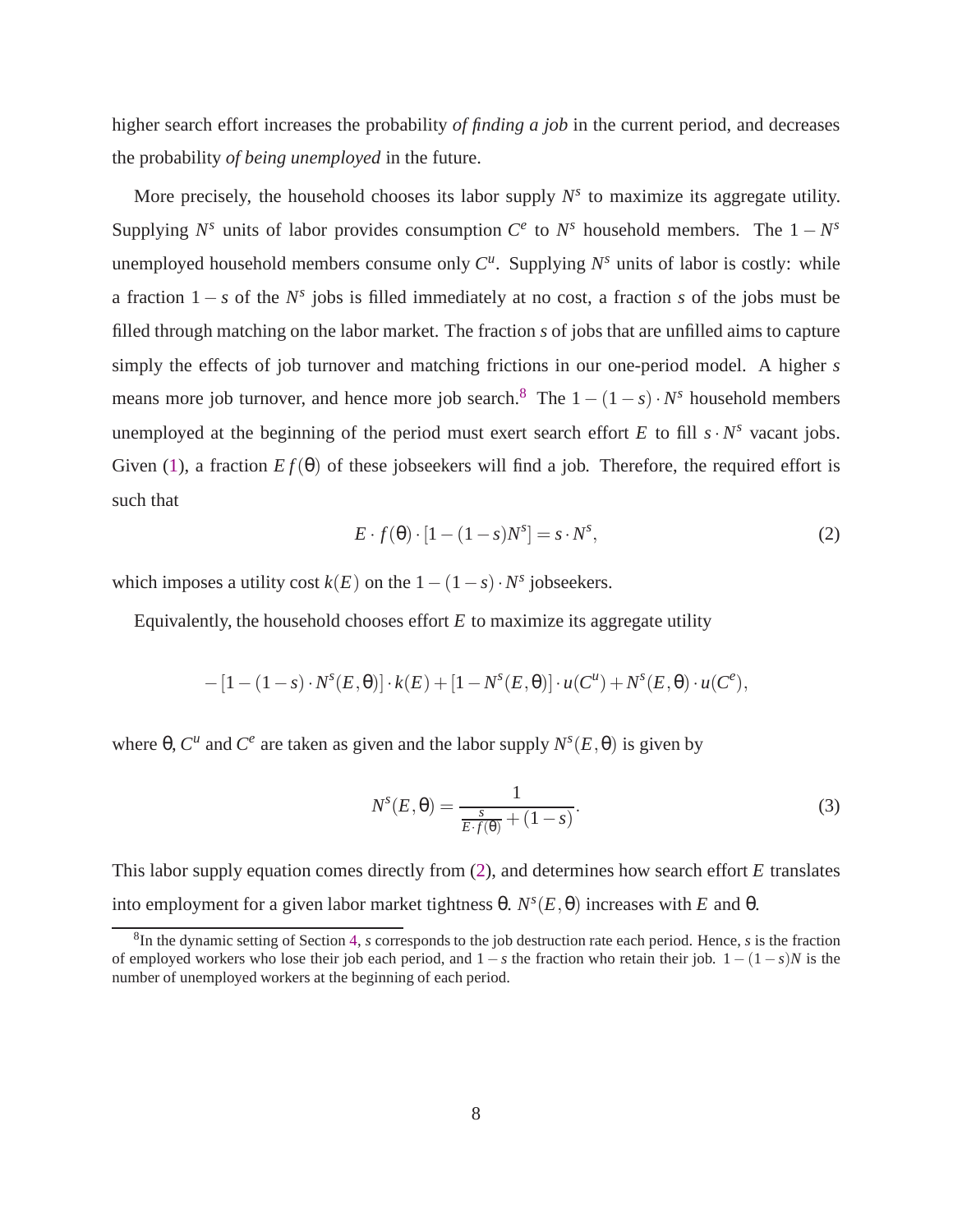higher search effort increases the probability *of finding a job* in the current period, and decreases the probability *of being unemployed* in the future.

More precisely, the household chooses its labor supply $N^s$ to maximize its aggregate utility. Supplying $N^s$ units of labor provides consumption $C^e$ to $N^s$ household members. The $1-N^s$ unemployed household members consume only $C^u$. Supplying $N^s$ units of labor is costly: while a fraction $1-s$ of the $N^s$ jobs is filled immediately at no cost, a fraction $s$ of the jobs must be filled through matching on the labor market. The fraction $s$ of jobs that are unfilled aims to capture simply the effects of job turnover and matching frictions in our one-period model. A higher $s$ means more job turnover, and hence more job search.[8] The $1-(1-s)\cdot N^s$ household members unemployed at the beginning of the period must exert search effort $E$ to fill $s \cdot N^s$ vacant jobs. Given (1), a fraction $E\,f(\theta)$ of these jobseekers will find a job. Therefore, the required effort is such that

$$E \cdot f(\theta) \cdot [1-(1-s)N^s] = s \cdot N^s, \tag{2}$$

which imposes a utility cost $k(E)$ on the $1-(1-s)\cdot N^s$ jobseekers.

Equivalently, the household chooses effort $E$ to maximize its aggregate utility

$$-[1-(1-s)\cdot N^s(E,\theta)]\cdot k(E) + [1-N^s(E,\theta)]\cdot u(C^u) + N^s(E,\theta)\cdot u(C^e),$$

where $\theta$, $C^u$ and $C^e$ are taken as given and the labor supply $N^s(E,\theta)$ is given by

$$N^s(E,\theta) = \frac{1}{\frac{s}{E \cdot f(\theta)} + (1-s)}. \tag{3}$$

This labor supply equation comes directly from (2), and determines how search effort $E$ translates into employment for a given labor market tightness $\theta$. $N^s(E,\theta)$ increases with $E$ and $\theta$.

[8] In the dynamic setting of Section 4, $s$ corresponds to the job destruction rate each period. Hence, $s$ is the fraction of employed workers who lose their job each period, and $1-s$ the fraction who retain their job. $1-(1-s)N$ is the number of unemployed workers at the beginning of each period.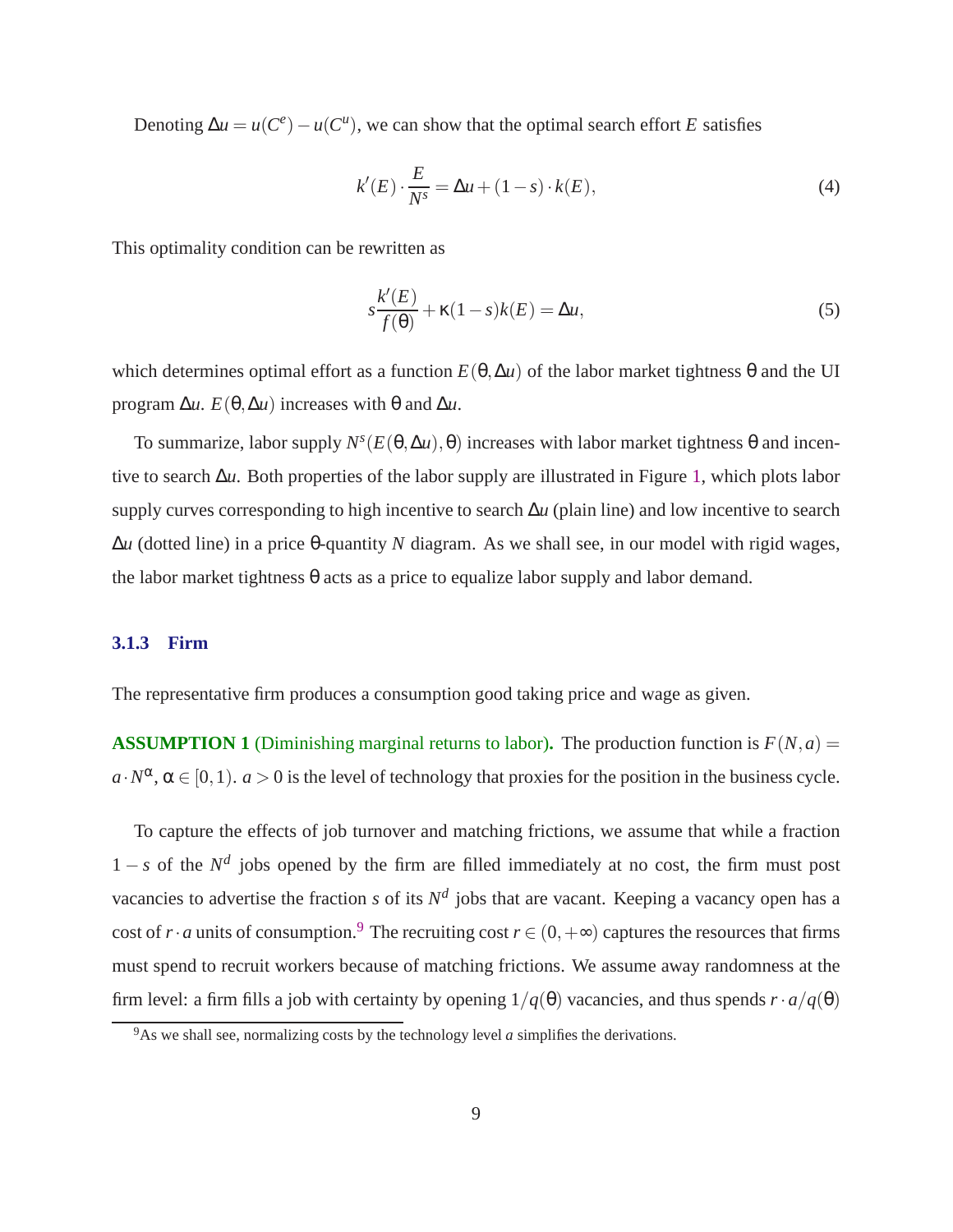Denoting $\Delta u = u(C^e) - u(C^u)$, we can show that the optimal search effort $E$ satisfies

$$k'(E) \cdot \frac{E}{N^s} = \Delta u + (1-s) \cdot k(E), \tag{4}$$

This optimality condition can be rewritten as

$$s \frac{k'(E)}{f(\theta)} + \kappa(1-s)k(E) = \Delta u, \tag{5}$$

which determines optimal effort as a function $E(\theta, \Delta u)$ of the labor market tightness $\theta$ and the UI program $\Delta u$. $E(\theta, \Delta u)$ increases with $\theta$ and $\Delta u$.

To summarize, labor supply $N^s(E(\theta, \Delta u), \theta)$ increases with labor market tightness $\theta$ and incentive to search $\Delta u$. Both properties of the labor supply are illustrated in Figure 1, which plots labor supply curves corresponding to high incentive to search $\Delta u$ (plain line) and low incentive to search $\Delta u$ (dotted line) in a price $\theta$-quantity $N$ diagram. As we shall see, in our model with rigid wages, the labor market tightness $\theta$ acts as a price to equalize labor supply and labor demand.

### 3.1.3 Firm

The representative firm produces a consumption good taking price and wage as given.

**ASSUMPTION 1** (Diminishing marginal returns to labor)**.** The production function is $F(N, a) = a \cdot N^{\alpha}$, $\alpha \in [0, 1)$. $a > 0$ is the level of technology that proxies for the position in the business cycle.

To capture the effects of job turnover and matching frictions, we assume that while a fraction $1-s$ of the $N^d$ jobs opened by the firm are filled immediately at no cost, the firm must post vacancies to advertise the fraction $s$ of its $N^d$ jobs that are vacant. Keeping a vacancy open has a cost of $r \cdot a$ units of consumption.[9] The recruiting cost $r \in (0, +\infty)$ captures the resources that firms must spend to recruit workers because of matching frictions. We assume away randomness at the firm level: a firm fills a job with certainty by opening $1/q(\theta)$ vacancies, and thus spends $r \cdot a/q(\theta)$

[9] As we shall see, normalizing costs by the technology level $a$ simplifies the derivations.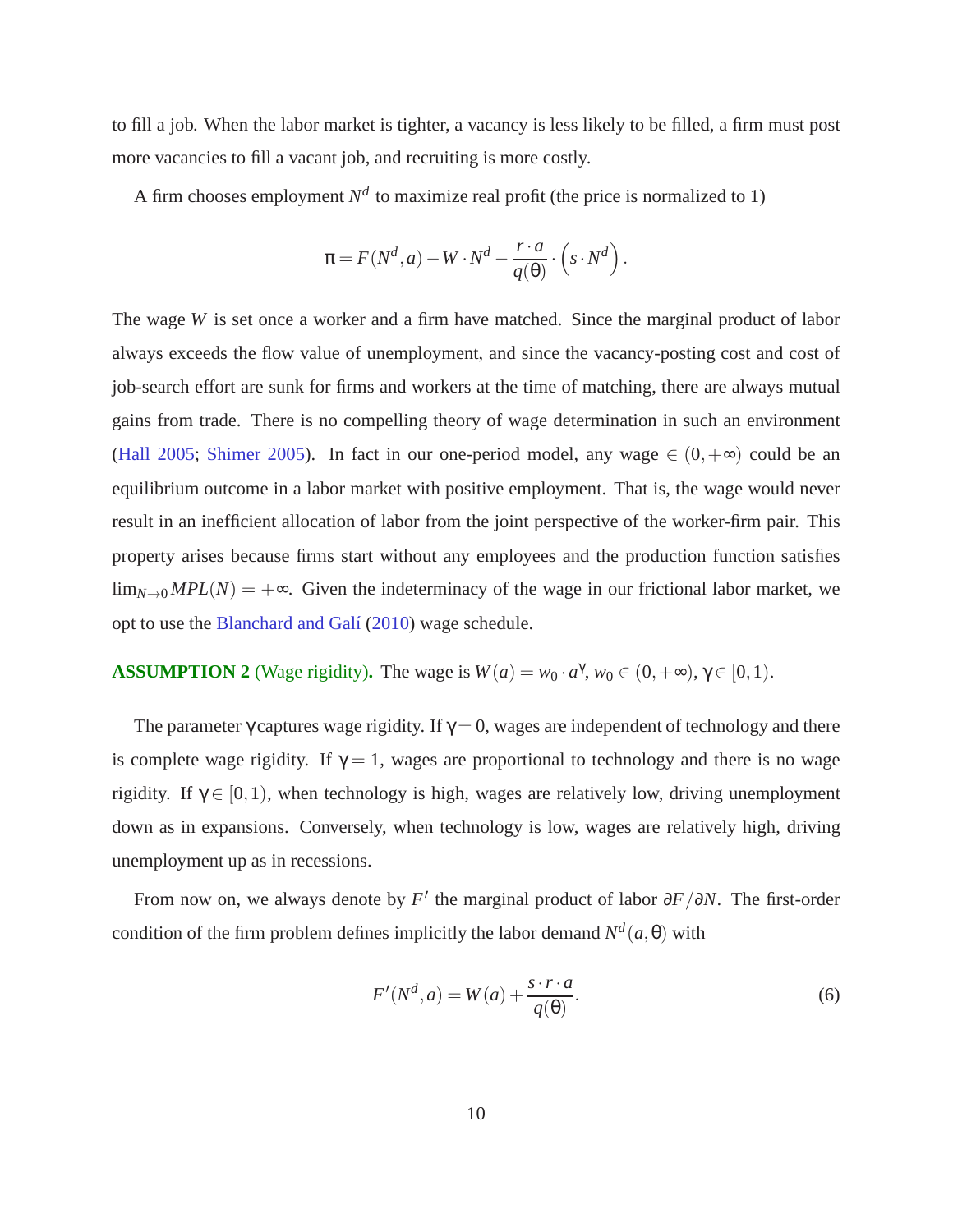to fill a job. When the labor market is tighter, a vacancy is less likely to be filled, a firm must post more vacancies to fill a vacant job, and recruiting is more costly.

A firm chooses employment $N^d$ to maximize real profit (the price is normalized to 1)

$$\pi = F(N^d, a) - W \cdot N^d - \frac{r \cdot a}{q(\theta)} \cdot \left(s \cdot N^d\right).$$

The wage $W$ is set once a worker and a firm have matched. Since the marginal product of labor always exceeds the flow value of unemployment, and since the vacancy-posting cost and cost of job-search effort are sunk for firms and workers at the time of matching, there are always mutual gains from trade. There is no compelling theory of wage determination in such an environment (Hall 2005; Shimer 2005). In fact in our one-period model, any wage $\in (0, +\infty)$ could be an equilibrium outcome in a labor market with positive employment. That is, the wage would never result in an inefficient allocation of labor from the joint perspective of the worker-firm pair. This property arises because firms start without any employees and the production function satisfies $\lim_{N \to 0} MPL(N) = +\infty$. Given the indeterminacy of the wage in our frictional labor market, we opt to use the Blanchard and Galí (2010) wage schedule.

**ASSUMPTION 2 (Wage rigidity).** The wage is $W(a) = w_0 \cdot a^{\gamma}$, $w_0 \in (0, +\infty)$, $\gamma \in [0, 1)$.

The parameter $\gamma$ captures wage rigidity. If $\gamma = 0$, wages are independent of technology and there is complete wage rigidity. If $\gamma = 1$, wages are proportional to technology and there is no wage rigidity. If $\gamma \in [0, 1)$, when technology is high, wages are relatively low, driving unemployment down as in expansions. Conversely, when technology is low, wages are relatively high, driving unemployment up as in recessions.

From now on, we always denote by $F'$ the marginal product of labor $\partial F / \partial N$. The first-order condition of the firm problem defines implicitly the labor demand $N^d(a, \theta)$ with

$$F'(N^d, a) = W(a) + \frac{s \cdot r \cdot a}{q(\theta)}. \tag{6}$$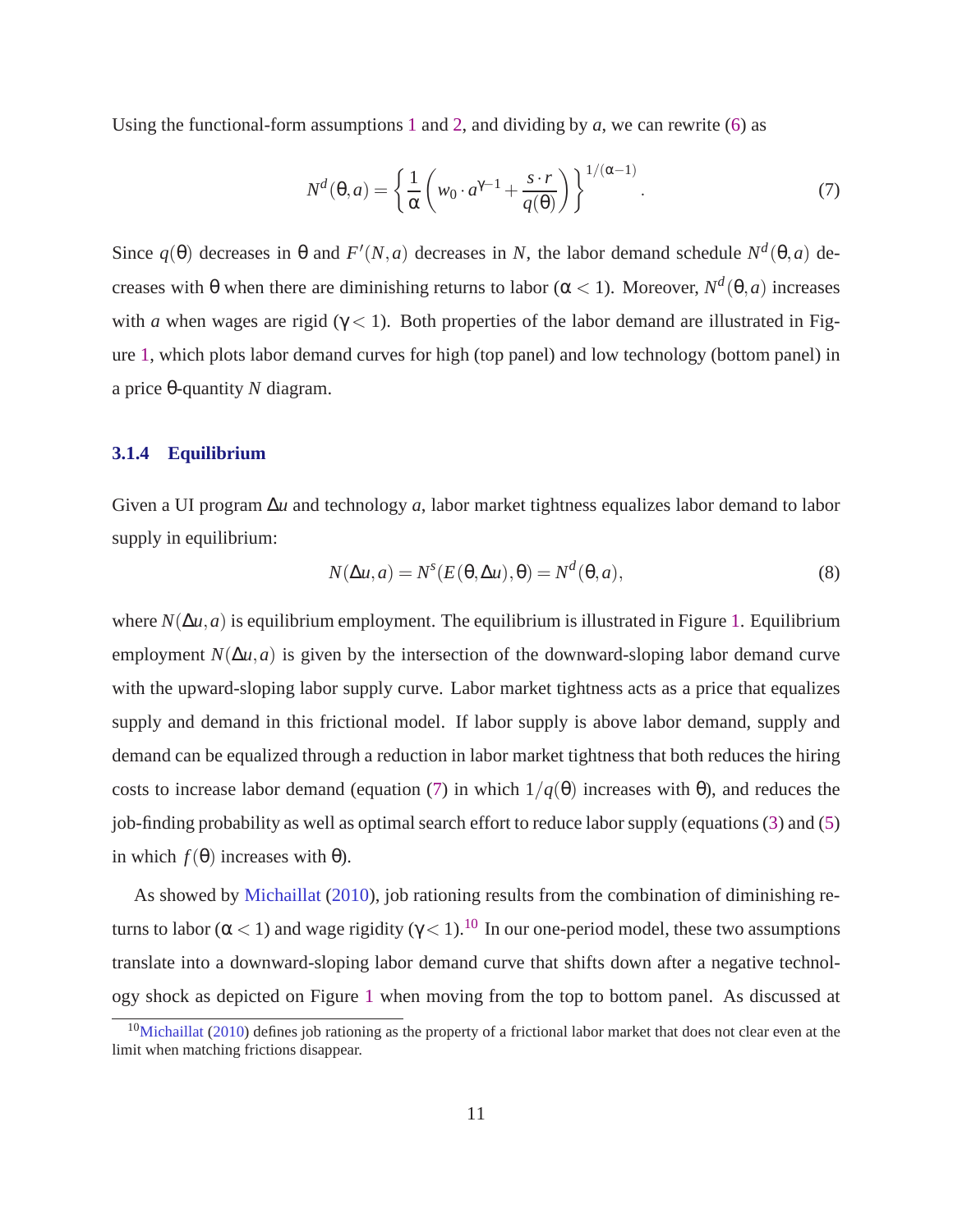Using the functional-form assumptions 1 and 2, and dividing by $a$, we can rewrite (6) as

$$N^d(\theta, a) = \left\{ \frac{1}{\alpha} \left( w_0 \cdot a^{\gamma - 1} + \frac{s \cdot r}{q(\theta)} \right) \right\}^{1/(\alpha - 1)}. \tag{7}$$

Since $q(\theta)$ decreases in $\theta$ and $F'(N, a)$ decreases in $N$, the labor demand schedule $N^d(\theta, a)$ decreases with $\theta$ when there are diminishing returns to labor ($\alpha < 1$). Moreover, $N^d(\theta, a)$ increases with $a$ when wages are rigid ($\gamma < 1$). Both properties of the labor demand are illustrated in Figure 1, which plots labor demand curves for high (top panel) and low technology (bottom panel) in a price $\theta$-quantity $N$ diagram.

### 3.1.4 Equilibrium

Given a UI program $\Delta u$ and technology $a$, labor market tightness equalizes labor demand to labor supply in equilibrium:

$$N(\Delta u, a) = N^s(E(\theta, \Delta u), \theta) = N^d(\theta, a), \tag{8}$$

where $N(\Delta u, a)$ is equilibrium employment. The equilibrium is illustrated in Figure 1. Equilibrium employment $N(\Delta u, a)$ is given by the intersection of the downward-sloping labor demand curve with the upward-sloping labor supply curve. Labor market tightness acts as a price that equalizes supply and demand in this frictional model. If labor supply is above labor demand, supply and demand can be equalized through a reduction in labor market tightness that both reduces the hiring costs to increase labor demand (equation (7) in which $1/q(\theta)$ increases with $\theta$), and reduces the job-finding probability as well as optimal search effort to reduce labor supply (equations (3) and (5) in which $f(\theta)$ increases with $\theta$).

As showed by Michaillat (2010), job rationing results from the combination of diminishing returns to labor ($\alpha < 1$) and wage rigidity ($\gamma < 1$).[10] In our one-period model, these two assumptions translate into a downward-sloping labor demand curve that shifts down after a negative technology shock as depicted on Figure 1 when moving from the top to bottom panel. As discussed at

[10] Michaillat (2010) defines job rationing as the property of a frictional labor market that does not clear even at the limit when matching frictions disappear.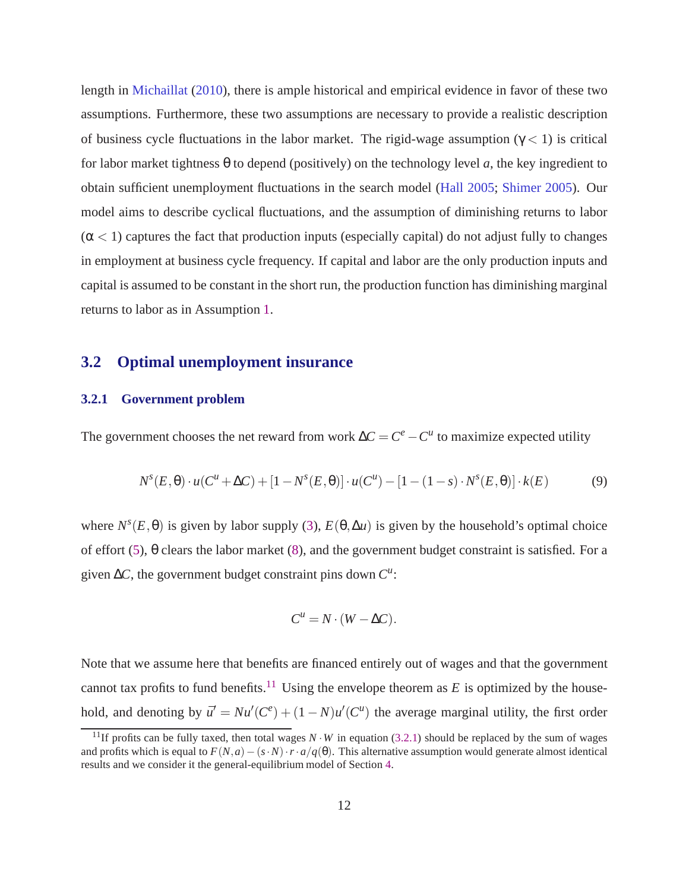length in Michaillat (2010), there is ample historical and empirical evidence in favor of these two assumptions. Furthermore, these two assumptions are necessary to provide a realistic description of business cycle fluctuations in the labor market. The rigid-wage assumption ($\gamma < 1$) is critical for labor market tightness $\theta$ to depend (positively) on the technology level $a$, the key ingredient to obtain sufficient unemployment fluctuations in the search model (Hall 2005; Shimer 2005). Our model aims to describe cyclical fluctuations, and the assumption of diminishing returns to labor ($\alpha < 1$) captures the fact that production inputs (especially capital) do not adjust fully to changes in employment at business cycle frequency. If capital and labor are the only production inputs and capital is assumed to be constant in the short run, the production function has diminishing marginal returns to labor as in Assumption 1.

## 3.2 Optimal unemployment insurance

### 3.2.1 Government problem

The government chooses the net reward from work $\Delta C = C^e - C^u$ to maximize expected utility

$$N^s(E,\theta) \cdot u(C^u + \Delta C) + [1 - N^s(E,\theta)] \cdot u(C^u) - [1 - (1-s) \cdot N^s(E,\theta)] \cdot k(E) \tag{9}$$

where $N^s(E,\theta)$ is given by labor supply (3), $E(\theta, \Delta u)$ is given by the household's optimal choice of effort (5), $\theta$ clears the labor market (8), and the government budget constraint is satisfied. For a given $\Delta C$, the government budget constraint pins down $C^u$:

$$C^u = N \cdot (W - \Delta C).$$

Note that we assume here that benefits are financed entirely out of wages and that the government cannot tax profits to fund benefits.[11] Using the envelope theorem as $E$ is optimized by the household, and denoting by $\bar{u}' = Nu'(C^e) + (1-N)u'(C^u)$ the average marginal utility, the first order

[11] If profits can be fully taxed, then total wages $N \cdot W$ in equation (3.2.1) should be replaced by the sum of wages and profits which is equal to $F(N,a) - (s \cdot N) \cdot r \cdot a / q(\theta)$. This alternative assumption would generate almost identical results and we consider it the general-equilibrium model of Section 4.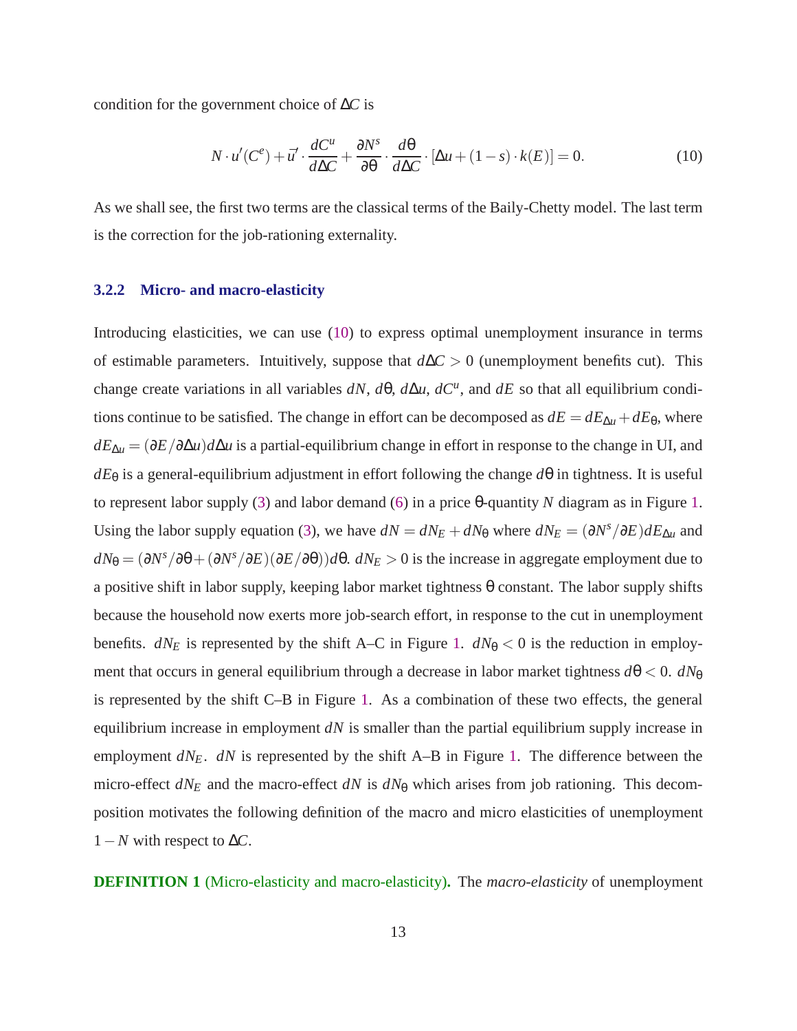condition for the government choice of $\Delta C$ is

$$N \cdot u'(C^e) + \vec{u}' \cdot \frac{dC^u}{d\Delta C} + \frac{\partial N^s}{\partial \theta} \cdot \frac{d\theta}{d\Delta C} \cdot [\Delta u + (1-s) \cdot k(E)] = 0. \tag{10}$$

As we shall see, the first two terms are the classical terms of the Baily-Chetty model. The last term is the correction for the job-rationing externality.

### 3.2.2 Micro- and macro-elasticity

Introducing elasticities, we can use (10) to express optimal unemployment insurance in terms of estimable parameters. Intuitively, suppose that $d\Delta C > 0$ (unemployment benefits cut). This change create variations in all variables $dN$, $d\theta$, $d\Delta u$, $dC^u$, and $dE$ so that all equilibrium conditions continue to be satisfied. The change in effort can be decomposed as $dE = dE_{\Delta u} + dE_{\theta}$, where $dE_{\Delta u} = (\partial E / \partial \Delta u) d\Delta u$ is a partial-equilibrium change in effort in response to the change in UI, and $dE_{\theta}$ is a general-equilibrium adjustment in effort following the change $d\theta$ in tightness. It is useful to represent labor supply (3) and labor demand (6) in a price $\theta$-quantity $N$ diagram as in Figure 1. Using the labor supply equation (3), we have $dN = dN_E + dN_{\theta}$ where $dN_E = (\partial N^s / \partial E) dE_{\Delta u}$ and $dN_{\theta} = (\partial N^s / \partial \theta + (\partial N^s / \partial E)(\partial E / \partial \theta)) d\theta$. $dN_E > 0$ is the increase in aggregate employment due to a positive shift in labor supply, keeping labor market tightness $\theta$ constant. The labor supply shifts because the household now exerts more job-search effort, in response to the cut in unemployment benefits. $dN_E$ is represented by the shift A–C in Figure 1. $dN_{\theta} < 0$ is the reduction in employment that occurs in general equilibrium through a decrease in labor market tightness $d\theta < 0$. $dN_{\theta}$ is represented by the shift C–B in Figure 1. As a combination of these two effects, the general equilibrium increase in employment $dN$ is smaller than the partial equilibrium supply increase in employment $dN_E$. $dN$ is represented by the shift A–B in Figure 1. The difference between the micro-effect $dN_E$ and the macro-effect $dN$ is $dN_{\theta}$ which arises from job rationing. This decomposition motivates the following definition of the macro and micro elasticities of unemployment $1 - N$ with respect to $\Delta C$.

**DEFINITION 1** (Micro-elasticity and macro-elasticity)**.** The *macro-elasticity* of unemployment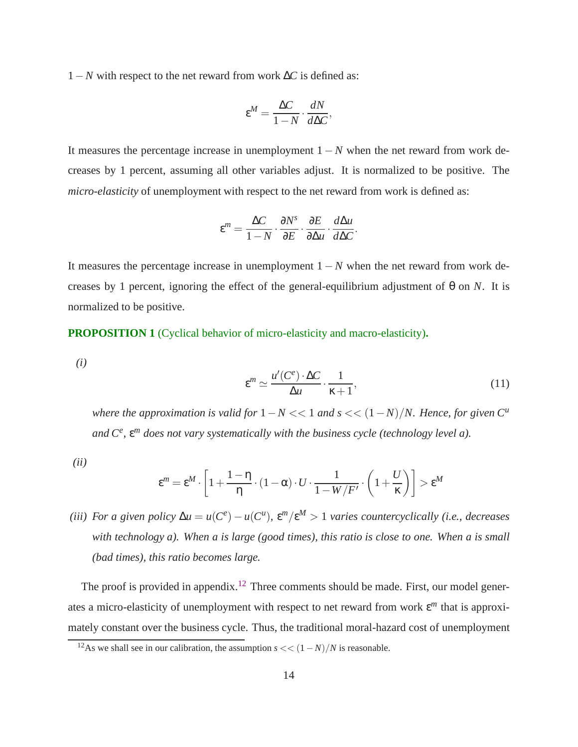$1-N$ with respect to the net reward from work $\Delta C$ is defined as:

$$\varepsilon^M = \frac{\Delta C}{1-N} \cdot \frac{dN}{d\Delta C},$$

It measures the percentage increase in unemployment $1-N$ when the net reward from work decreases by 1 percent, assuming all other variables adjust. It is normalized to be positive. The *micro-elasticity* of unemployment with respect to the net reward from work is defined as:

$$\varepsilon^m = \frac{\Delta C}{1-N} \cdot \frac{\partial N^s}{\partial E} \cdot \frac{\partial E}{\partial \Delta u} \cdot \frac{d\Delta u}{d\Delta C}.$$

It measures the percentage increase in unemployment $1-N$ when the net reward from work decreases by 1 percent, ignoring the effect of the general-equilibrium adjustment of $\theta$ on $N$. It is normalized to be positive.

**PROPOSITION 1** (Cyclical behavior of micro-elasticity and macro-elasticity)**.**

*(i)*

$$\varepsilon^m \simeq \frac{u'(C^e) \cdot \Delta C}{\Delta u} \cdot \frac{1}{\kappa + 1}, \tag{11}$$

*where the approximation is valid for $1-N << 1$ and $s << (1-N)/N$. Hence, for given $C^u$ and $C^e$, $\varepsilon^m$ does not vary systematically with the business cycle (technology level a).*

*(ii)*

$$\varepsilon^m = \varepsilon^M \cdot \left[1 + \frac{1-\eta}{\eta} \cdot (1-\alpha) \cdot U \cdot \frac{1}{1-W/F'} \cdot \left(1 + \frac{U}{\kappa}\right)\right] > \varepsilon^M$$

*(iii) For a given policy $\Delta u = u(C^e) - u(C^u)$, $\varepsilon^m/\varepsilon^M > 1$ varies countercyclically (i.e., decreases with technology a). When a is large (good times), this ratio is close to one. When a is small (bad times), this ratio becomes large.*

The proof is provided in appendix.[12] Three comments should be made. First, our model generates a micro-elasticity of unemployment with respect to net reward from work $\varepsilon^m$ that is approximately constant over the business cycle. Thus, the traditional moral-hazard cost of unemployment

[12] As we shall see in our calibration, the assumption $s << (1-N)/N$ is reasonable.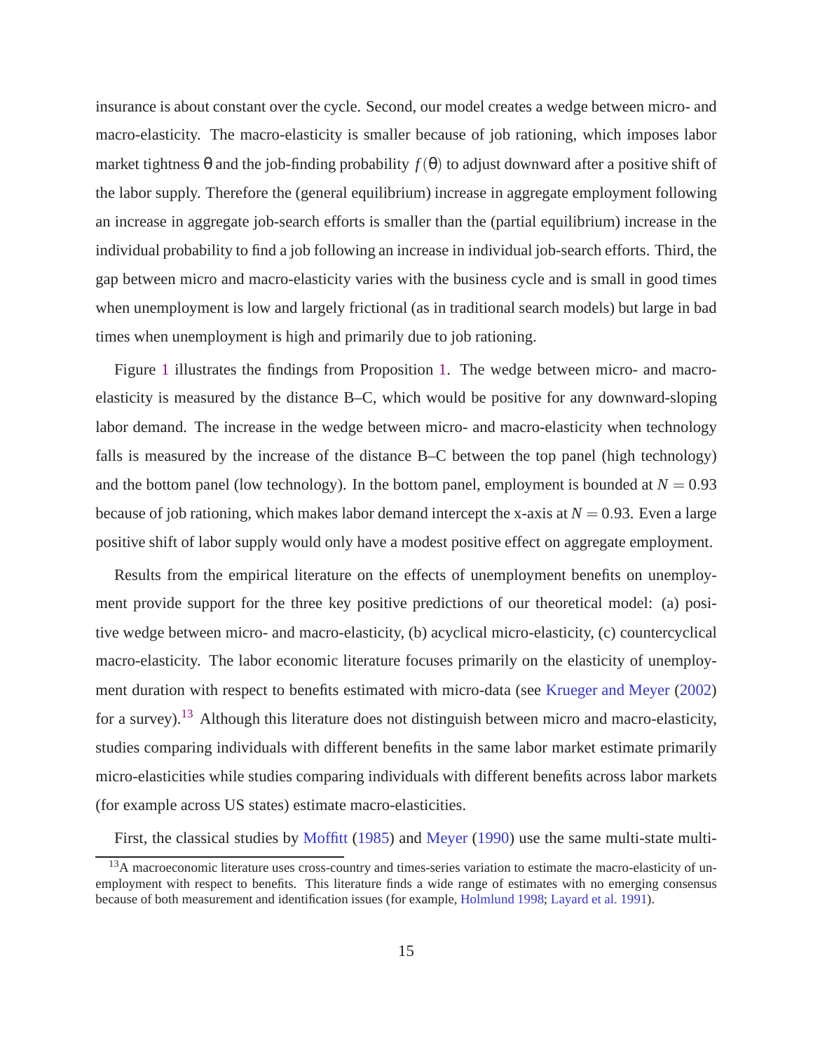insurance is about constant over the cycle. Second, our model creates a wedge between micro- and macro-elasticity. The macro-elasticity is smaller because of job rationing, which imposes labor market tightness $\theta$ and the job-finding probability $f(\theta)$ to adjust downward after a positive shift of the labor supply. Therefore the (general equilibrium) increase in aggregate employment following an increase in aggregate job-search efforts is smaller than the (partial equilibrium) increase in the individual probability to find a job following an increase in individual job-search efforts. Third, the gap between micro and macro-elasticity varies with the business cycle and is small in good times when unemployment is low and largely frictional (as in traditional search models) but large in bad times when unemployment is high and primarily due to job rationing.

Figure 1 illustrates the findings from Proposition 1. The wedge between micro- and macro-elasticity is measured by the distance B–C, which would be positive for any downward-sloping labor demand. The increase in the wedge between micro- and macro-elasticity when technology falls is measured by the increase of the distance B–C between the top panel (high technology) and the bottom panel (low technology). In the bottom panel, employment is bounded at $N = 0.93$ because of job rationing, which makes labor demand intercept the x-axis at $N = 0.93$. Even a large positive shift of labor supply would only have a modest positive effect on aggregate employment.

Results from the empirical literature on the effects of unemployment benefits on unemployment provide support for the three key positive predictions of our theoretical model: (a) positive wedge between micro- and macro-elasticity, (b) acyclical micro-elasticity, (c) countercyclical macro-elasticity. The labor economic literature focuses primarily on the elasticity of unemployment duration with respect to benefits estimated with micro-data (see Krueger and Meyer (2002) for a survey).[13] Although this literature does not distinguish between micro and macro-elasticity, studies comparing individuals with different benefits in the same labor market estimate primarily micro-elasticities while studies comparing individuals with different benefits across labor markets (for example across US states) estimate macro-elasticities.

First, the classical studies by Moffitt (1985) and Meyer (1990) use the same multi-state multi-

[13] A macroeconomic literature uses cross-country and times-series variation to estimate the macro-elasticity of unemployment with respect to benefits. This literature finds a wide range of estimates with no emerging consensus because of both measurement and identification issues (for example, Holmlund 1998; Layard et al. 1991).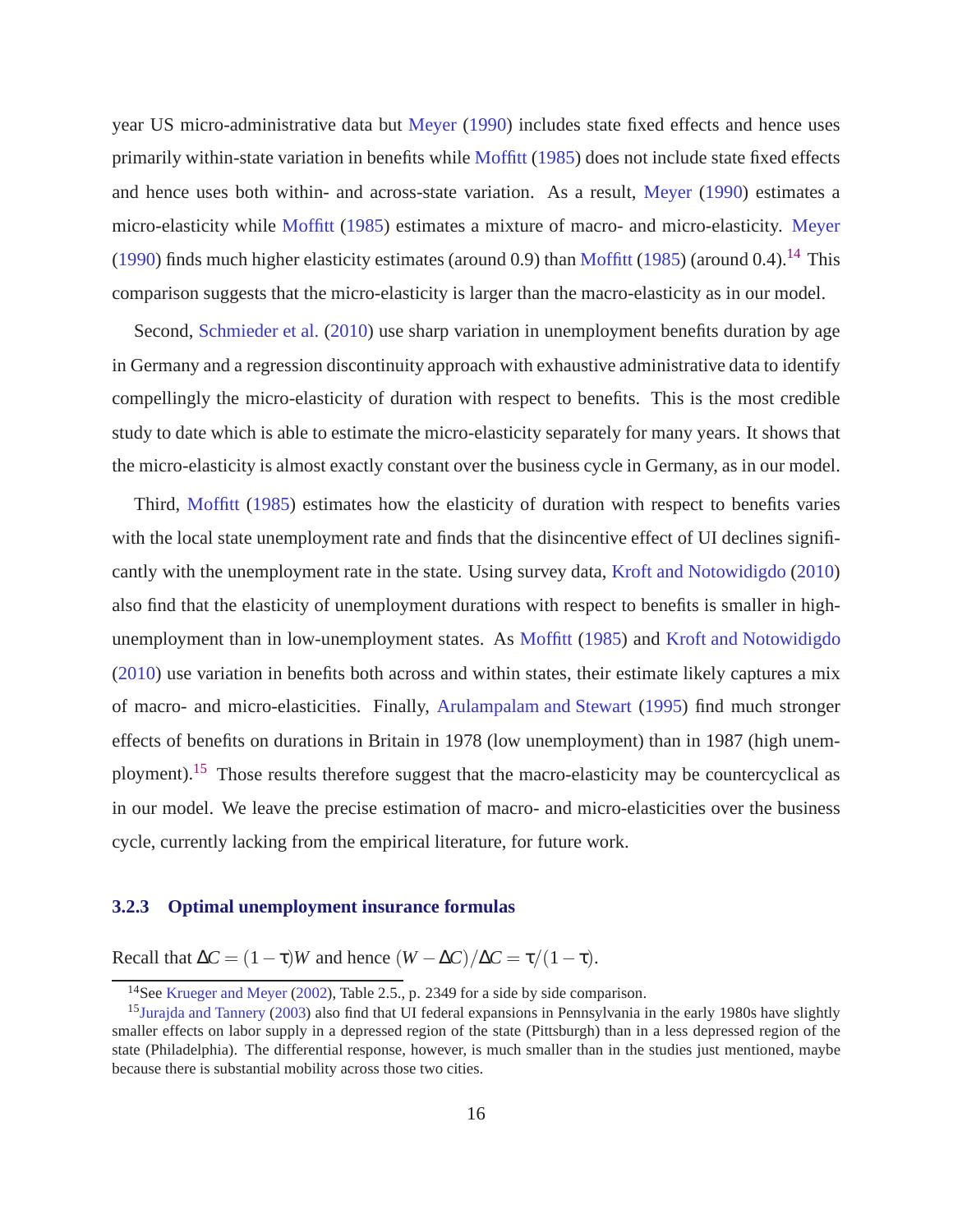year US micro-administrative data but Meyer (1990) includes state fixed effects and hence uses primarily within-state variation in benefits while Moffitt (1985) does not include state fixed effects and hence uses both within- and across-state variation. As a result, Meyer (1990) estimates a micro-elasticity while Moffitt (1985) estimates a mixture of macro- and micro-elasticity. Meyer (1990) finds much higher elasticity estimates (around 0.9) than Moffitt (1985) (around 0.4).[14] This comparison suggests that the micro-elasticity is larger than the macro-elasticity as in our model.

Second, Schmieder et al. (2010) use sharp variation in unemployment benefits duration by age in Germany and a regression discontinuity approach with exhaustive administrative data to identify compellingly the micro-elasticity of duration with respect to benefits. This is the most credible study to date which is able to estimate the micro-elasticity separately for many years. It shows that the micro-elasticity is almost exactly constant over the business cycle in Germany, as in our model.

Third, Moffitt (1985) estimates how the elasticity of duration with respect to benefits varies with the local state unemployment rate and finds that the disincentive effect of UI declines significantly with the unemployment rate in the state. Using survey data, Kroft and Notowidigdo (2010) also find that the elasticity of unemployment durations with respect to benefits is smaller in high-unemployment than in low-unemployment states. As Moffitt (1985) and Kroft and Notowidigdo (2010) use variation in benefits both across and within states, their estimate likely captures a mix of macro- and micro-elasticities. Finally, Arulampalam and Stewart (1995) find much stronger effects of benefits on durations in Britain in 1978 (low unemployment) than in 1987 (high unemployment).[15] Those results therefore suggest that the macro-elasticity may be countercyclical as in our model. We leave the precise estimation of macro- and micro-elasticities over the business cycle, currently lacking from the empirical literature, for future work.

### 3.2.3 Optimal unemployment insurance formulas

Recall that $\Delta C = (1-\tau)W$ and hence $(W - \Delta C)/\Delta C = \tau/(1-\tau)$.

[14] See Krueger and Meyer (2002), Table 2.5., p. 2349 for a side by side comparison.

[15] Jurajda and Tannery (2003) also find that UI federal expansions in Pennsylvania in the early 1980s have slightly smaller effects on labor supply in a depressed region of the state (Pittsburgh) than in a less depressed region of the state (Philadelphia). The differential response, however, is much smaller than in the studies just mentioned, maybe because there is substantial mobility across those two cities.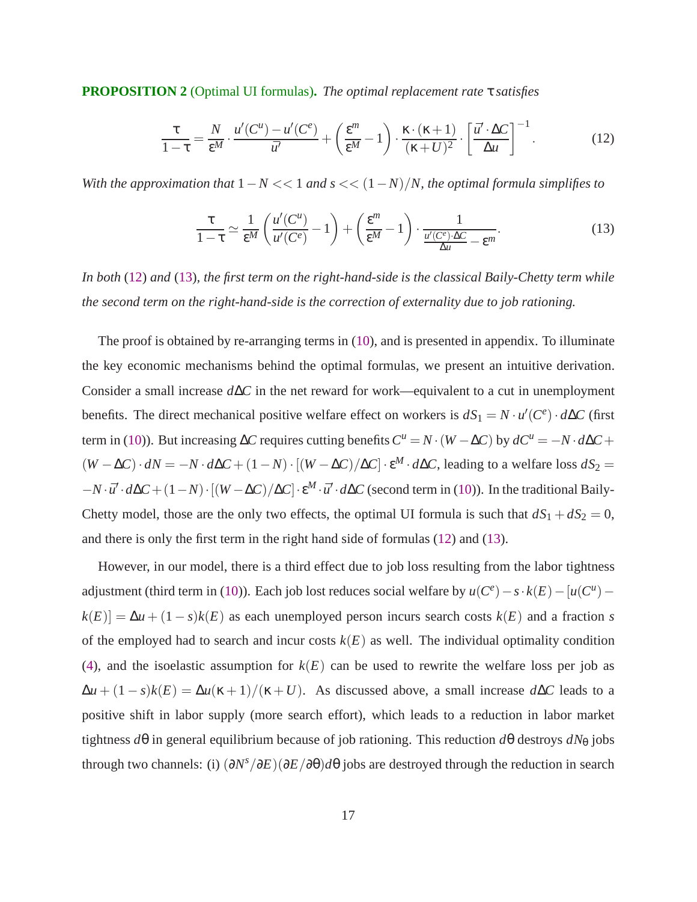**PROPOSITION 2** (Optimal UI formulas)**.** *The optimal replacement rate* $\tau$ *satisfies*

$$\frac{\tau}{1-\tau} = \frac{N}{\varepsilon^M} \cdot \frac{u'(C^u) - u'(C^e)}{\bar{u}'} + \left(\frac{\varepsilon^m}{\varepsilon^M} - 1\right) \cdot \frac{\kappa \cdot (\kappa+1)}{(\kappa+U)^2} \cdot \left[\frac{\bar{u}' \cdot \Delta C}{\Delta u}\right]^{-1}. \tag{12}$$

*With the approximation that* $1 - N << 1$ *and* $s << (1-N)/N$*, the optimal formula simplifies to*

$$\frac{\tau}{1-\tau} \simeq \frac{1}{\varepsilon^M}\left(\frac{u'(C^u)}{u'(C^e)} - 1\right) + \left(\frac{\varepsilon^m}{\varepsilon^M} - 1\right) \cdot \frac{1}{\frac{u'(C^e)\cdot\Delta C}{\Delta u} - \varepsilon^m}. \tag{13}$$

*In both* (12) *and* (13)*, the first term on the right-hand-side is the classical Baily-Chetty term while the second term on the right-hand-side is the correction of externality due to job rationing.*

The proof is obtained by re-arranging terms in (10), and is presented in appendix. To illuminate the key economic mechanisms behind the optimal formulas, we present an intuitive derivation. Consider a small increase $d\Delta C$ in the net reward for work—equivalent to a cut in unemployment benefits. The direct mechanical positive welfare effect on workers is $dS_1 = N \cdot u'(C^e) \cdot d\Delta C$ (first term in (10)). But increasing $\Delta C$ requires cutting benefits $C^u = N \cdot (W - \Delta C)$ by $dC^u = -N \cdot d\Delta C + (W - \Delta C) \cdot dN = -N \cdot d\Delta C + (1-N) \cdot [(W - \Delta C)/\Delta C] \cdot \varepsilon^M \cdot d\Delta C$, leading to a welfare loss $dS_2 = -N \cdot \bar{u}' \cdot d\Delta C + (1-N) \cdot [(W - \Delta C)/\Delta C] \cdot \varepsilon^M \cdot \bar{u}' \cdot d\Delta C$ (second term in (10)). In the traditional Baily-Chetty model, those are the only two effects, the optimal UI formula is such that $dS_1 + dS_2 = 0$, and there is only the first term in the right hand side of formulas (12) and (13).

However, in our model, there is a third effect due to job loss resulting from the labor tightness adjustment (third term in (10)). Each job lost reduces social welfare by $u(C^e) - s \cdot k(E) - [u(C^u) - k(E)] = \Delta u + (1-s)k(E)$ as each unemployed person incurs search costs $k(E)$ and a fraction $s$ of the employed had to search and incur costs $k(E)$ as well. The individual optimality condition (4), and the isoelastic assumption for $k(E)$ can be used to rewrite the welfare loss per job as $\Delta u + (1-s)k(E) = \Delta u(\kappa+1)/(\kappa+U)$. As discussed above, a small increase $d\Delta C$ leads to a positive shift in labor supply (more search effort), which leads to a reduction in labor market tightness $d\theta$ in general equilibrium because of job rationing. This reduction $d\theta$ destroys $dN_\theta$ jobs through two channels: (i) $(\partial N^s/\partial E)(\partial E/\partial\theta)d\theta$ jobs are destroyed through the reduction in search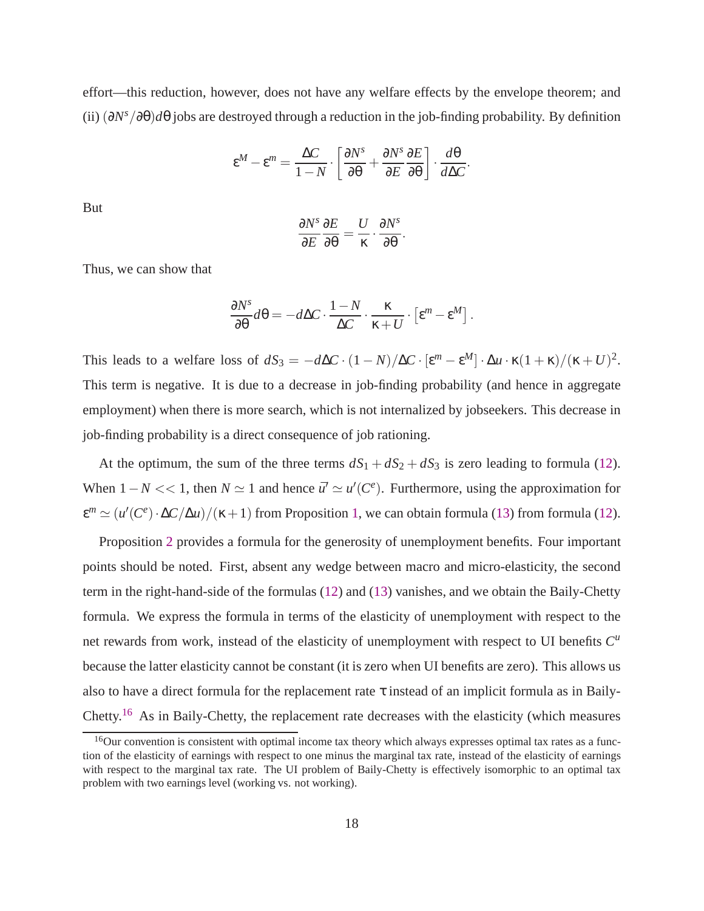effort—this reduction, however, does not have any welfare effects by the envelope theorem; and (ii) $(\partial N^s/\partial\theta)d\theta$ jobs are destroyed through a reduction in the job-finding probability. By definition

$$\varepsilon^M - \varepsilon^m = \frac{\Delta C}{1-N} \cdot \left[\frac{\partial N^s}{\partial \theta} + \frac{\partial N^s}{\partial E}\frac{\partial E}{\partial \theta}\right] \cdot \frac{d\theta}{d\Delta C}.$$

But

$$\frac{\partial N^s}{\partial E}\frac{\partial E}{\partial \theta} = \frac{U}{\kappa} \cdot \frac{\partial N^s}{\partial \theta}.$$

Thus, we can show that

$$\frac{\partial N^s}{\partial \theta} d\theta = -d\Delta C \cdot \frac{1-N}{\Delta C} \cdot \frac{\kappa}{\kappa + U} \cdot \left[\varepsilon^m - \varepsilon^M\right].$$

This leads to a welfare loss of $dS_3 = -d\Delta C \cdot (1-N)/\Delta C \cdot [\varepsilon^m - \varepsilon^M] \cdot \Delta u \cdot \kappa(1+\kappa)/(\kappa+U)^2$. This term is negative. It is due to a decrease in job-finding probability (and hence in aggregate employment) when there is more search, which is not internalized by jobseekers. This decrease in job-finding probability is a direct consequence of job rationing.

At the optimum, the sum of the three terms $dS_1 + dS_2 + dS_3$ is zero leading to formula (12). When $1 - N << 1$, then $N \simeq 1$ and hence $\overline{u'} \simeq u'(C^e)$. Furthermore, using the approximation for $\varepsilon^m \simeq (u'(C^e) \cdot \Delta C/\Delta u)/(\kappa+1)$ from Proposition 1, we can obtain formula (13) from formula (12).

Proposition 2 provides a formula for the generosity of unemployment benefits. Four important points should be noted. First, absent any wedge between macro and micro-elasticity, the second term in the right-hand-side of the formulas (12) and (13) vanishes, and we obtain the Baily-Chetty formula. We express the formula in terms of the elasticity of unemployment with respect to the net rewards from work, instead of the elasticity of unemployment with respect to UI benefits $C^u$ because the latter elasticity cannot be constant (it is zero when UI benefits are zero). This allows us also to have a direct formula for the replacement rate $\tau$ instead of an implicit formula as in Baily-Chetty.[16] As in Baily-Chetty, the replacement rate decreases with the elasticity (which measures

[16] Our convention is consistent with optimal income tax theory which always expresses optimal tax rates as a function of the elasticity of earnings with respect to one minus the marginal tax rate, instead of the elasticity of earnings with respect to the marginal tax rate. The UI problem of Baily-Chetty is effectively isomorphic to an optimal tax problem with two earnings level (working vs. not working).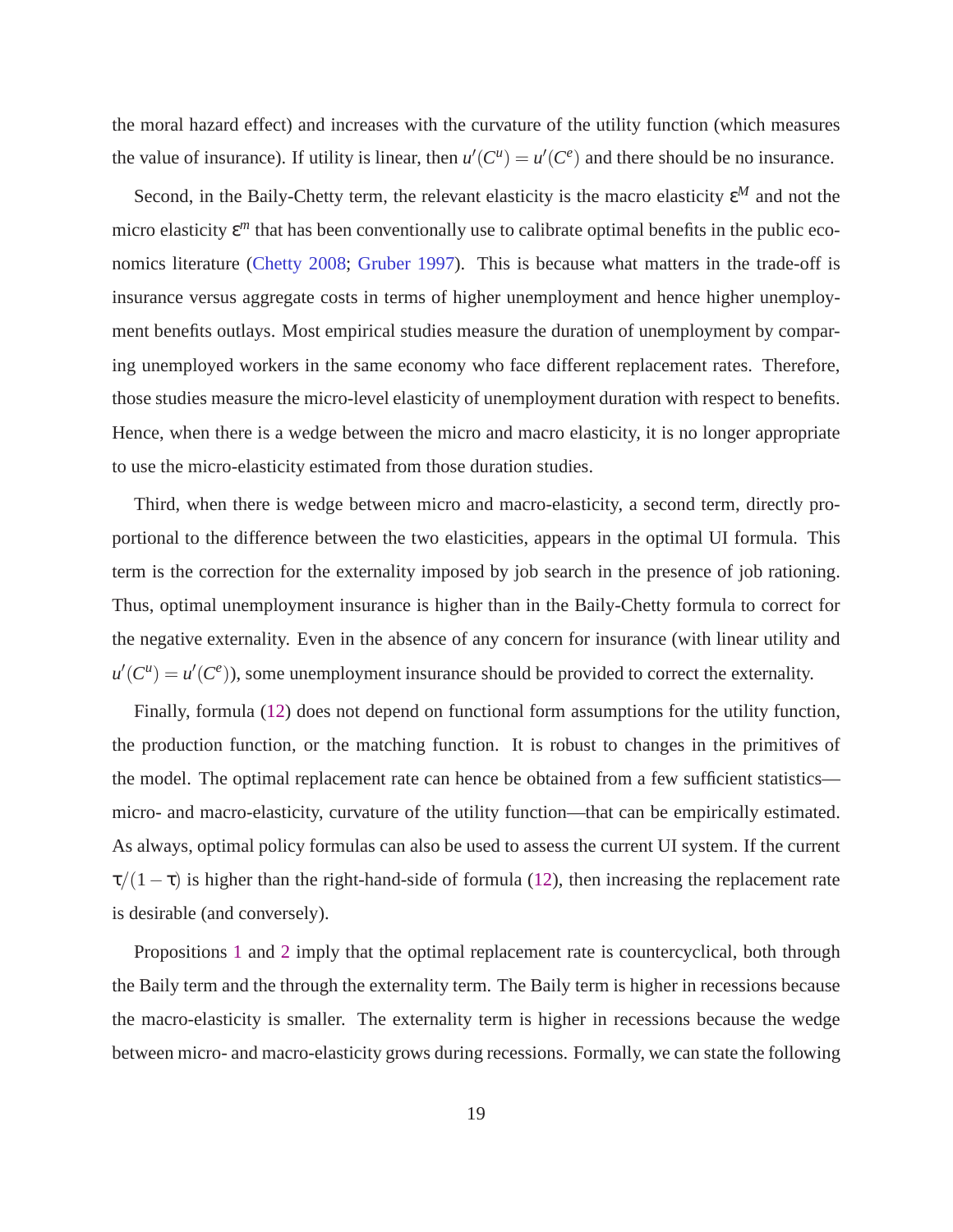the moral hazard effect) and increases with the curvature of the utility function (which measures the value of insurance). If utility is linear, then $u'(C^u) = u'(C^e)$ and there should be no insurance.

Second, in the Baily-Chetty term, the relevant elasticity is the macro elasticity $\varepsilon^M$ and not the micro elasticity $\varepsilon^m$ that has been conventionally use to calibrate optimal benefits in the public economics literature (Chetty 2008; Gruber 1997). This is because what matters in the trade-off is insurance versus aggregate costs in terms of higher unemployment and hence higher unemployment benefits outlays. Most empirical studies measure the duration of unemployment by comparing unemployed workers in the same economy who face different replacement rates. Therefore, those studies measure the micro-level elasticity of unemployment duration with respect to benefits. Hence, when there is a wedge between the micro and macro elasticity, it is no longer appropriate to use the micro-elasticity estimated from those duration studies.

Third, when there is wedge between micro and macro-elasticity, a second term, directly proportional to the difference between the two elasticities, appears in the optimal UI formula. This term is the correction for the externality imposed by job search in the presence of job rationing. Thus, optimal unemployment insurance is higher than in the Baily-Chetty formula to correct for the negative externality. Even in the absence of any concern for insurance (with linear utility and $u'(C^u) = u'(C^e)$), some unemployment insurance should be provided to correct the externality.

Finally, formula (12) does not depend on functional form assumptions for the utility function, the production function, or the matching function. It is robust to changes in the primitives of the model. The optimal replacement rate can hence be obtained from a few sufficient statistics—micro- and macro-elasticity, curvature of the utility function—that can be empirically estimated. As always, optimal policy formulas can also be used to assess the current UI system. If the current $\tau/(1-\tau)$ is higher than the right-hand-side of formula (12), then increasing the replacement rate is desirable (and conversely).

Propositions 1 and 2 imply that the optimal replacement rate is countercyclical, both through the Baily term and the through the externality term. The Baily term is higher in recessions because the macro-elasticity is smaller. The externality term is higher in recessions because the wedge between micro- and macro-elasticity grows during recessions. Formally, we can state the following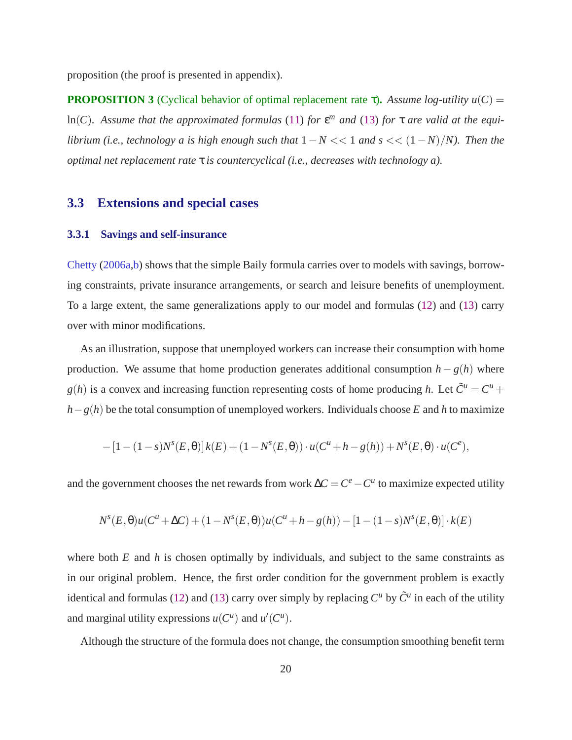proposition (the proof is presented in appendix).

**PROPOSITION 3** (Cyclical behavior of optimal replacement rate $\tau$)**.** *Assume log-utility $u(C) = \ln(C)$. Assume that the approximated formulas (11) for $\varepsilon^m$ and (13) for $\tau$ are valid at the equilibrium (i.e., technology $a$ is high enough such that $1 - N << 1$ and $s << (1-N)/N$). Then the optimal net replacement rate $\tau$ is countercyclical (i.e., decreases with technology $a$).*

## 3.3 Extensions and special cases

### 3.3.1 Savings and self-insurance

Chetty (2006a,b) shows that the simple Baily formula carries over to models with savings, borrowing constraints, private insurance arrangements, or search and leisure benefits of unemployment. To a large extent, the same generalizations apply to our model and formulas (12) and (13) carry over with minor modifications.

As an illustration, suppose that unemployed workers can increase their consumption with home production. We assume that home production generates additional consumption $h - g(h)$ where $g(h)$ is a convex and increasing function representing costs of home producing $h$. Let $\tilde{C}^u = C^u + h - g(h)$ be the total consumption of unemployed workers. Individuals choose $E$ and $h$ to maximize

$$-\left[1-(1-s)N^s(E,\theta)\right]k(E) + (1-N^s(E,\theta)) \cdot u(C^u + h - g(h)) + N^s(E,\theta) \cdot u(C^e),$$

and the government chooses the net rewards from work $\Delta C = C^e - C^u$ to maximize expected utility

$$N^s(E,\theta)u(C^u + \Delta C) + (1-N^s(E,\theta))u(C^u + h - g(h)) - \left[1-(1-s)N^s(E,\theta)\right] \cdot k(E)$$

where both $E$ and $h$ is chosen optimally by individuals, and subject to the same constraints as in our original problem. Hence, the first order condition for the government problem is exactly identical and formulas (12) and (13) carry over simply by replacing $C^u$ by $\tilde{C}^u$ in each of the utility and marginal utility expressions $u(C^u)$ and $u'(C^u)$.

Although the structure of the formula does not change, the consumption smoothing benefit term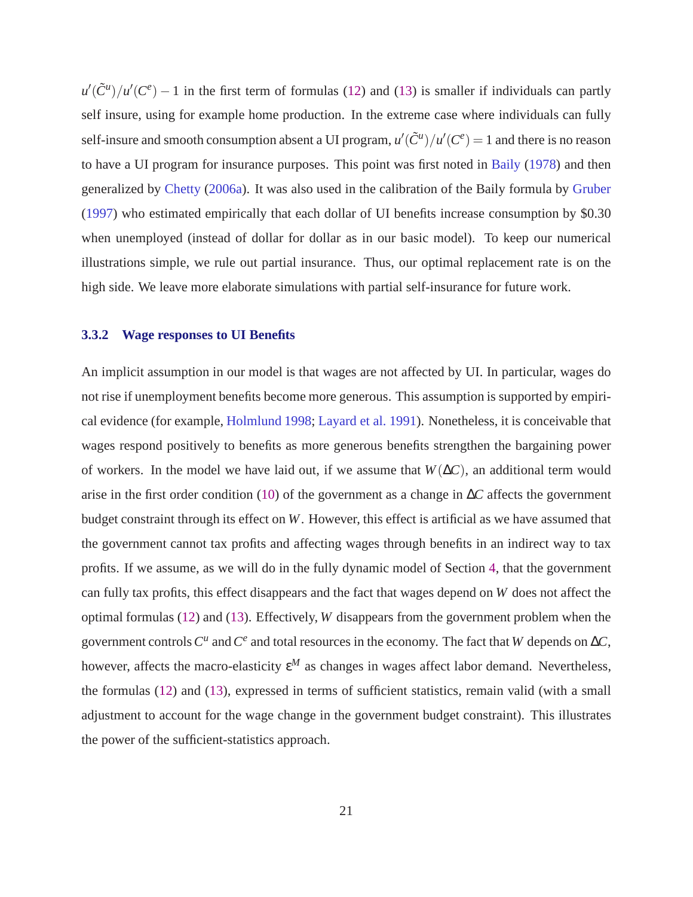$u'(\tilde{C}^u)/u'(C^e) - 1$ in the first term of formulas (12) and (13) is smaller if individuals can partly self insure, using for example home production. In the extreme case where individuals can fully self-insure and smooth consumption absent a UI program, $u'(\tilde{C}^u)/u'(C^e) = 1$ and there is no reason to have a UI program for insurance purposes. This point was first noted in Baily (1978) and then generalized by Chetty (2006a). It was also used in the calibration of the Baily formula by Gruber (1997) who estimated empirically that each dollar of UI benefits increase consumption by $0.30 when unemployed (instead of dollar for dollar as in our basic model). To keep our numerical illustrations simple, we rule out partial insurance. Thus, our optimal replacement rate is on the high side. We leave more elaborate simulations with partial self-insurance for future work.

### 3.3.2 Wage responses to UI Benefits

An implicit assumption in our model is that wages are not affected by UI. In particular, wages do not rise if unemployment benefits become more generous. This assumption is supported by empirical evidence (for example, Holmlund 1998; Layard et al. 1991). Nonetheless, it is conceivable that wages respond positively to benefits as more generous benefits strengthen the bargaining power of workers. In the model we have laid out, if we assume that $W(\Delta C)$, an additional term would arise in the first order condition (10) of the government as a change in $\Delta C$ affects the government budget constraint through its effect on $W$. However, this effect is artificial as we have assumed that the government cannot tax profits and affecting wages through benefits in an indirect way to tax profits. If we assume, as we will do in the fully dynamic model of Section 4, that the government can fully tax profits, this effect disappears and the fact that wages depend on $W$ does not affect the optimal formulas (12) and (13). Effectively, $W$ disappears from the government problem when the government controls $C^u$ and $C^e$ and total resources in the economy. The fact that $W$ depends on $\Delta C$, however, affects the macro-elasticity $\varepsilon^M$ as changes in wages affect labor demand. Nevertheless, the formulas (12) and (13), expressed in terms of sufficient statistics, remain valid (with a small adjustment to account for the wage change in the government budget constraint). This illustrates the power of the sufficient-statistics approach.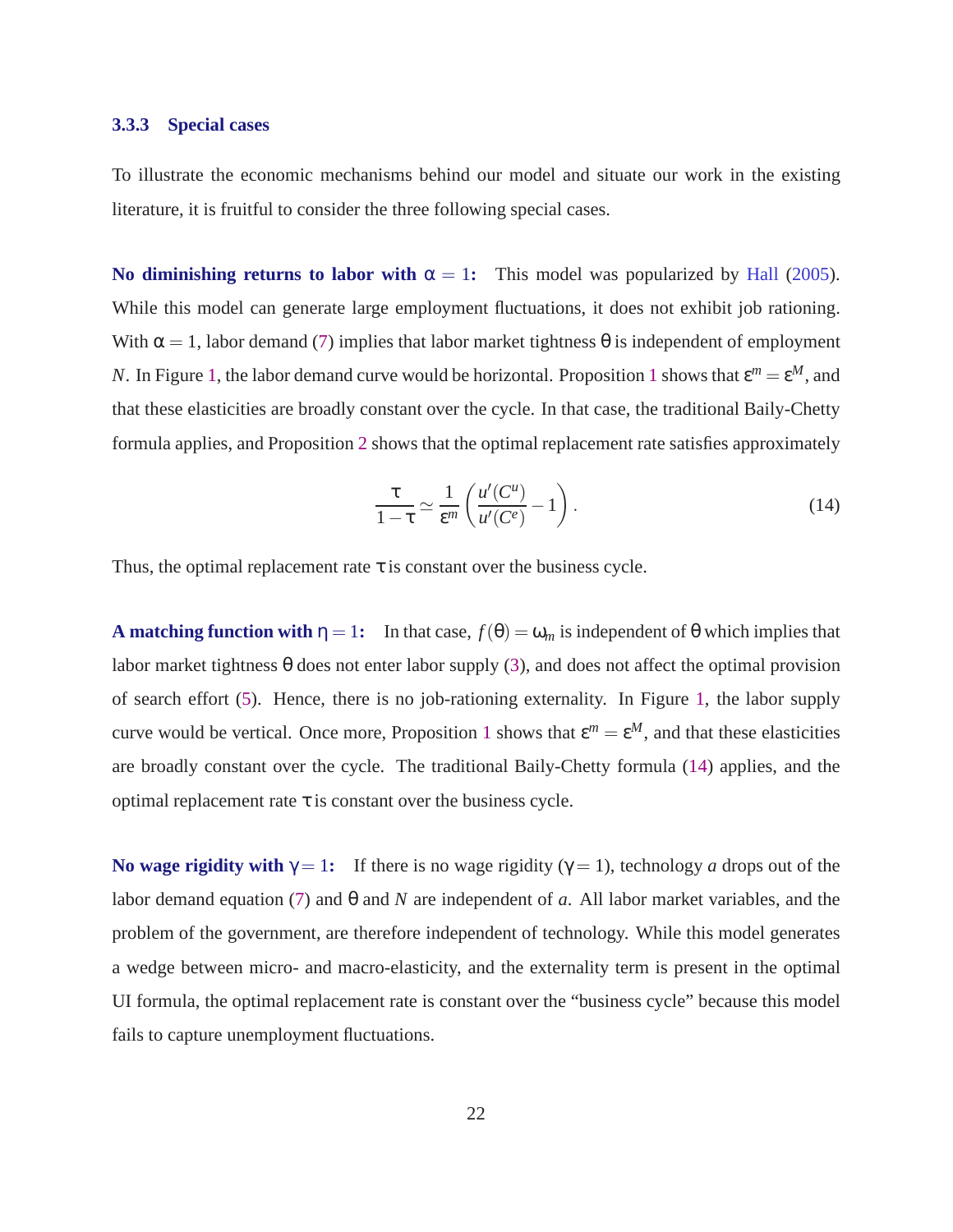### 3.3.3 Special cases

To illustrate the economic mechanisms behind our model and situate our work in the existing literature, it is fruitful to consider the three following special cases.

**No diminishing returns to labor with $\alpha = 1$:** This model was popularized by Hall (2005). While this model can generate large employment fluctuations, it does not exhibit job rationing. With $\alpha = 1$, labor demand (7) implies that labor market tightness $\theta$ is independent of employment $N$. In Figure 1, the labor demand curve would be horizontal. Proposition 1 shows that $\varepsilon^m = \varepsilon^M$, and that these elasticities are broadly constant over the cycle. In that case, the traditional Baily-Chetty formula applies, and Proposition 2 shows that the optimal replacement rate satisfies approximately

$$\frac{\tau}{1-\tau} \simeq \frac{1}{\varepsilon^m} \left( \frac{u'(C^u)}{u'(C^e)} - 1 \right). \tag{14}$$

Thus, the optimal replacement rate $\tau$ is constant over the business cycle.

**A matching function with $\eta = 1$:** In that case, $f(\theta) = \omega_m$ is independent of $\theta$ which implies that labor market tightness $\theta$ does not enter labor supply (3), and does not affect the optimal provision of search effort (5). Hence, there is no job-rationing externality. In Figure 1, the labor supply curve would be vertical. Once more, Proposition 1 shows that $\varepsilon^m = \varepsilon^M$, and that these elasticities are broadly constant over the cycle. The traditional Baily-Chetty formula (14) applies, and the optimal replacement rate $\tau$ is constant over the business cycle.

**No wage rigidity with $\gamma = 1$:** If there is no wage rigidity ($\gamma = 1$), technology $a$ drops out of the labor demand equation (7) and $\theta$ and $N$ are independent of $a$. All labor market variables, and the problem of the government, are therefore independent of technology. While this model generates a wedge between micro- and macro-elasticity, and the externality term is present in the optimal UI formula, the optimal replacement rate is constant over the "business cycle" because this model fails to capture unemployment fluctuations.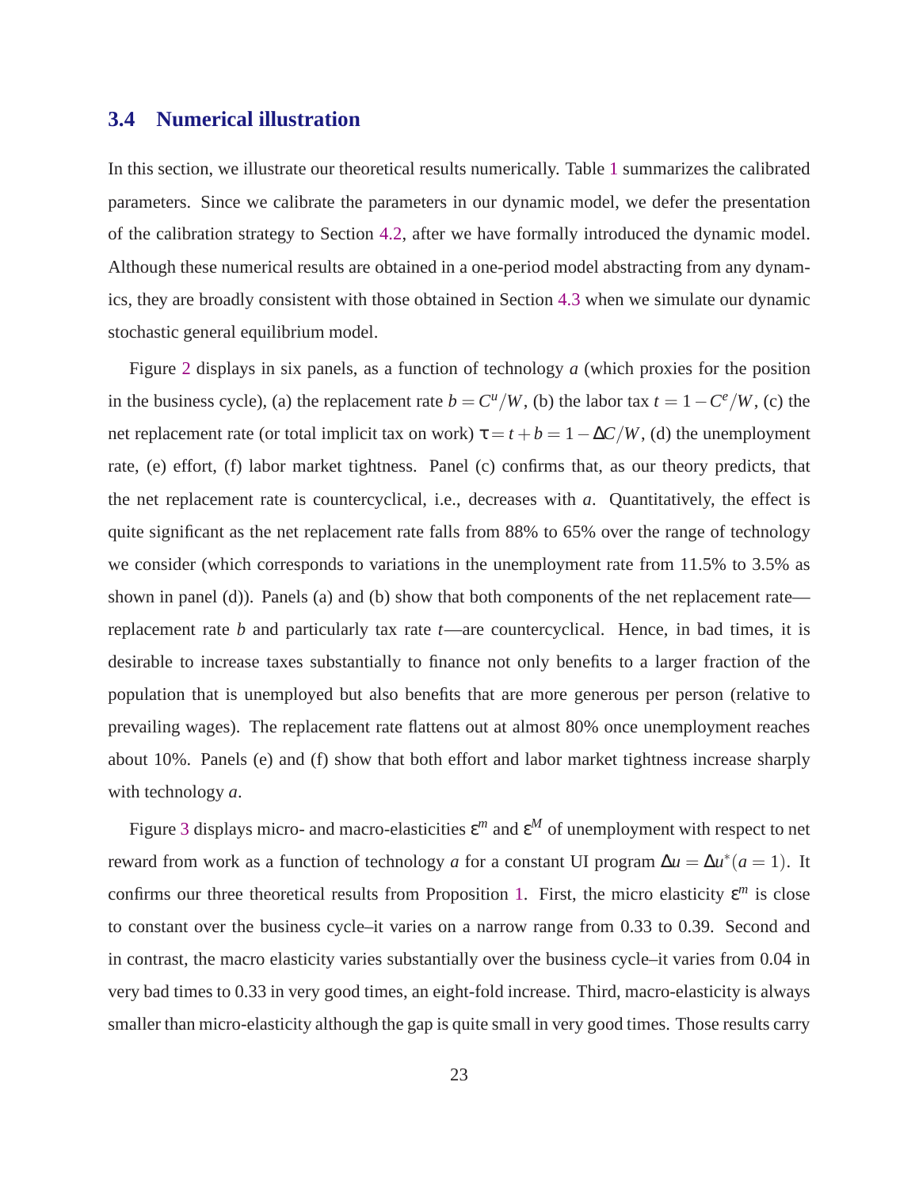### 3.4 Numerical illustration

In this section, we illustrate our theoretical results numerically. Table 1 summarizes the calibrated parameters. Since we calibrate the parameters in our dynamic model, we defer the presentation of the calibration strategy to Section 4.2, after we have formally introduced the dynamic model. Although these numerical results are obtained in a one-period model abstracting from any dynamics, they are broadly consistent with those obtained in Section 4.3 when we simulate our dynamic stochastic general equilibrium model.

Figure 2 displays in six panels, as a function of technology $a$ (which proxies for the position in the business cycle), (a) the replacement rate $b = C^u/W$, (b) the labor tax $t = 1 - C^e/W$, (c) the net replacement rate (or total implicit tax on work) $\tau = t + b = 1 - \Delta C/W$, (d) the unemployment rate, (e) effort, (f) labor market tightness. Panel (c) confirms that, as our theory predicts, that the net replacement rate is countercyclical, i.e., decreases with $a$. Quantitatively, the effect is quite significant as the net replacement rate falls from 88% to 65% over the range of technology we consider (which corresponds to variations in the unemployment rate from 11.5% to 3.5% as shown in panel (d)). Panels (a) and (b) show that both components of the net replacement rate—replacement rate $b$ and particularly tax rate $t$—are countercyclical. Hence, in bad times, it is desirable to increase taxes substantially to finance not only benefits to a larger fraction of the population that is unemployed but also benefits that are more generous per person (relative to prevailing wages). The replacement rate flattens out at almost 80% once unemployment reaches about 10%. Panels (e) and (f) show that both effort and labor market tightness increase sharply with technology $a$.

Figure 3 displays micro- and macro-elasticities $\varepsilon^m$ and $\varepsilon^M$ of unemployment with respect to net reward from work as a function of technology $a$ for a constant UI program $\Delta u = \Delta u^*(a = 1)$. It confirms our three theoretical results from Proposition 1. First, the micro elasticity $\varepsilon^m$ is close to constant over the business cycle–it varies on a narrow range from 0.33 to 0.39. Second and in contrast, the macro elasticity varies substantially over the business cycle–it varies from 0.04 in very bad times to 0.33 in very good times, an eight-fold increase. Third, macro-elasticity is always smaller than micro-elasticity although the gap is quite small in very good times. Those results carry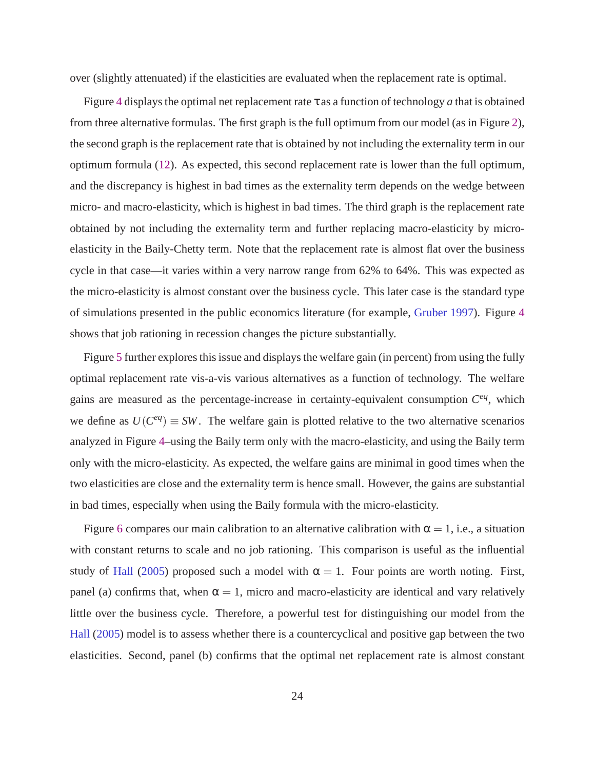over (slightly attenuated) if the elasticities are evaluated when the replacement rate is optimal.

Figure 4 displays the optimal net replacement rate $\tau$ as a function of technology $a$ that is obtained from three alternative formulas. The first graph is the full optimum from our model (as in Figure 2), the second graph is the replacement rate that is obtained by not including the externality term in our optimum formula (12). As expected, this second replacement rate is lower than the full optimum, and the discrepancy is highest in bad times as the externality term depends on the wedge between micro- and macro-elasticity, which is highest in bad times. The third graph is the replacement rate obtained by not including the externality term and further replacing macro-elasticity by micro-elasticity in the Baily-Chetty term. Note that the replacement rate is almost flat over the business cycle in that case—it varies within a very narrow range from 62% to 64%. This was expected as the micro-elasticity is almost constant over the business cycle. This later case is the standard type of simulations presented in the public economics literature (for example, Gruber 1997). Figure 4 shows that job rationing in recession changes the picture substantially.

Figure 5 further explores this issue and displays the welfare gain (in percent) from using the fully optimal replacement rate vis-a-vis various alternatives as a function of technology. The welfare gains are measured as the percentage-increase in certainty-equivalent consumption $C^{eq}$, which we define as $U(C^{eq}) \equiv SW$. The welfare gain is plotted relative to the two alternative scenarios analyzed in Figure 4–using the Baily term only with the macro-elasticity, and using the Baily term only with the micro-elasticity. As expected, the welfare gains are minimal in good times when the two elasticities are close and the externality term is hence small. However, the gains are substantial in bad times, especially when using the Baily formula with the micro-elasticity.

Figure 6 compares our main calibration to an alternative calibration with $\alpha = 1$, i.e., a situation with constant returns to scale and no job rationing. This comparison is useful as the influential study of Hall (2005) proposed such a model with $\alpha = 1$. Four points are worth noting. First, panel (a) confirms that, when $\alpha = 1$, micro and macro-elasticity are identical and vary relatively little over the business cycle. Therefore, a powerful test for distinguishing our model from the Hall (2005) model is to assess whether there is a countercyclical and positive gap between the two elasticities. Second, panel (b) confirms that the optimal net replacement rate is almost constant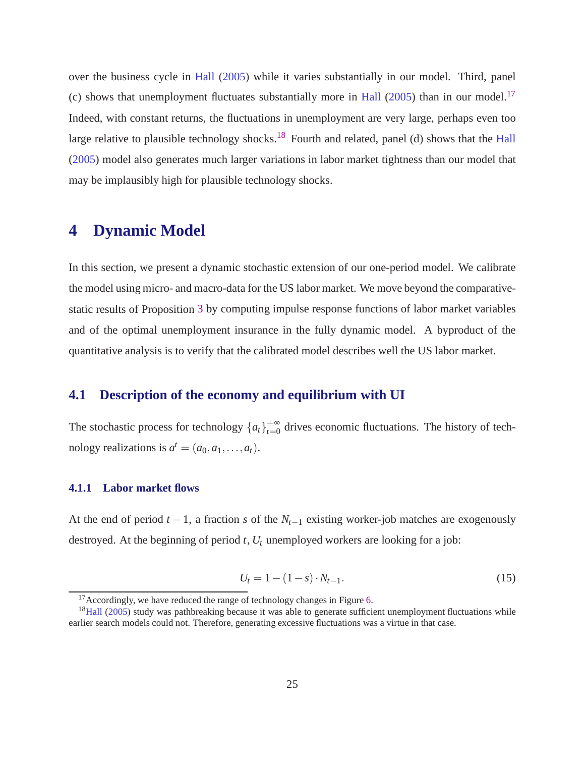over the business cycle in Hall (2005) while it varies substantially in our model. Third, panel (c) shows that unemployment fluctuates substantially more in Hall (2005) than in our model.[17] Indeed, with constant returns, the fluctuations in unemployment are very large, perhaps even too large relative to plausible technology shocks.[18] Fourth and related, panel (d) shows that the Hall (2005) model also generates much larger variations in labor market tightness than our model that may be implausibly high for plausible technology shocks.

# 4 Dynamic Model

In this section, we present a dynamic stochastic extension of our one-period model. We calibrate the model using micro- and macro-data for the US labor market. We move beyond the comparative-static results of Proposition 3 by computing impulse response functions of labor market variables and of the optimal unemployment insurance in the fully dynamic model. A byproduct of the quantitative analysis is to verify that the calibrated model describes well the US labor market.

## 4.1 Description of the economy and equilibrium with UI

The stochastic process for technology $\{a_t\}_{t=0}^{+\infty}$ drives economic fluctuations. The history of technology realizations is $a^t = (a_0, a_1, \ldots, a_t)$.

### 4.1.1 Labor market flows

At the end of period $t-1$, a fraction $s$ of the $N_{t-1}$ existing worker-job matches are exogenously destroyed. At the beginning of period $t$, $U_t$ unemployed workers are looking for a job:

$$U_t = 1 - (1-s) \cdot N_{t-1}. \tag{15}$$

[17] Accordingly, we have reduced the range of technology changes in Figure 6.

[18] Hall (2005) study was pathbreaking because it was able to generate sufficient unemployment fluctuations while earlier search models could not. Therefore, generating excessive fluctuations was a virtue in that case.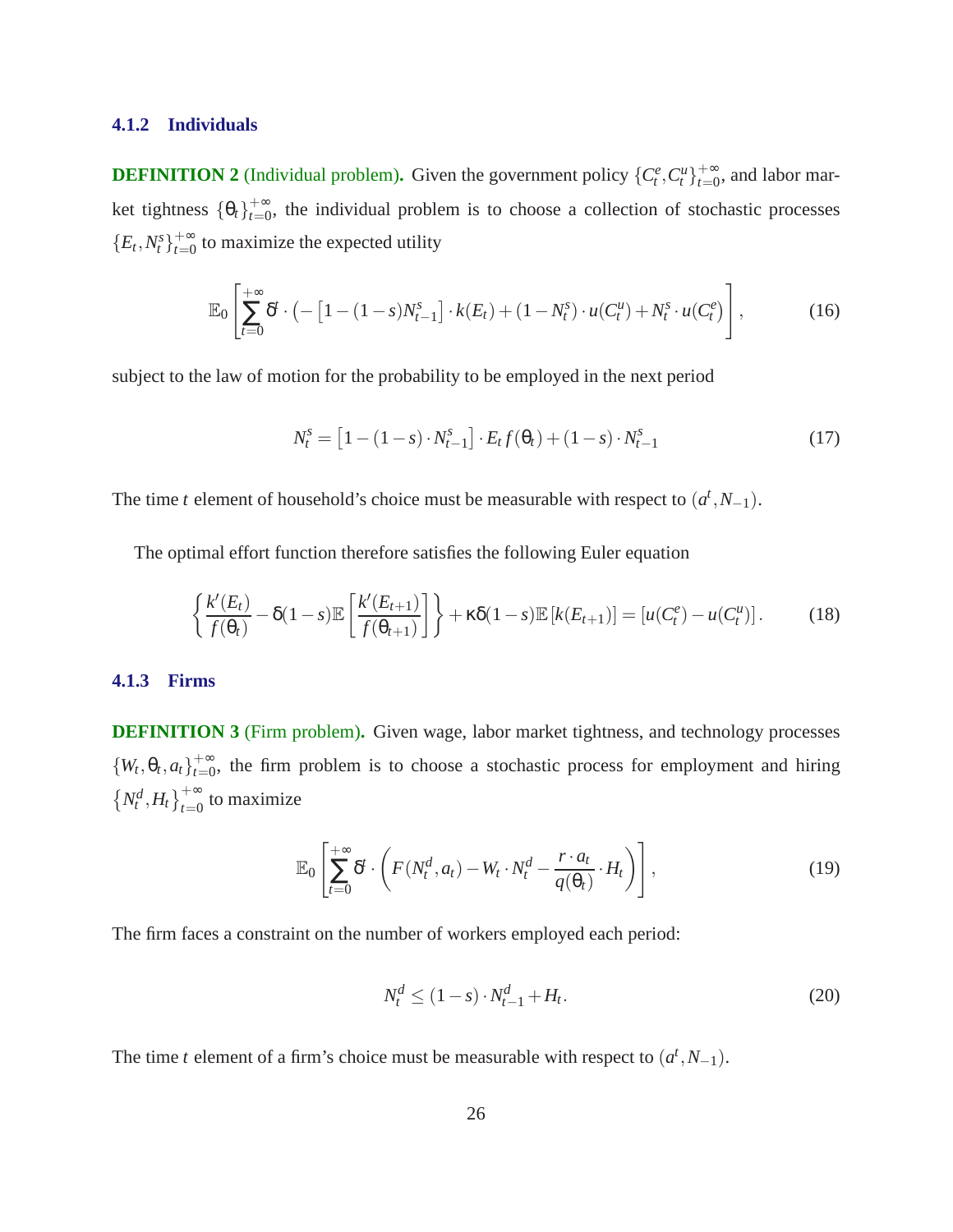### 4.1.2 Individuals

**DEFINITION 2** (Individual problem)**.** Given the government policy $\{C_t^e, C_t^u\}_{t=0}^{+\infty}$, and labor market tightness $\{\theta_t\}_{t=0}^{+\infty}$, the individual problem is to choose a collection of stochastic processes $\{E_t, N_t^s\}_{t=0}^{+\infty}$ to maximize the expected utility

$$\mathbb{E}_0\left[\sum_{t=0}^{+\infty}\delta^t \cdot \left(-\left[1-(1-s)N_{t-1}^s\right]\cdot k(E_t) + (1-N_t^s)\cdot u(C_t^u) + N_t^s \cdot u(C_t^e)\right)\right], \tag{16}$$

subject to the law of motion for the probability to be employed in the next period

$$N_t^s = \left[1-(1-s)\cdot N_{t-1}^s\right]\cdot E_t f(\theta_t) + (1-s)\cdot N_{t-1}^s \tag{17}$$

The time $t$ element of household's choice must be measurable with respect to $(a^t, N_{-1})$.

The optimal effort function therefore satisfies the following Euler equation

$$\left\{\frac{k'(E_t)}{f(\theta_t)} - \delta(1-s)\mathbb{E}\left[\frac{k'(E_{t+1})}{f(\theta_{t+1})}\right]\right\} + \kappa\delta(1-s)\mathbb{E}\left[k(E_{t+1})\right] = \left[u(C_t^e) - u(C_t^u)\right]. \tag{18}$$

### 4.1.3 Firms

**DEFINITION 3** (Firm problem)**.** Given wage, labor market tightness, and technology processes $\{W_t, \theta_t, a_t\}_{t=0}^{+\infty}$, the firm problem is to choose a stochastic process for employment and hiring $\left\{N_t^d, H_t\right\}_{t=0}^{+\infty}$ to maximize

$$\mathbb{E}_0\left[\sum_{t=0}^{+\infty}\delta^t \cdot \left(F(N_t^d, a_t) - W_t \cdot N_t^d - \frac{r\cdot a_t}{q(\theta_t)}\cdot H_t\right)\right], \tag{19}$$

The firm faces a constraint on the number of workers employed each period:

$$N_t^d \leq (1-s)\cdot N_{t-1}^d + H_t. \tag{20}$$

The time $t$ element of a firm's choice must be measurable with respect to $(a^t, N_{-1})$.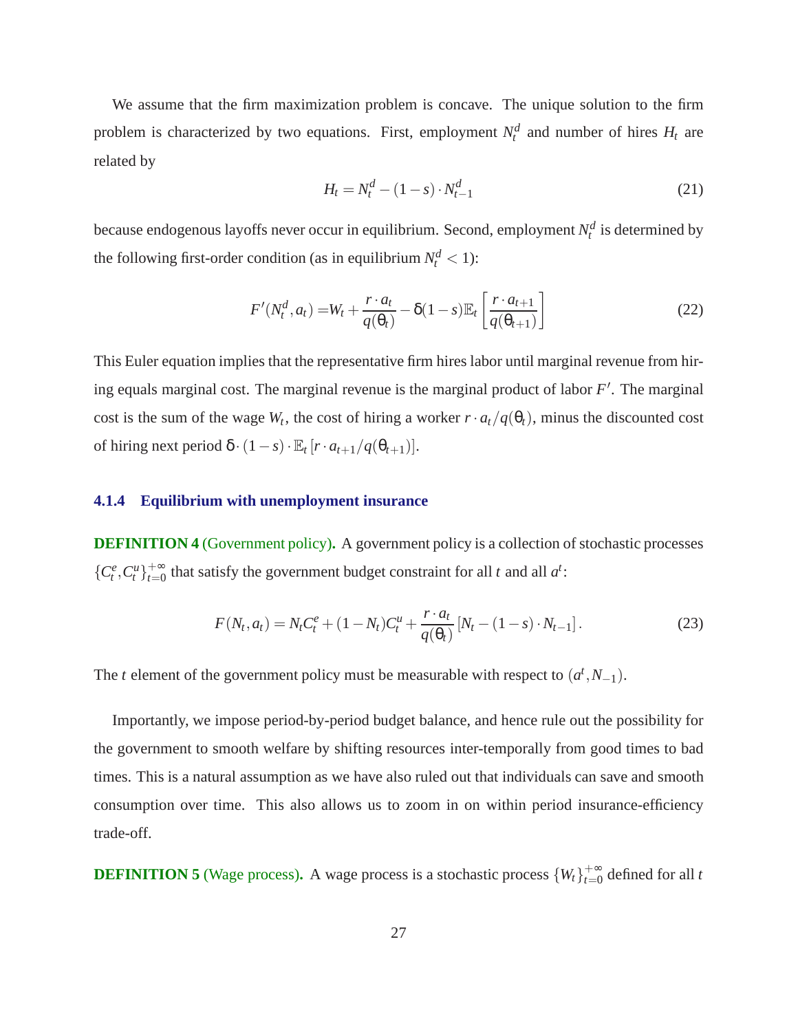We assume that the firm maximization problem is concave. The unique solution to the firm problem is characterized by two equations. First, employment $N_t^d$ and number of hires $H_t$ are related by

$$H_t = N_t^d - (1-s) \cdot N_{t-1}^d \tag{21}$$

because endogenous layoffs never occur in equilibrium. Second, employment $N_t^d$ is determined by the following first-order condition (as in equilibrium $N_t^d < 1$):

$$F'(N_t^d, a_t) = W_t + \frac{r \cdot a_t}{q(\theta_t)} - \delta(1-s)\mathbb{E}_t\left[\frac{r \cdot a_{t+1}}{q(\theta_{t+1})}\right] \tag{22}$$

This Euler equation implies that the representative firm hires labor until marginal revenue from hiring equals marginal cost. The marginal revenue is the marginal product of labor $F'$. The marginal cost is the sum of the wage $W_t$, the cost of hiring a worker $r \cdot a_t / q(\theta_t)$, minus the discounted cost of hiring next period $\delta \cdot (1-s) \cdot \mathbb{E}_t\left[r \cdot a_{t+1}/q(\theta_{t+1})\right]$.

#### 4.1.4 Equilibrium with unemployment insurance

**DEFINITION 4** (Government policy)**.** A government policy is a collection of stochastic processes $\{C_t^e, C_t^u\}_{t=0}^{+\infty}$ that satisfy the government budget constraint for all $t$ and all $a^t$:

$$F(N_t, a_t) = N_t C_t^e + (1-N_t) C_t^u + \frac{r \cdot a_t}{q(\theta_t)}\left[N_t - (1-s) \cdot N_{t-1}\right]. \tag{23}$$

The $t$ element of the government policy must be measurable with respect to $(a^t, N_{-1})$.

Importantly, we impose period-by-period budget balance, and hence rule out the possibility for the government to smooth welfare by shifting resources inter-temporally from good times to bad times. This is a natural assumption as we have also ruled out that individuals can save and smooth consumption over time. This also allows us to zoom in on within period insurance-efficiency trade-off.

**DEFINITION 5** (Wage process)**.** A wage process is a stochastic process $\{W_t\}_{t=0}^{+\infty}$ defined for all $t$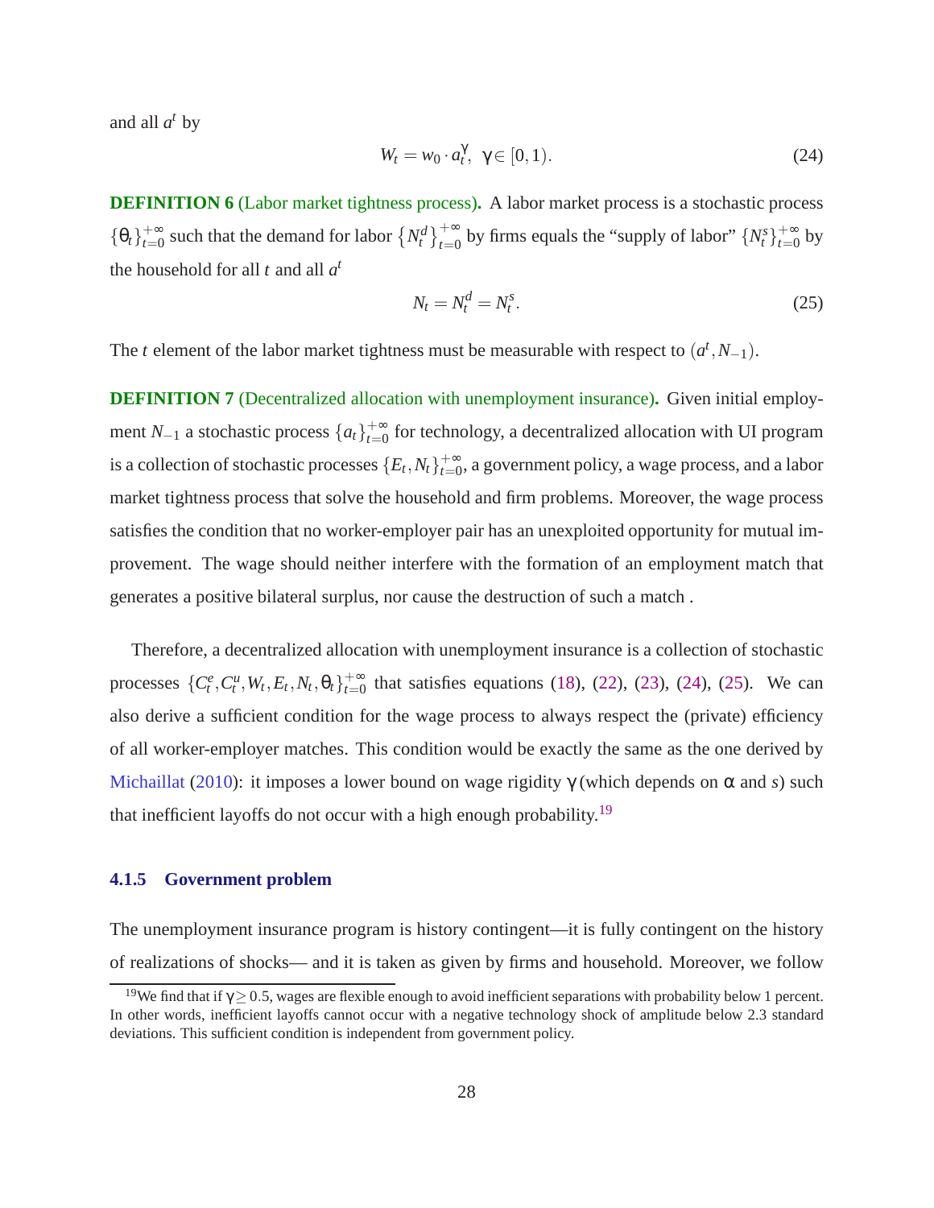and all $a^t$ by

$$W_t = w_0 \cdot a_t^{\gamma}, \;\; \gamma \in [0,1). \tag{24}$$

**DEFINITION 6** (Labor market tightness process)**.** A labor market process is a stochastic process $\{\theta_t\}_{t=0}^{+\infty}$ such that the demand for labor $\left\{N_t^d\right\}_{t=0}^{+\infty}$ by firms equals the "supply of labor" $\{N_t^s\}_{t=0}^{+\infty}$ by the household for all $t$ and all $a^t$

$$N_t = N_t^d = N_t^s. \tag{25}$$

The $t$ element of the labor market tightness must be measurable with respect to $(a^t, N_{-1})$.

**DEFINITION 7** (Decentralized allocation with unemployment insurance)**.** Given initial employment $N_{-1}$ a stochastic process $\{a_t\}_{t=0}^{+\infty}$ for technology, a decentralized allocation with UI program is a collection of stochastic processes $\{E_t, N_t\}_{t=0}^{+\infty}$, a government policy, a wage process, and a labor market tightness process that solve the household and firm problems. Moreover, the wage process satisfies the condition that no worker-employer pair has an unexploited opportunity for mutual improvement. The wage should neither interfere with the formation of an employment match that generates a positive bilateral surplus, nor cause the destruction of such a match .

Therefore, a decentralized allocation with unemployment insurance is a collection of stochastic processes $\{C_t^e, C_t^u, W_t, E_t, N_t, \theta_t\}_{t=0}^{+\infty}$ that satisfies equations (18), (22), (23), (24), (25). We can also derive a sufficient condition for the wage process to always respect the (private) efficiency of all worker-employer matches. This condition would be exactly the same as the one derived by Michaillat (2010): it imposes a lower bound on wage rigidity $\gamma$ (which depends on $\alpha$ and $s$) such that inefficient layoffs do not occur with a high enough probability.[19]

#### 4.1.5 Government problem

The unemployment insurance program is history contingent—it is fully contingent on the history of realizations of shocks— and it is taken as given by firms and household. Moreover, we follow

[19] We find that if $\gamma \geq 0.5$, wages are flexible enough to avoid inefficient separations with probability below 1 percent. In other words, inefficient layoffs cannot occur with a negative technology shock of amplitude below 2.3 standard deviations. This sufficient condition is independent from government policy.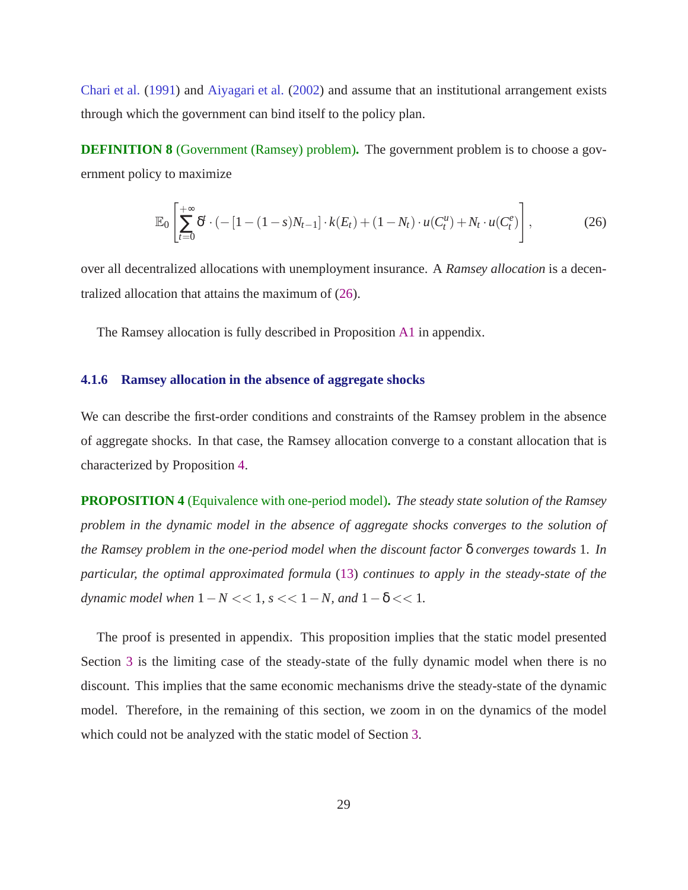Chari et al. (1991) and Aiyagari et al. (2002) and assume that an institutional arrangement exists through which the government can bind itself to the policy plan.

**DEFINITION 8** (Government (Ramsey) problem)**.** The government problem is to choose a government policy to maximize

$$\mathbb{E}_0 \left[ \sum_{t=0}^{+\infty} \delta^t \cdot \left( -\left[1-(1-s)N_{t-1}\right] \cdot k(E_t) + (1-N_t) \cdot u(C_t^u) + N_t \cdot u(C_t^e) \right) \right], \tag{26}$$

over all decentralized allocations with unemployment insurance. A *Ramsey allocation* is a decentralized allocation that attains the maximum of (26).

The Ramsey allocation is fully described in Proposition A1 in appendix.

### 4.1.6 Ramsey allocation in the absence of aggregate shocks

We can describe the first-order conditions and constraints of the Ramsey problem in the absence of aggregate shocks. In that case, the Ramsey allocation converge to a constant allocation that is characterized by Proposition 4.

**PROPOSITION 4** (Equivalence with one-period model)**.** *The steady state solution of the Ramsey problem in the dynamic model in the absence of aggregate shocks converges to the solution of the Ramsey problem in the one-period model when the discount factor* $\delta$ *converges towards* 1*. In particular, the optimal approximated formula* (13) *continues to apply in the steady-state of the dynamic model when* $1-N << 1$*,* $s << 1-N$*, and* $1-\delta << 1$*.*

The proof is presented in appendix. This proposition implies that the static model presented Section 3 is the limiting case of the steady-state of the fully dynamic model when there is no discount. This implies that the same economic mechanisms drive the steady-state of the dynamic model. Therefore, in the remaining of this section, we zoom in on the dynamics of the model which could not be analyzed with the static model of Section 3.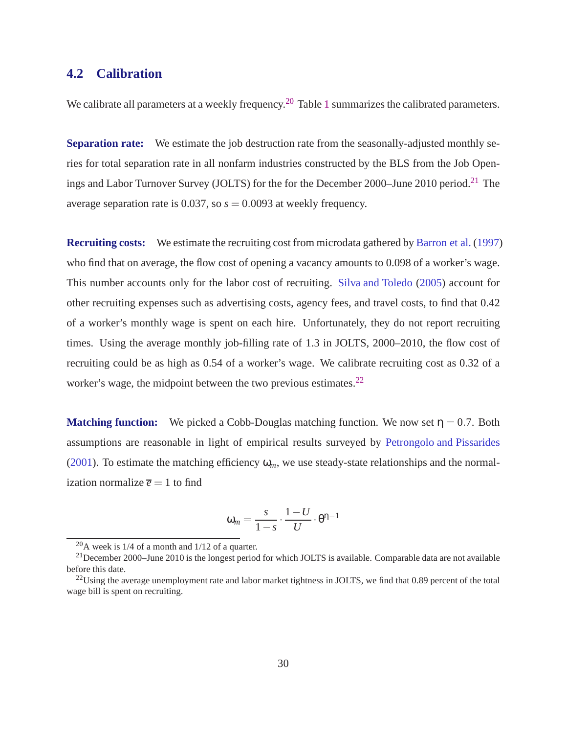## 4.2 Calibration

We calibrate all parameters at a weekly frequency.[20] Table 1 summarizes the calibrated parameters.

**Separation rate:** We estimate the job destruction rate from the seasonally-adjusted monthly series for total separation rate in all nonfarm industries constructed by the BLS from the Job Openings and Labor Turnover Survey (JOLTS) for the for the December 2000–June 2010 period.[21] The average separation rate is 0.037, so $s = 0.0093$ at weekly frequency.

**Recruiting costs:** We estimate the recruiting cost from microdata gathered by Barron et al. (1997) who find that on average, the flow cost of opening a vacancy amounts to 0.098 of a worker's wage. This number accounts only for the labor cost of recruiting. Silva and Toledo (2005) account for other recruiting expenses such as advertising costs, agency fees, and travel costs, to find that 0.42 of a worker's monthly wage is spent on each hire. Unfortunately, they do not report recruiting times. Using the average monthly job-filling rate of 1.3 in JOLTS, 2000–2010, the flow cost of recruiting could be as high as 0.54 of a worker's wage. We calibrate recruiting cost as 0.32 of a worker's wage, the midpoint between the two previous estimates.[22]

**Matching function:** We picked a Cobb-Douglas matching function. We now set $\eta = 0.7$. Both assumptions are reasonable in light of empirical results surveyed by Petrongolo and Pissarides (2001). To estimate the matching efficiency $\omega_m$, we use steady-state relationships and the normalization normalize $\overline{e} = 1$ to find

$$\omega_m = \frac{s}{1-s} \cdot \frac{1-U}{U} \cdot \theta^{\eta-1}$$

[20] A week is 1/4 of a month and 1/12 of a quarter.

[21] December 2000–June 2010 is the longest period for which JOLTS is available. Comparable data are not available before this date.

[22] Using the average unemployment rate and labor market tightness in JOLTS, we find that 0.89 percent of the total wage bill is spent on recruiting.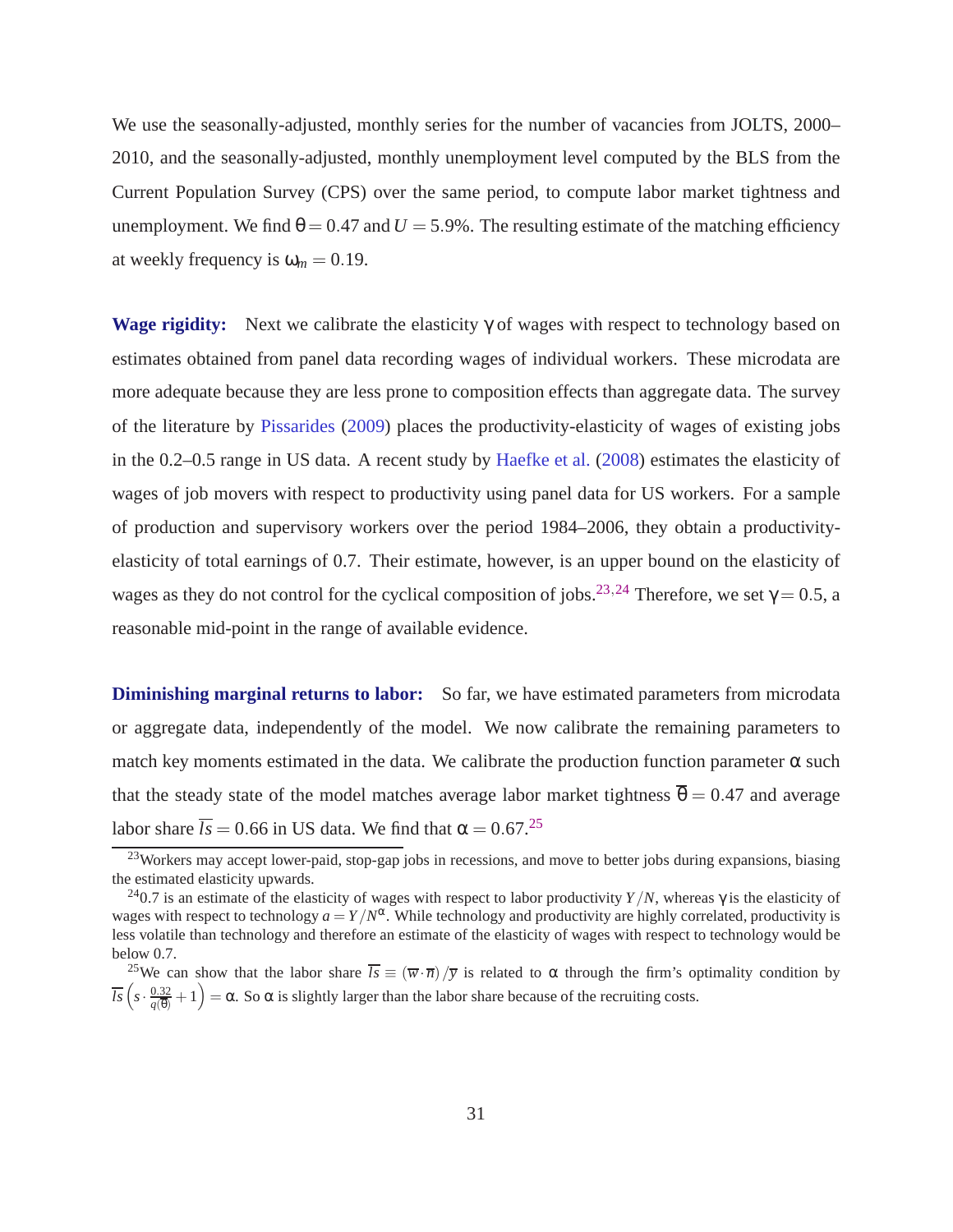We use the seasonally-adjusted, monthly series for the number of vacancies from JOLTS, 2000–2010, and the seasonally-adjusted, monthly unemployment level computed by the BLS from the Current Population Survey (CPS) over the same period, to compute labor market tightness and unemployment. We find $\theta = 0.47$ and $U = 5.9\%$. The resulting estimate of the matching efficiency at weekly frequency is $\omega_m = 0.19$.

**Wage rigidity:** Next we calibrate the elasticity $\gamma$ of wages with respect to technology based on estimates obtained from panel data recording wages of individual workers. These microdata are more adequate because they are less prone to composition effects than aggregate data. The survey of the literature by Pissarides (2009) places the productivity-elasticity of wages of existing jobs in the 0.2–0.5 range in US data. A recent study by Haefke et al. (2008) estimates the elasticity of wages of job movers with respect to productivity using panel data for US workers. For a sample of production and supervisory workers over the period 1984–2006, they obtain a productivity-elasticity of total earnings of 0.7. Their estimate, however, is an upper bound on the elasticity of wages as they do not control for the cyclical composition of jobs.[23,24] Therefore, we set $\gamma = 0.5$, a reasonable mid-point in the range of available evidence.

**Diminishing marginal returns to labor:** So far, we have estimated parameters from microdata or aggregate data, independently of the model. We now calibrate the remaining parameters to match key moments estimated in the data. We calibrate the production function parameter $\alpha$ such that the steady state of the model matches average labor market tightness $\overline{\theta} = 0.47$ and average labor share $\overline{ls} = 0.66$ in US data. We find that $\alpha = 0.67$.[25]

---

[23] Workers may accept lower-paid, stop-gap jobs in recessions, and move to better jobs during expansions, biasing the estimated elasticity upwards.

[24] 0.7 is an estimate of the elasticity of wages with respect to labor productivity $Y/N$, whereas $\gamma$ is the elasticity of wages with respect to technology $a = Y/N^{\alpha}$. While technology and productivity are highly correlated, productivity is less volatile than technology and therefore an estimate of the elasticity of wages with respect to technology would be below 0.7.

[25] We can show that the labor share $\overline{ls} \equiv (\overline{w} \cdot \overline{n}) / \overline{y}$ is related to $\alpha$ through the firm's optimality condition by $\overline{ls}\left(s \cdot \frac{0.32}{q(\overline{\theta})} + 1\right) = \alpha$. So $\alpha$ is slightly larger than the labor share because of the recruiting costs.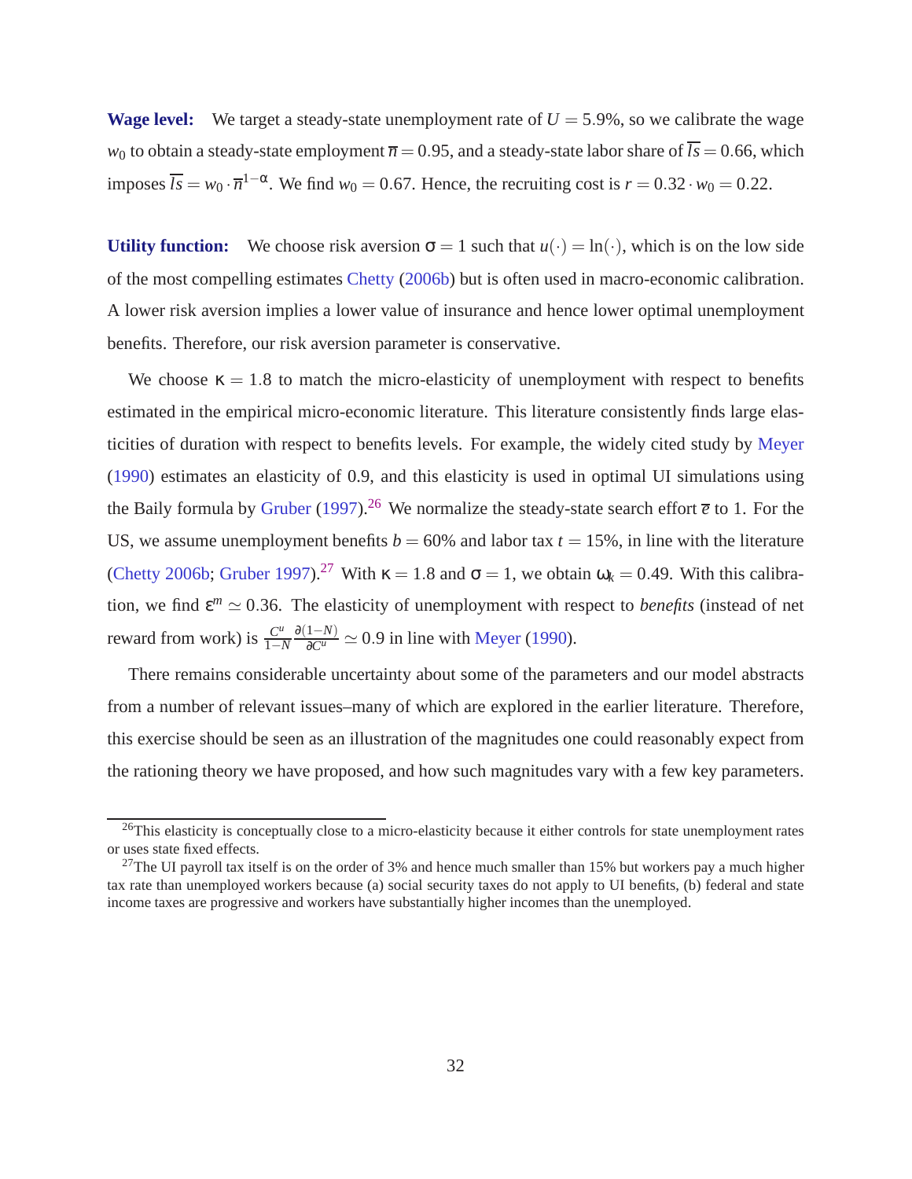**Wage level:** We target a steady-state unemployment rate of $U = 5.9\%$, so we calibrate the wage $w_0$ to obtain a steady-state employment $\overline{n} = 0.95$, and a steady-state labor share of $\overline{ls} = 0.66$, which imposes $\overline{ls} = w_0 \cdot \overline{n}^{1-\alpha}$. We find $w_0 = 0.67$. Hence, the recruiting cost is $r = 0.32 \cdot w_0 = 0.22$.

**Utility function:** We choose risk aversion $\sigma = 1$ such that $u(\cdot) = \ln(\cdot)$, which is on the low side of the most compelling estimates Chetty (2006b) but is often used in macro-economic calibration. A lower risk aversion implies a lower value of insurance and hence lower optimal unemployment benefits. Therefore, our risk aversion parameter is conservative.

We choose $\kappa = 1.8$ to match the micro-elasticity of unemployment with respect to benefits estimated in the empirical micro-economic literature. This literature consistently finds large elasticities of duration with respect to benefits levels. For example, the widely cited study by Meyer (1990) estimates an elasticity of 0.9, and this elasticity is used in optimal UI simulations using the Baily formula by Gruber (1997).[26] We normalize the steady-state search effort $\overline{e}$ to 1. For the US, we assume unemployment benefits $b = 60\%$ and labor tax $t = 15\%$, in line with the literature (Chetty 2006b; Gruber 1997).[27] With $\kappa = 1.8$ and $\sigma = 1$, we obtain $\omega_k = 0.49$. With this calibration, we find $\varepsilon^m \simeq 0.36$. The elasticity of unemployment with respect to *benefits* (instead of net reward from work) is $\frac{C^u}{1-N} \frac{\partial(1-N)}{\partial C^u} \simeq 0.9$ in line with Meyer (1990).

There remains considerable uncertainty about some of the parameters and our model abstracts from a number of relevant issues–many of which are explored in the earlier literature. Therefore, this exercise should be seen as an illustration of the magnitudes one could reasonably expect from the rationing theory we have proposed, and how such magnitudes vary with a few key parameters.

---

[26] This elasticity is conceptually close to a micro-elasticity because it either controls for state unemployment rates or uses state fixed effects.

[27] The UI payroll tax itself is on the order of 3% and hence much smaller than 15% but workers pay a much higher tax rate than unemployed workers because (a) social security taxes do not apply to UI benefits, (b) federal and state income taxes are progressive and workers have substantially higher incomes than the unemployed.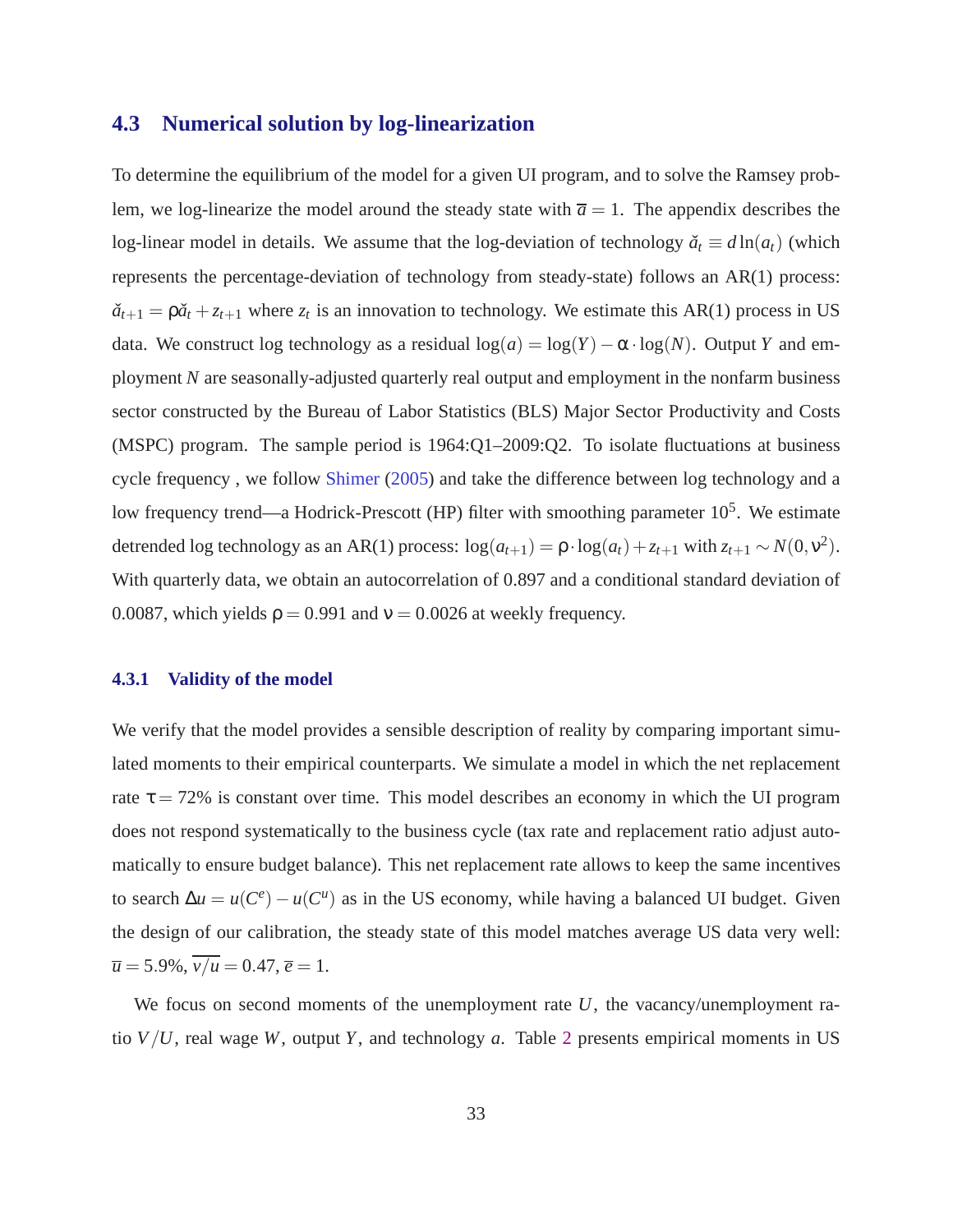### 4.3 Numerical solution by log-linearization

To determine the equilibrium of the model for a given UI program, and to solve the Ramsey problem, we log-linearize the model around the steady state with $\overline{a} = 1$. The appendix describes the log-linear model in details. We assume that the log-deviation of technology $\check{a}_t \equiv d\ln(a_t)$ (which represents the percentage-deviation of technology from steady-state) follows an AR(1) process: $\check{a}_{t+1} = \rho\check{a}_t + z_{t+1}$ where $z_t$ is an innovation to technology. We estimate this AR(1) process in US data. We construct log technology as a residual $\log(a) = \log(Y) - \alpha \cdot \log(N)$. Output $Y$ and employment $N$ are seasonally-adjusted quarterly real output and employment in the nonfarm business sector constructed by the Bureau of Labor Statistics (BLS) Major Sector Productivity and Costs (MSPC) program. The sample period is 1964:Q1–2009:Q2. To isolate fluctuations at business cycle frequency , we follow Shimer (2005) and take the difference between log technology and a low frequency trend—a Hodrick-Prescott (HP) filter with smoothing parameter $10^5$. We estimate detrended log technology as an AR(1) process: $\log(a_{t+1}) = \rho \cdot \log(a_t) + z_{t+1}$ with $z_{t+1} \sim N(0, \nu^2)$. With quarterly data, we obtain an autocorrelation of 0.897 and a conditional standard deviation of 0.0087, which yields $\rho = 0.991$ and $\nu = 0.0026$ at weekly frequency.

#### 4.3.1 Validity of the model

We verify that the model provides a sensible description of reality by comparing important simulated moments to their empirical counterparts. We simulate a model in which the net replacement rate $\tau = 72\%$ is constant over time. This model describes an economy in which the UI program does not respond systematically to the business cycle (tax rate and replacement ratio adjust automatically to ensure budget balance). This net replacement rate allows to keep the same incentives to search $\Delta u = u(C^e) - u(C^u)$ as in the US economy, while having a balanced UI budget. Given the design of our calibration, the steady state of this model matches average US data very well: $\overline{u} = 5.9\%$, $\overline{v/u} = 0.47$, $\overline{e} = 1$.

We focus on second moments of the unemployment rate $U$, the vacancy/unemployment ratio $V/U$, real wage $W$, output $Y$, and technology $a$. Table 2 presents empirical moments in US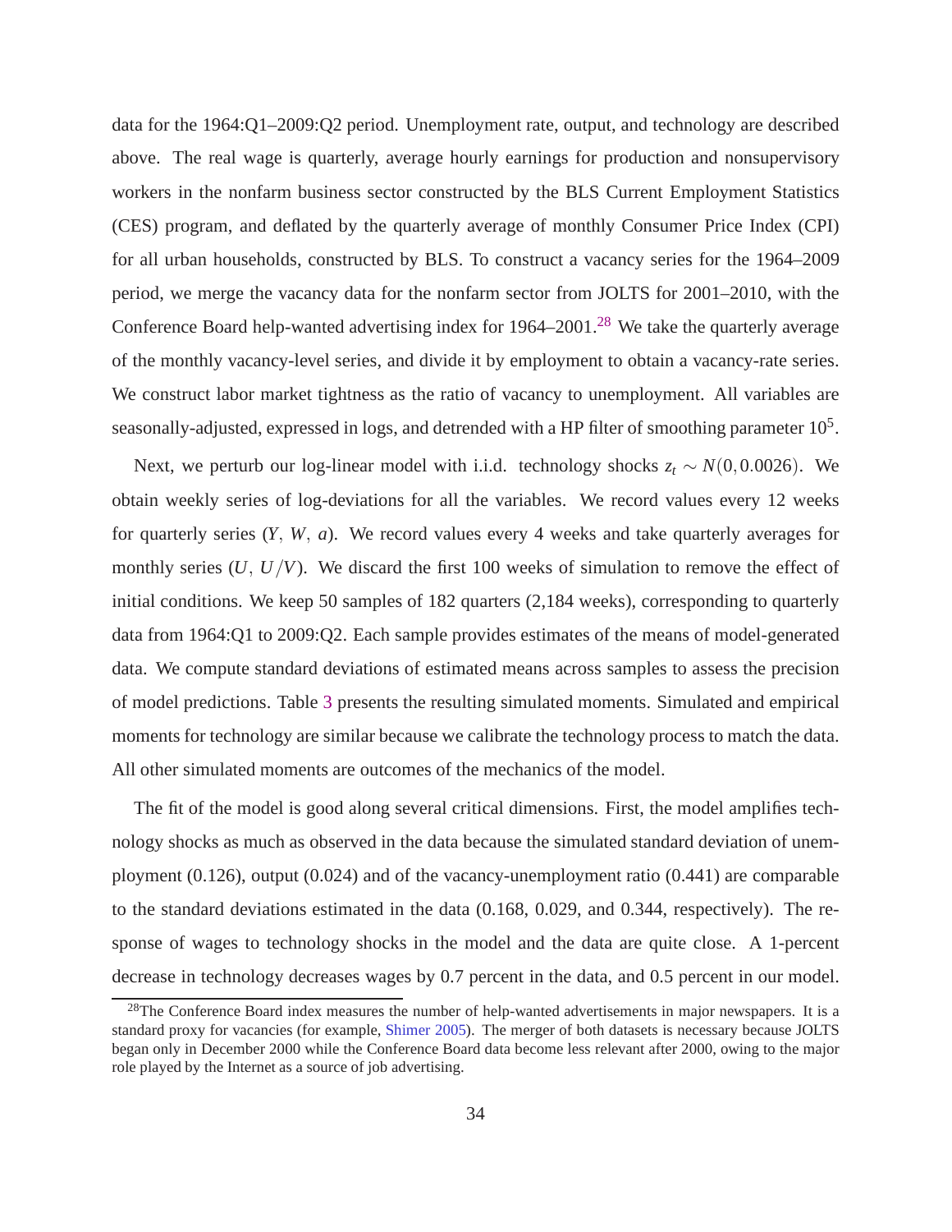data for the 1964:Q1–2009:Q2 period. Unemployment rate, output, and technology are described above. The real wage is quarterly, average hourly earnings for production and nonsupervisory workers in the nonfarm business sector constructed by the BLS Current Employment Statistics (CES) program, and deflated by the quarterly average of monthly Consumer Price Index (CPI) for all urban households, constructed by BLS. To construct a vacancy series for the 1964–2009 period, we merge the vacancy data for the nonfarm sector from JOLTS for 2001–2010, with the Conference Board help-wanted advertising index for 1964–2001.[28] We take the quarterly average of the monthly vacancy-level series, and divide it by employment to obtain a vacancy-rate series. We construct labor market tightness as the ratio of vacancy to unemployment. All variables are seasonally-adjusted, expressed in logs, and detrended with a HP filter of smoothing parameter $10^5$.

Next, we perturb our log-linear model with i.i.d. technology shocks $z_t \sim N(0, 0.0026)$. We obtain weekly series of log-deviations for all the variables. We record values every 12 weeks for quarterly series ($Y$, $W$, $a$). We record values every 4 weeks and take quarterly averages for monthly series ($U$, $U/V$). We discard the first 100 weeks of simulation to remove the effect of initial conditions. We keep 50 samples of 182 quarters (2,184 weeks), corresponding to quarterly data from 1964:Q1 to 2009:Q2. Each sample provides estimates of the means of model-generated data. We compute standard deviations of estimated means across samples to assess the precision of model predictions. Table 3 presents the resulting simulated moments. Simulated and empirical moments for technology are similar because we calibrate the technology process to match the data. All other simulated moments are outcomes of the mechanics of the model.

The fit of the model is good along several critical dimensions. First, the model amplifies technology shocks as much as observed in the data because the simulated standard deviation of unemployment (0.126), output (0.024) and of the vacancy-unemployment ratio (0.441) are comparable to the standard deviations estimated in the data (0.168, 0.029, and 0.344, respectively). The response of wages to technology shocks in the model and the data are quite close. A 1-percent decrease in technology decreases wages by 0.7 percent in the data, and 0.5 percent in our model.

[28] The Conference Board index measures the number of help-wanted advertisements in major newspapers. It is a standard proxy for vacancies (for example, Shimer 2005). The merger of both datasets is necessary because JOLTS began only in December 2000 while the Conference Board data become less relevant after 2000, owing to the major role played by the Internet as a source of job advertising.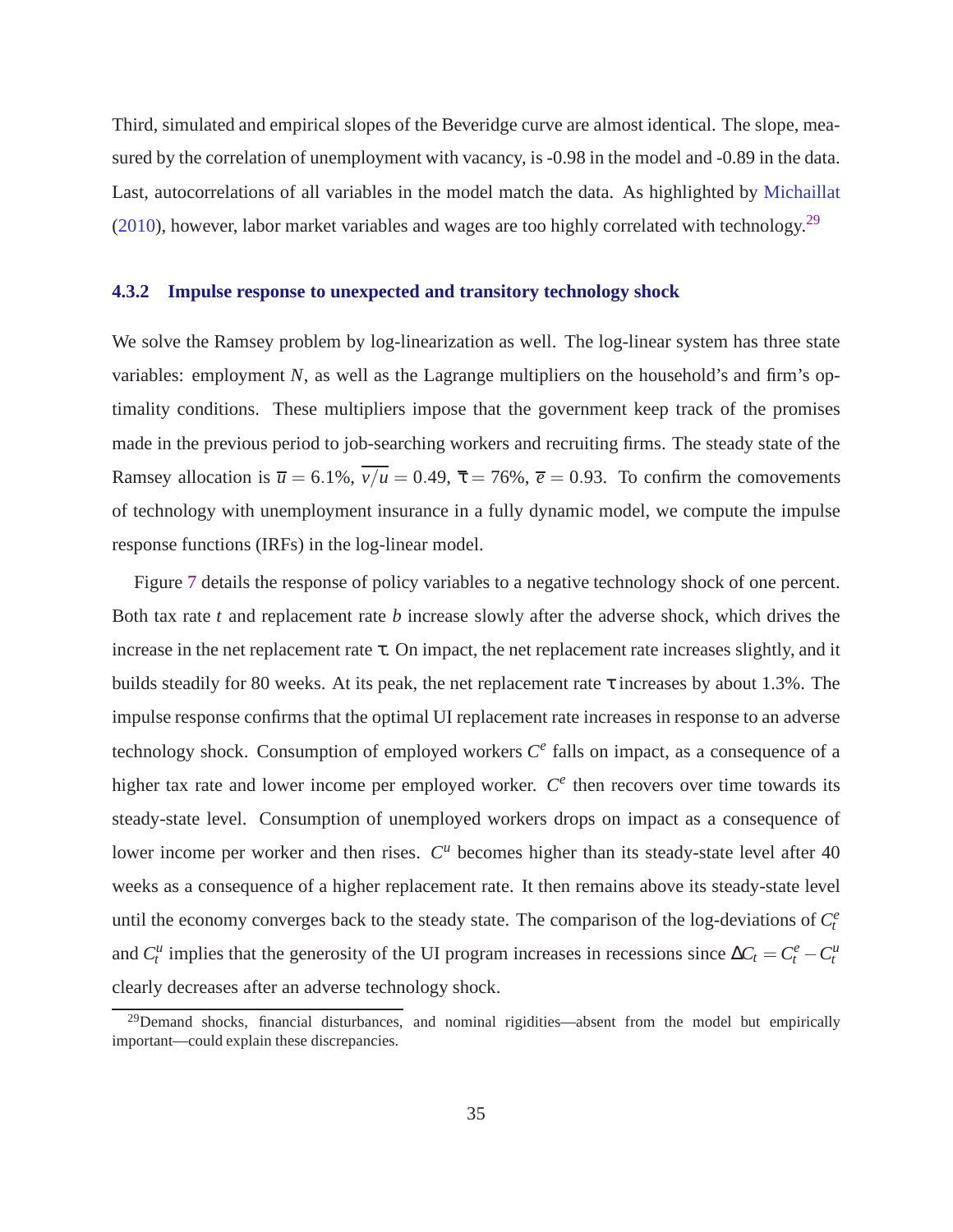Third, simulated and empirical slopes of the Beveridge curve are almost identical. The slope, measured by the correlation of unemployment with vacancy, is -0.98 in the model and -0.89 in the data. Last, autocorrelations of all variables in the model match the data. As highlighted by Michaillat (2010), however, labor market variables and wages are too highly correlated with technology.[29]

### 4.3.2 Impulse response to unexpected and transitory technology shock

We solve the Ramsey problem by log-linearization as well. The log-linear system has three state variables: employment $N$, as well as the Lagrange multipliers on the household's and firm's optimality conditions. These multipliers impose that the government keep track of the promises made in the previous period to job-searching workers and recruiting firms. The steady state of the Ramsey allocation is $\overline{u} = 6.1\%$, $\overline{v/u} = 0.49$, $\overline{\tau} = 76\%$, $\overline{e} = 0.93$. To confirm the comovements of technology with unemployment insurance in a fully dynamic model, we compute the impulse response functions (IRFs) in the log-linear model.

Figure 7 details the response of policy variables to a negative technology shock of one percent. Both tax rate $t$ and replacement rate $b$ increase slowly after the adverse shock, which drives the increase in the net replacement rate $\tau$. On impact, the net replacement rate increases slightly, and it builds steadily for 80 weeks. At its peak, the net replacement rate $\tau$ increases by about 1.3%. The impulse response confirms that the optimal UI replacement rate increases in response to an adverse technology shock. Consumption of employed workers $C^e$ falls on impact, as a consequence of a higher tax rate and lower income per employed worker. $C^e$ then recovers over time towards its steady-state level. Consumption of unemployed workers drops on impact as a consequence of lower income per worker and then rises. $C^u$ becomes higher than its steady-state level after 40 weeks as a consequence of a higher replacement rate. It then remains above its steady-state level until the economy converges back to the steady state. The comparison of the log-deviations of $C_t^e$ and $C_t^u$ implies that the generosity of the UI program increases in recessions since $\Delta C_t = C_t^e - C_t^u$ clearly decreases after an adverse technology shock.

[29] Demand shocks, financial disturbances, and nominal rigidities—absent from the model but empirically important—could explain these discrepancies.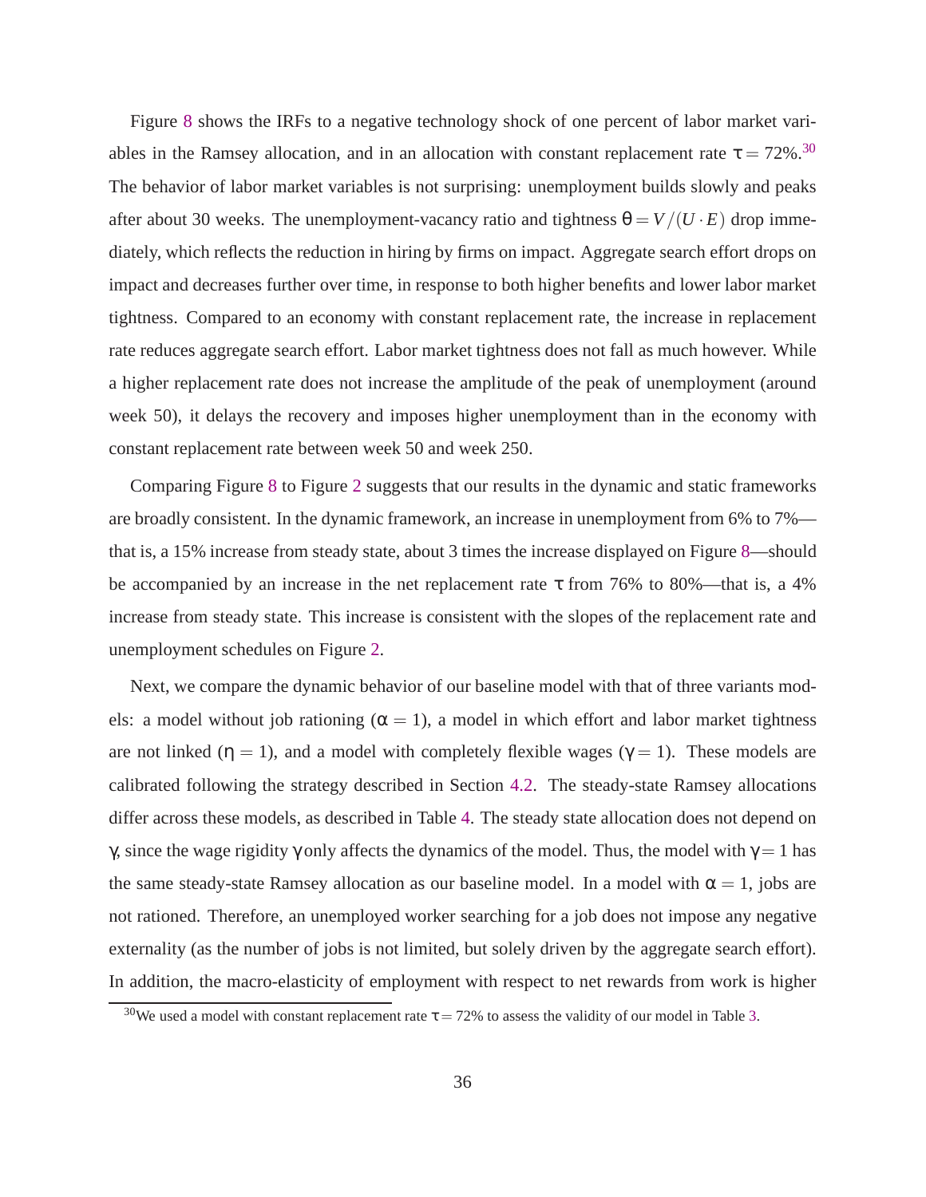Figure 8 shows the IRFs to a negative technology shock of one percent of labor market variables in the Ramsey allocation, and in an allocation with constant replacement rate $\tau = 72\%$.[30] The behavior of labor market variables is not surprising: unemployment builds slowly and peaks after about 30 weeks. The unemployment-vacancy ratio and tightness $\theta = V/(U \cdot E)$ drop immediately, which reflects the reduction in hiring by firms on impact. Aggregate search effort drops on impact and decreases further over time, in response to both higher benefits and lower labor market tightness. Compared to an economy with constant replacement rate, the increase in replacement rate reduces aggregate search effort. Labor market tightness does not fall as much however. While a higher replacement rate does not increase the amplitude of the peak of unemployment (around week 50), it delays the recovery and imposes higher unemployment than in the economy with constant replacement rate between week 50 and week 250.

Comparing Figure 8 to Figure 2 suggests that our results in the dynamic and static frameworks are broadly consistent. In the dynamic framework, an increase in unemployment from 6% to 7%—that is, a 15% increase from steady state, about 3 times the increase displayed on Figure 8—should be accompanied by an increase in the net replacement rate $\tau$ from 76% to 80%—that is, a 4% increase from steady state. This increase is consistent with the slopes of the replacement rate and unemployment schedules on Figure 2.

Next, we compare the dynamic behavior of our baseline model with that of three variants models: a model without job rationing ($\alpha = 1$), a model in which effort and labor market tightness are not linked ($\eta = 1$), and a model with completely flexible wages ($\gamma = 1$). These models are calibrated following the strategy described in Section 4.2. The steady-state Ramsey allocations differ across these models, as described in Table 4. The steady state allocation does not depend on $\gamma$, since the wage rigidity $\gamma$ only affects the dynamics of the model. Thus, the model with $\gamma = 1$ has the same steady-state Ramsey allocation as our baseline model. In a model with $\alpha = 1$, jobs are not rationed. Therefore, an unemployed worker searching for a job does not impose any negative externality (as the number of jobs is not limited, but solely driven by the aggregate search effort). In addition, the macro-elasticity of employment with respect to net rewards from work is higher

[30] We used a model with constant replacement rate $\tau = 72\%$ to assess the validity of our model in Table 3.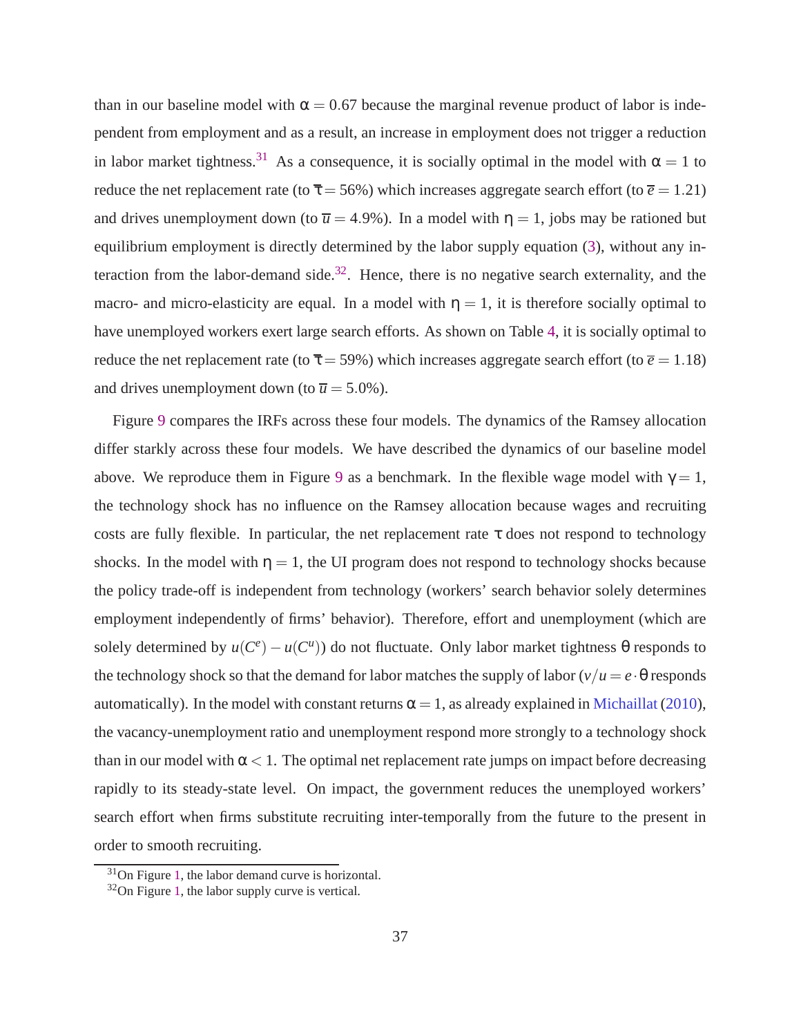than in our baseline model with $\alpha = 0.67$ because the marginal revenue product of labor is independent from employment and as a result, an increase in employment does not trigger a reduction in labor market tightness.[31] As a consequence, it is socially optimal in the model with $\alpha = 1$ to reduce the net replacement rate (to $\overline{\tau} = 56\%$) which increases aggregate search effort (to $\overline{e} = 1.21$) and drives unemployment down (to $\overline{u} = 4.9\%$). In a model with $\eta = 1$, jobs may be rationed but equilibrium employment is directly determined by the labor supply equation (3), without any interaction from the labor-demand side.[32]. Hence, there is no negative search externality, and the macro- and micro-elasticity are equal. In a model with $\eta = 1$, it is therefore socially optimal to have unemployed workers exert large search efforts. As shown on Table 4, it is socially optimal to reduce the net replacement rate (to $\overline{\tau} = 59\%$) which increases aggregate search effort (to $\overline{e} = 1.18$) and drives unemployment down (to $\overline{u} = 5.0\%$).

Figure 9 compares the IRFs across these four models. The dynamics of the Ramsey allocation differ starkly across these four models. We have described the dynamics of our baseline model above. We reproduce them in Figure 9 as a benchmark. In the flexible wage model with $\gamma = 1$, the technology shock has no influence on the Ramsey allocation because wages and recruiting costs are fully flexible. In particular, the net replacement rate $\tau$ does not respond to technology shocks. In the model with $\eta = 1$, the UI program does not respond to technology shocks because the policy trade-off is independent from technology (workers' search behavior solely determines employment independently of firms' behavior). Therefore, effort and unemployment (which are solely determined by $u(C^e) - u(C^u)$) do not fluctuate. Only labor market tightness $\theta$ responds to the technology shock so that the demand for labor matches the supply of labor ($v/u = e \cdot \theta$ responds automatically). In the model with constant returns $\alpha = 1$, as already explained in Michaillat (2010), the vacancy-unemployment ratio and unemployment respond more strongly to a technology shock than in our model with $\alpha < 1$. The optimal net replacement rate jumps on impact before decreasing rapidly to its steady-state level. On impact, the government reduces the unemployed workers' search effort when firms substitute recruiting inter-temporally from the future to the present in order to smooth recruiting.

[31] On Figure 1, the labor demand curve is horizontal.

[32] On Figure 1, the labor supply curve is vertical.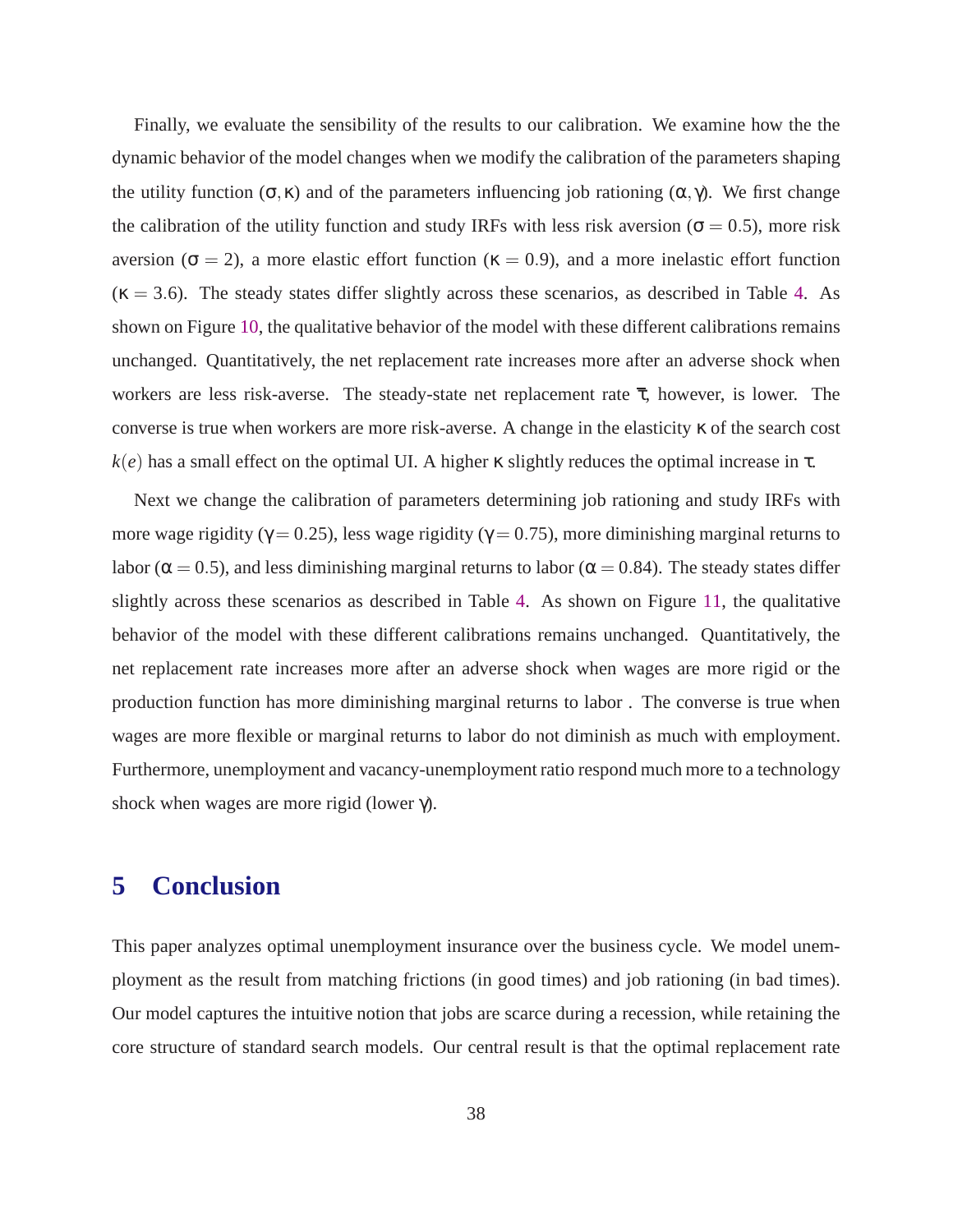Finally, we evaluate the sensibility of the results to our calibration. We examine how the the dynamic behavior of the model changes when we modify the calibration of the parameters shaping the utility function ($\sigma, \kappa$) and of the parameters influencing job rationing ($\alpha, \gamma$). We first change the calibration of the utility function and study IRFs with less risk aversion ($\sigma = 0.5$), more risk aversion ($\sigma = 2$), a more elastic effort function ($\kappa = 0.9$), and a more inelastic effort function ($\kappa = 3.6$). The steady states differ slightly across these scenarios, as described in Table 4. As shown on Figure 10, the qualitative behavior of the model with these different calibrations remains unchanged. Quantitatively, the net replacement rate increases more after an adverse shock when workers are less risk-averse. The steady-state net replacement rate $\bar{\tau}$, however, is lower. The converse is true when workers are more risk-averse. A change in the elasticity $\kappa$ of the search cost $k(e)$ has a small effect on the optimal UI. A higher $\kappa$ slightly reduces the optimal increase in $\tau$.

Next we change the calibration of parameters determining job rationing and study IRFs with more wage rigidity ($\gamma = 0.25$), less wage rigidity ($\gamma = 0.75$), more diminishing marginal returns to labor ($\alpha = 0.5$), and less diminishing marginal returns to labor ($\alpha = 0.84$). The steady states differ slightly across these scenarios as described in Table 4. As shown on Figure 11, the qualitative behavior of the model with these different calibrations remains unchanged. Quantitatively, the net replacement rate increases more after an adverse shock when wages are more rigid or the production function has more diminishing marginal returns to labor . The converse is true when wages are more flexible or marginal returns to labor do not diminish as much with employment. Furthermore, unemployment and vacancy-unemployment ratio respond much more to a technology shock when wages are more rigid (lower $\gamma$).

# 5 Conclusion

This paper analyzes optimal unemployment insurance over the business cycle. We model unemployment as the result from matching frictions (in good times) and job rationing (in bad times). Our model captures the intuitive notion that jobs are scarce during a recession, while retaining the core structure of standard search models. Our central result is that the optimal replacement rate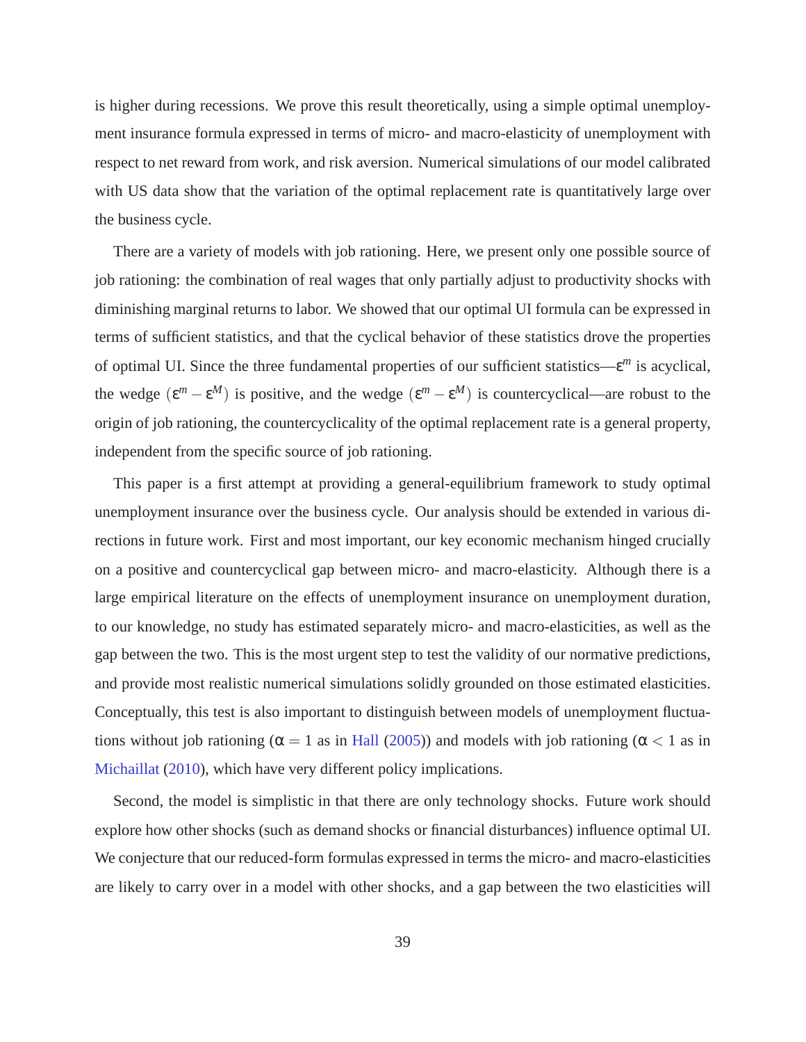is higher during recessions. We prove this result theoretically, using a simple optimal unemployment insurance formula expressed in terms of micro- and macro-elasticity of unemployment with respect to net reward from work, and risk aversion. Numerical simulations of our model calibrated with US data show that the variation of the optimal replacement rate is quantitatively large over the business cycle.

There are a variety of models with job rationing. Here, we present only one possible source of job rationing: the combination of real wages that only partially adjust to productivity shocks with diminishing marginal returns to labor. We showed that our optimal UI formula can be expressed in terms of sufficient statistics, and that the cyclical behavior of these statistics drove the properties of optimal UI. Since the three fundamental properties of our sufficient statistics—$\varepsilon^m$ is acyclical, the wedge $(\varepsilon^m - \varepsilon^M)$ is positive, and the wedge $(\varepsilon^m - \varepsilon^M)$ is countercyclical—are robust to the origin of job rationing, the countercyclicality of the optimal replacement rate is a general property, independent from the specific source of job rationing.

This paper is a first attempt at providing a general-equilibrium framework to study optimal unemployment insurance over the business cycle. Our analysis should be extended in various directions in future work. First and most important, our key economic mechanism hinged crucially on a positive and countercyclical gap between micro- and macro-elasticity. Although there is a large empirical literature on the effects of unemployment insurance on unemployment duration, to our knowledge, no study has estimated separately micro- and macro-elasticities, as well as the gap between the two. This is the most urgent step to test the validity of our normative predictions, and provide most realistic numerical simulations solidly grounded on those estimated elasticities. Conceptually, this test is also important to distinguish between models of unemployment fluctuations without job rationing ($\alpha = 1$ as in Hall (2005)) and models with job rationing ($\alpha < 1$ as in Michaillat (2010), which have very different policy implications.

Second, the model is simplistic in that there are only technology shocks. Future work should explore how other shocks (such as demand shocks or financial disturbances) influence optimal UI. We conjecture that our reduced-form formulas expressed in terms the micro- and macro-elasticities are likely to carry over in a model with other shocks, and a gap between the two elasticities will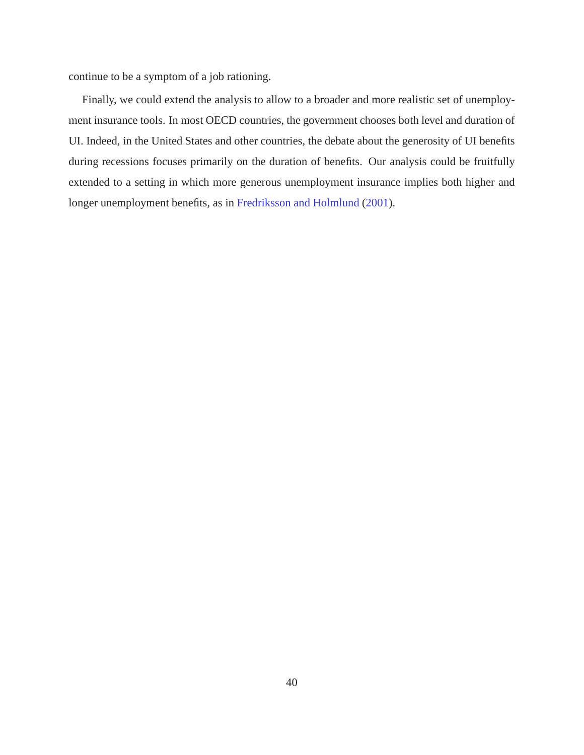continue to be a symptom of a job rationing.

Finally, we could extend the analysis to allow to a broader and more realistic set of unemployment insurance tools. In most OECD countries, the government chooses both level and duration of UI. Indeed, in the United States and other countries, the debate about the generosity of UI benefits during recessions focuses primarily on the duration of benefits. Our analysis could be fruitfully extended to a setting in which more generous unemployment insurance implies both higher and longer unemployment benefits, as in Fredriksson and Holmlund (2001).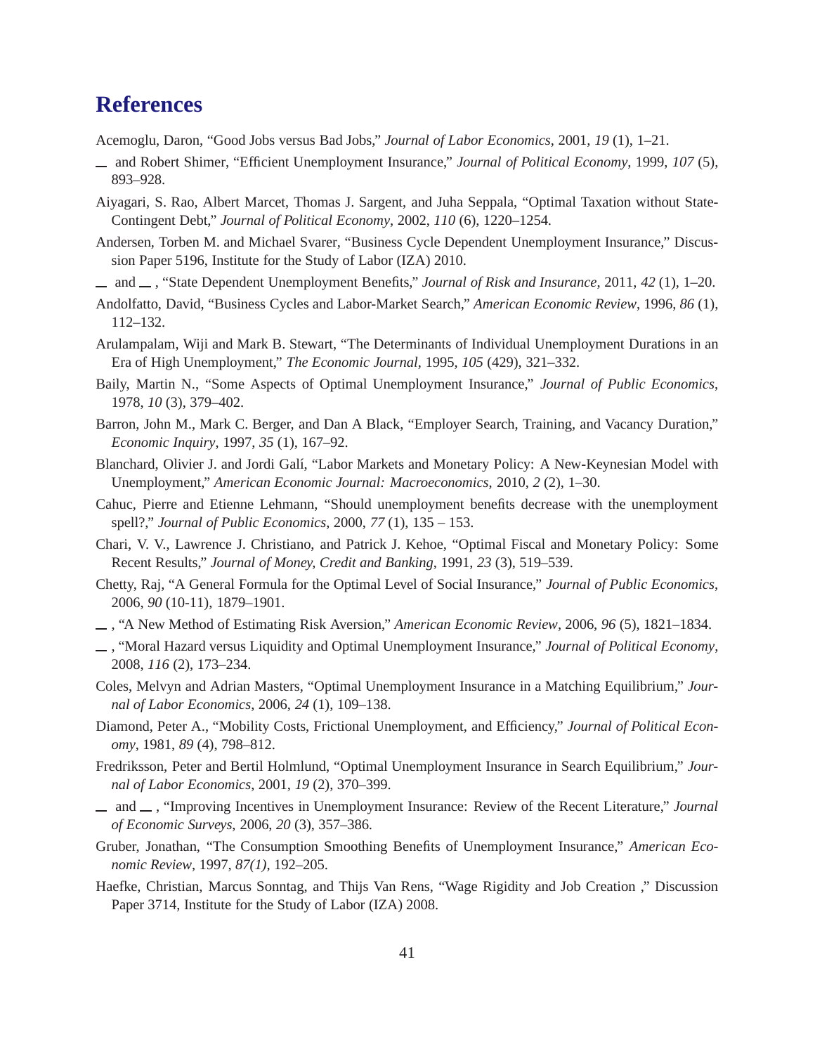# References

Acemoglu, Daron, "Good Jobs versus Bad Jobs," *Journal of Labor Economics*, 2001, *19* (1), 1–21.

— and Robert Shimer, "Efficient Unemployment Insurance," *Journal of Political Economy*, 1999, *107* (5), 893–928.

Aiyagari, S. Rao, Albert Marcet, Thomas J. Sargent, and Juha Seppala, "Optimal Taxation without State-Contingent Debt," *Journal of Political Economy*, 2002, *110* (6), 1220–1254.

Andersen, Torben M. and Michael Svarer, "Business Cycle Dependent Unemployment Insurance," Discussion Paper 5196, Institute for the Study of Labor (IZA) 2010.

— and — , "State Dependent Unemployment Benefits," *Journal of Risk and Insurance*, 2011, *42* (1), 1–20.

Andolfatto, David, "Business Cycles and Labor-Market Search," *American Economic Review*, 1996, *86* (1), 112–132.

Arulampalam, Wiji and Mark B. Stewart, "The Determinants of Individual Unemployment Durations in an Era of High Unemployment," *The Economic Journal*, 1995, *105* (429), 321–332.

Baily, Martin N., "Some Aspects of Optimal Unemployment Insurance," *Journal of Public Economics*, 1978, *10* (3), 379–402.

Barron, John M., Mark C. Berger, and Dan A Black, "Employer Search, Training, and Vacancy Duration," *Economic Inquiry*, 1997, *35* (1), 167–92.

Blanchard, Olivier J. and Jordi Galí, "Labor Markets and Monetary Policy: A New-Keynesian Model with Unemployment," *American Economic Journal: Macroeconomics*, 2010, *2* (2), 1–30.

Cahuc, Pierre and Etienne Lehmann, "Should unemployment benefits decrease with the unemployment spell?," *Journal of Public Economics*, 2000, *77* (1), 135 – 153.

Chari, V. V., Lawrence J. Christiano, and Patrick J. Kehoe, "Optimal Fiscal and Monetary Policy: Some Recent Results," *Journal of Money, Credit and Banking*, 1991, *23* (3), 519–539.

Chetty, Raj, "A General Formula for the Optimal Level of Social Insurance," *Journal of Public Economics*, 2006, *90* (10-11), 1879–1901.

— , "A New Method of Estimating Risk Aversion," *American Economic Review*, 2006, *96* (5), 1821–1834.

— , "Moral Hazard versus Liquidity and Optimal Unemployment Insurance," *Journal of Political Economy*, 2008, *116* (2), 173–234.

Coles, Melvyn and Adrian Masters, "Optimal Unemployment Insurance in a Matching Equilibrium," *Journal of Labor Economics*, 2006, *24* (1), 109–138.

Diamond, Peter A., "Mobility Costs, Frictional Unemployment, and Efficiency," *Journal of Political Economy*, 1981, *89* (4), 798–812.

Fredriksson, Peter and Bertil Holmlund, "Optimal Unemployment Insurance in Search Equilibrium," *Journal of Labor Economics*, 2001, *19* (2), 370–399.

— and — , "Improving Incentives in Unemployment Insurance: Review of the Recent Literature," *Journal of Economic Surveys*, 2006, *20* (3), 357–386.

Gruber, Jonathan, "The Consumption Smoothing Benefits of Unemployment Insurance," *American Economic Review*, 1997, *87(1)*, 192–205.

Haefke, Christian, Marcus Sonntag, and Thijs Van Rens, "Wage Rigidity and Job Creation ," Discussion Paper 3714, Institute for the Study of Labor (IZA) 2008.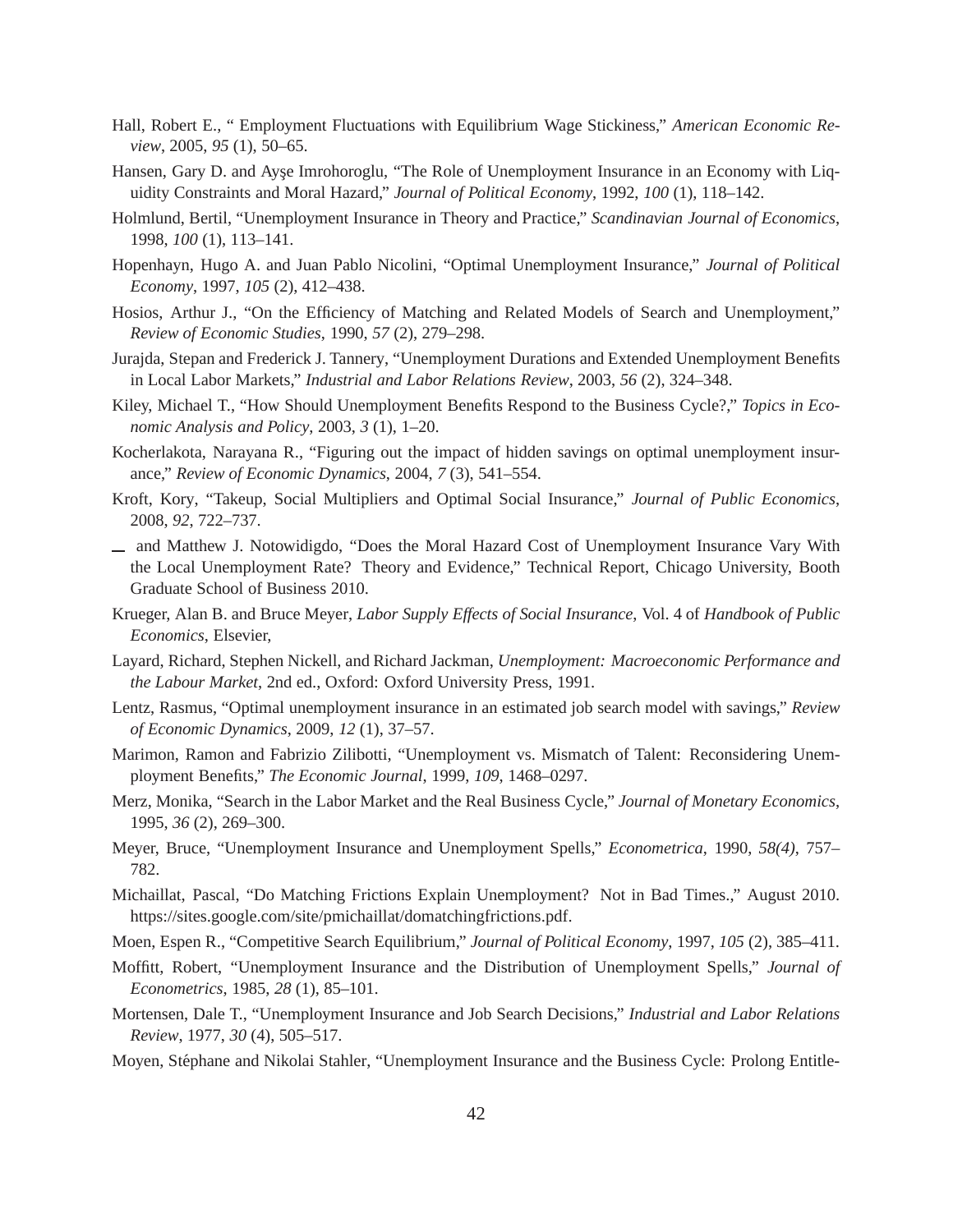Hall, Robert E., " Employment Fluctuations with Equilibrium Wage Stickiness," *American Economic Review*, 2005, *95* (1), 50–65.

Hansen, Gary D. and Ayşe Imrohoroglu, "The Role of Unemployment Insurance in an Economy with Liquidity Constraints and Moral Hazard," *Journal of Political Economy*, 1992, *100* (1), 118–142.

Holmlund, Bertil, "Unemployment Insurance in Theory and Practice," *Scandinavian Journal of Economics*, 1998, *100* (1), 113–141.

Hopenhayn, Hugo A. and Juan Pablo Nicolini, "Optimal Unemployment Insurance," *Journal of Political Economy*, 1997, *105* (2), 412–438.

Hosios, Arthur J., "On the Efficiency of Matching and Related Models of Search and Unemployment," *Review of Economic Studies*, 1990, *57* (2), 279–298.

Jurajda, Stepan and Frederick J. Tannery, "Unemployment Durations and Extended Unemployment Benefits in Local Labor Markets," *Industrial and Labor Relations Review*, 2003, *56* (2), 324–348.

Kiley, Michael T., "How Should Unemployment Benefits Respond to the Business Cycle?," *Topics in Economic Analysis and Policy*, 2003, *3* (1), 1–20.

Kocherlakota, Narayana R., "Figuring out the impact of hidden savings on optimal unemployment insurance," *Review of Economic Dynamics*, 2004, *7* (3), 541–554.

Kroft, Kory, "Takeup, Social Multipliers and Optimal Social Insurance," *Journal of Public Economics*, 2008, *92*, 722–737.

\_ and Matthew J. Notowidigdo, "Does the Moral Hazard Cost of Unemployment Insurance Vary With the Local Unemployment Rate? Theory and Evidence," Technical Report, Chicago University, Booth Graduate School of Business 2010.

Krueger, Alan B. and Bruce Meyer, *Labor Supply Effects of Social Insurance*, Vol. 4 of *Handbook of Public Economics*, Elsevier,

Layard, Richard, Stephen Nickell, and Richard Jackman, *Unemployment: Macroeconomic Performance and the Labour Market*, 2nd ed., Oxford: Oxford University Press, 1991.

Lentz, Rasmus, "Optimal unemployment insurance in an estimated job search model with savings," *Review of Economic Dynamics*, 2009, *12* (1), 37–57.

Marimon, Ramon and Fabrizio Zilibotti, "Unemployment vs. Mismatch of Talent: Reconsidering Unemployment Benefits," *The Economic Journal*, 1999, *109*, 1468–0297.

Merz, Monika, "Search in the Labor Market and the Real Business Cycle," *Journal of Monetary Economics*, 1995, *36* (2), 269–300.

Meyer, Bruce, "Unemployment Insurance and Unemployment Spells," *Econometrica*, 1990, *58(4)*, 757–782.

Michaillat, Pascal, "Do Matching Frictions Explain Unemployment? Not in Bad Times.," August 2010. https://sites.google.com/site/pmichaillat/domatchingfrictions.pdf.

Moen, Espen R., "Competitive Search Equilibrium," *Journal of Political Economy*, 1997, *105* (2), 385–411.

Moffitt, Robert, "Unemployment Insurance and the Distribution of Unemployment Spells," *Journal of Econometrics*, 1985, *28* (1), 85–101.

Mortensen, Dale T., "Unemployment Insurance and Job Search Decisions," *Industrial and Labor Relations Review*, 1977, *30* (4), 505–517.

Moyen, Stéphane and Nikolai Stahler, "Unemployment Insurance and the Business Cycle: Prolong Entitle-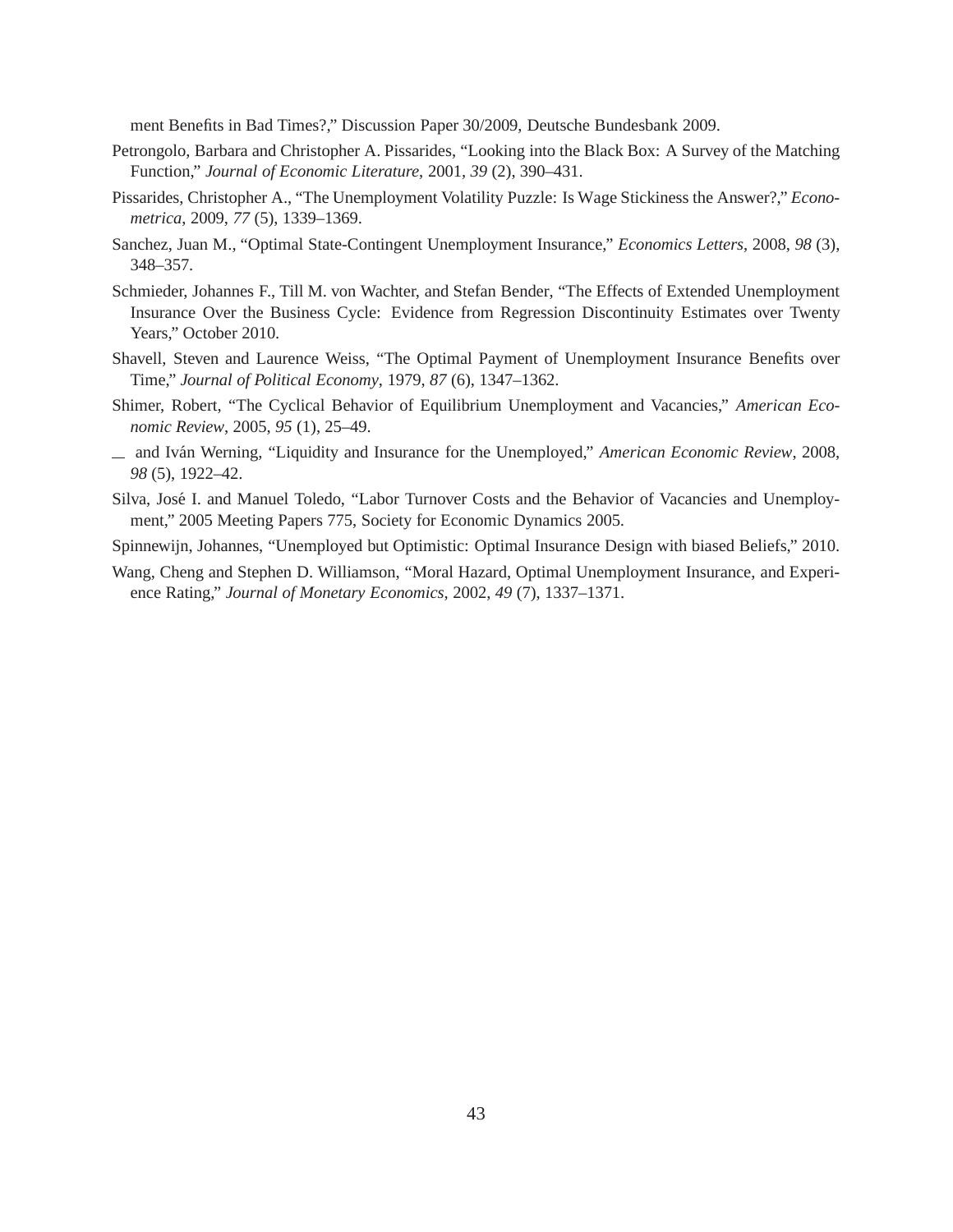ment Benefits in Bad Times?," Discussion Paper 30/2009, Deutsche Bundesbank 2009.

Petrongolo, Barbara and Christopher A. Pissarides, "Looking into the Black Box: A Survey of the Matching Function," *Journal of Economic Literature*, 2001, *39* (2), 390–431.

Pissarides, Christopher A., "The Unemployment Volatility Puzzle: Is Wage Stickiness the Answer?," *Econometrica*, 2009, *77* (5), 1339–1369.

Sanchez, Juan M., "Optimal State-Contingent Unemployment Insurance," *Economics Letters*, 2008, *98* (3), 348–357.

Schmieder, Johannes F., Till M. von Wachter, and Stefan Bender, "The Effects of Extended Unemployment Insurance Over the Business Cycle: Evidence from Regression Discontinuity Estimates over Twenty Years," October 2010.

Shavell, Steven and Laurence Weiss, "The Optimal Payment of Unemployment Insurance Benefits over Time," *Journal of Political Economy*, 1979, *87* (6), 1347–1362.

Shimer, Robert, "The Cyclical Behavior of Equilibrium Unemployment and Vacancies," *American Economic Review*, 2005, *95* (1), 25–49.

\_ and Iván Werning, "Liquidity and Insurance for the Unemployed," *American Economic Review*, 2008, *98* (5), 1922–42.

Silva, José I. and Manuel Toledo, "Labor Turnover Costs and the Behavior of Vacancies and Unemployment," 2005 Meeting Papers 775, Society for Economic Dynamics 2005.

Spinnewijn, Johannes, "Unemployed but Optimistic: Optimal Insurance Design with biased Beliefs," 2010.

Wang, Cheng and Stephen D. Williamson, "Moral Hazard, Optimal Unemployment Insurance, and Experience Rating," *Journal of Monetary Economics*, 2002, *49* (7), 1337–1371.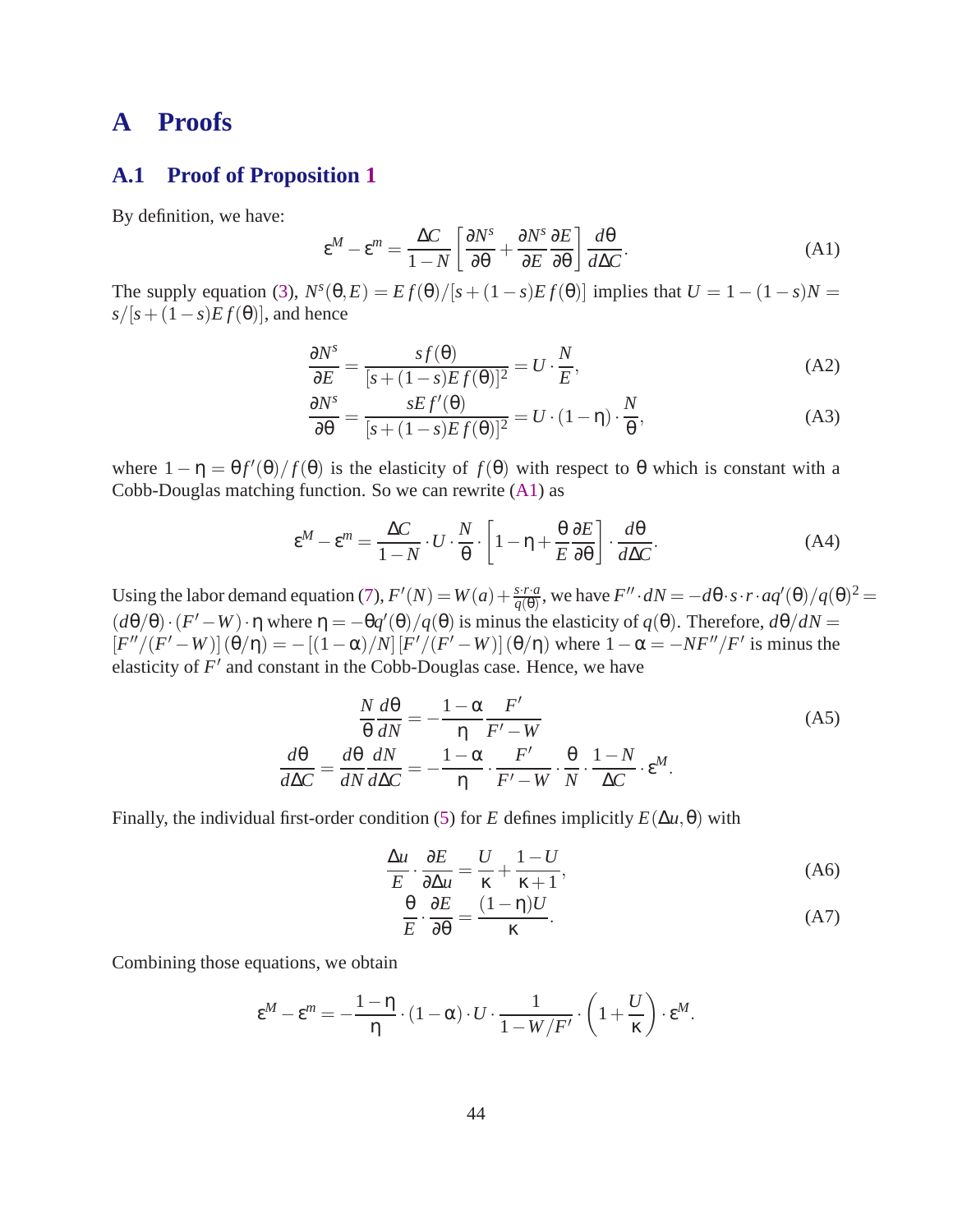# A Proofs

## A.1 Proof of Proposition 1

By definition, we have:

$$\varepsilon^M - \varepsilon^m = \frac{\Delta C}{1-N}\left[\frac{\partial N^s}{\partial \theta} + \frac{\partial N^s}{\partial E}\frac{\partial E}{\partial \theta}\right]\frac{d\theta}{d\Delta C}. \tag{A1}$$

The supply equation (3), $N^s(\theta, E) = E f(\theta)/[s + (1-s)E f(\theta)]$ implies that $U = 1 - (1-s)N = s/[s + (1-s)E f(\theta)]$, and hence

$$\frac{\partial N^s}{\partial E} = \frac{s f(\theta)}{[s + (1-s)E f(\theta)]^2} = U \cdot \frac{N}{E}, \tag{A2}$$

$$\frac{\partial N^s}{\partial \theta} = \frac{sE f'(\theta)}{[s + (1-s)E f(\theta)]^2} = U \cdot (1-\eta) \cdot \frac{N}{\theta}, \tag{A3}$$

where $1 - \eta = \theta f'(\theta)/f(\theta)$ is the elasticity of $f(\theta)$ with respect to $\theta$ which is constant with a Cobb-Douglas matching function. So we can rewrite (A1) as

$$\varepsilon^M - \varepsilon^m = \frac{\Delta C}{1-N} \cdot U \cdot \frac{N}{\theta} \cdot \left[1 - \eta + \frac{\theta}{E}\frac{\partial E}{\partial \theta}\right] \cdot \frac{d\theta}{d\Delta C}. \tag{A4}$$

Using the labor demand equation (7), $F'(N) = W(a) + \frac{s \cdot r \cdot a}{q(\theta)}$, we have $F'' \cdot dN = -d\theta \cdot s \cdot r \cdot a q'(\theta)/q(\theta)^2 = (d\theta/\theta) \cdot (F' - W) \cdot \eta$ where $\eta = -\theta q'(\theta)/q(\theta)$ is minus the elasticity of $q(\theta)$. Therefore, $d\theta/dN = [F''/(F' - W)](\theta/\eta) = -[(1-\alpha)/N][F'/(F' - W)](\theta/\eta)$ where $1 - \alpha = -NF''/F'$ is minus the elasticity of $F'$ and constant in the Cobb-Douglas case. Hence, we have

$$\begin{aligned} \frac{N}{\theta}\frac{d\theta}{dN} &= -\frac{1-\alpha}{\eta}\frac{F'}{F' - W} \\ \frac{d\theta}{d\Delta C} = \frac{d\theta}{dN}\frac{dN}{d\Delta C} &= -\frac{1-\alpha}{\eta} \cdot \frac{F'}{F' - W} \cdot \frac{\theta}{N} \cdot \frac{1-N}{\Delta C} \cdot \varepsilon^M. \end{aligned} \tag{A5}$$

Finally, the individual first-order condition (5) for $E$ defines implicitly $E(\Delta u, \theta)$ with

$$\frac{\Delta u}{E} \cdot \frac{\partial E}{\partial \Delta u} = \frac{U}{\kappa} + \frac{1-U}{\kappa + 1}, \tag{A6}$$

$$\frac{\theta}{E} \cdot \frac{\partial E}{\partial \theta} = \frac{(1-\eta)U}{\kappa}. \tag{A7}$$

Combining those equations, we obtain

$$\varepsilon^M - \varepsilon^m = -\frac{1-\eta}{\eta} \cdot (1-\alpha) \cdot U \cdot \frac{1}{1 - W/F'} \cdot \left(1 + \frac{U}{\kappa}\right) \cdot \varepsilon^M.$$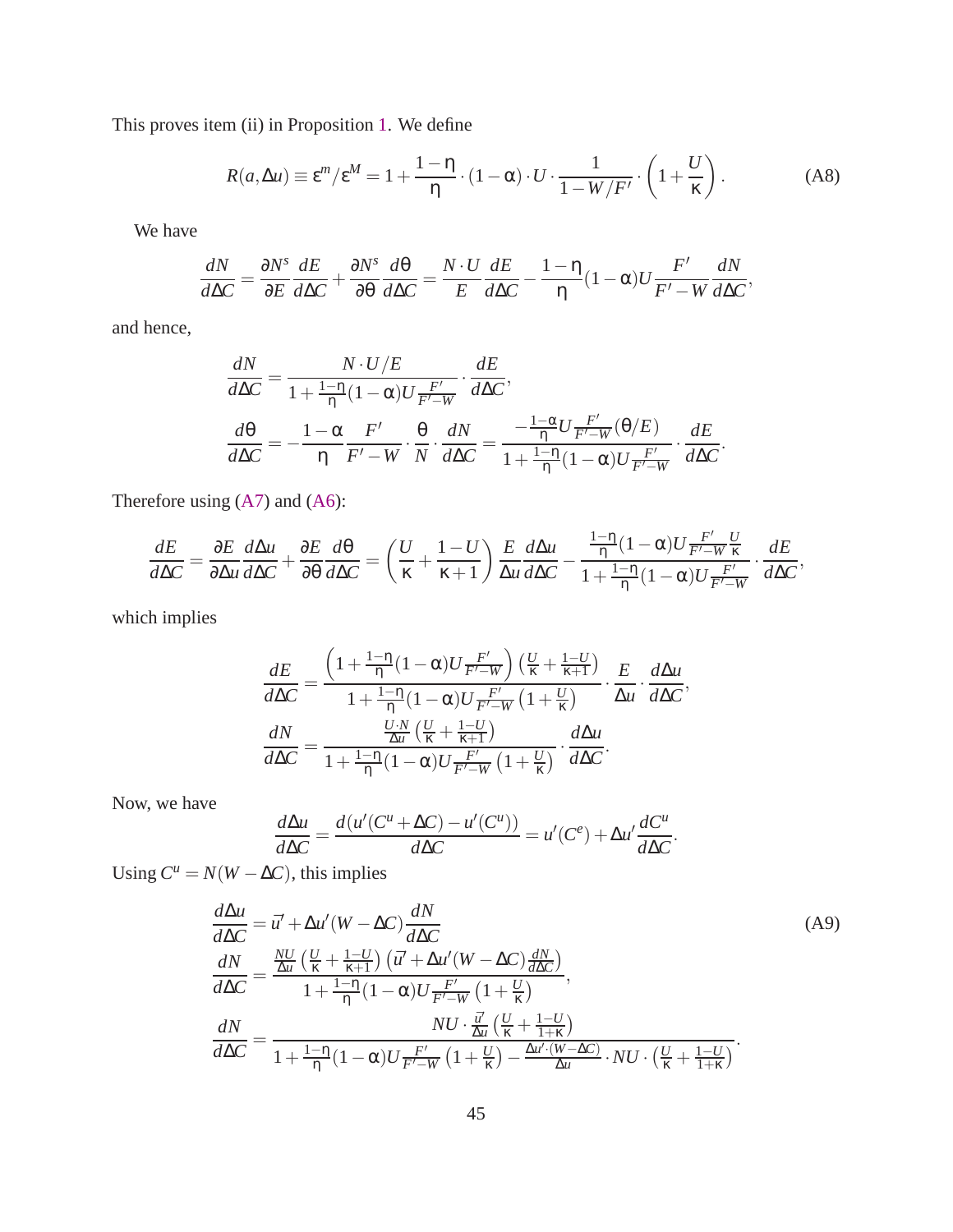This proves item (ii) in Proposition 1. We define

$$R(a,\Delta u) \equiv \varepsilon^m/\varepsilon^M = 1 + \frac{1-\eta}{\eta} \cdot (1-\alpha) \cdot U \cdot \frac{1}{1-W/F'} \cdot \left(1 + \frac{U}{\kappa}\right). \tag{A8}$$

We have

$$\frac{dN}{d\Delta C} = \frac{\partial N^s}{\partial E}\frac{dE}{d\Delta C} + \frac{\partial N^s}{\partial \theta}\frac{d\theta}{d\Delta C} = \frac{N \cdot U}{E}\frac{dE}{d\Delta C} - \frac{1-\eta}{\eta}(1-\alpha)U\frac{F'}{F'-W}\frac{dN}{d\Delta C},$$

and hence,

$$\frac{dN}{d\Delta C} = \frac{N \cdot U/E}{1 + \frac{1-\eta}{\eta}(1-\alpha)U\frac{F'}{F'-W}} \cdot \frac{dE}{d\Delta C},$$

$$\frac{d\theta}{d\Delta C} = -\frac{1-\alpha}{\eta}\frac{F'}{F'-W} \cdot \frac{\theta}{N} \cdot \frac{dN}{d\Delta C} = \frac{-\frac{1-\alpha}{\eta}U\frac{F'}{F'-W}(\theta/E)}{1 + \frac{1-\eta}{\eta}(1-\alpha)U\frac{F'}{F'-W}} \cdot \frac{dE}{d\Delta C}.$$

Therefore using (A7) and (A6):

$$\frac{dE}{d\Delta C} = \frac{\partial E}{\partial \Delta u}\frac{d\Delta u}{d\Delta C} + \frac{\partial E}{\partial \theta}\frac{d\theta}{d\Delta C} = \left(\frac{U}{\kappa} + \frac{1-U}{\kappa+1}\right)\frac{E}{\Delta u}\frac{d\Delta u}{d\Delta C} - \frac{\frac{1-\eta}{\eta}(1-\alpha)U\frac{F'}{F'-W}\frac{U}{\kappa}}{1 + \frac{1-\eta}{\eta}(1-\alpha)U\frac{F'}{F'-W}} \cdot \frac{dE}{d\Delta C},$$

which implies

$$\frac{dE}{d\Delta C} = \frac{\left(1 + \frac{1-\eta}{\eta}(1-\alpha)U\frac{F'}{F'-W}\right)\left(\frac{U}{\kappa} + \frac{1-U}{\kappa+1}\right)}{1 + \frac{1-\eta}{\eta}(1-\alpha)U\frac{F'}{F'-W}\left(1 + \frac{U}{\kappa}\right)} \cdot \frac{E}{\Delta u} \cdot \frac{d\Delta u}{d\Delta C},$$

$$\frac{dN}{d\Delta C} = \frac{\frac{U \cdot N}{\Delta u}\left(\frac{U}{\kappa} + \frac{1-U}{\kappa+1}\right)}{1 + \frac{1-\eta}{\eta}(1-\alpha)U\frac{F'}{F'-W}\left(1 + \frac{U}{\kappa}\right)} \cdot \frac{d\Delta u}{d\Delta C}.$$

Now, we have

$$\frac{d\Delta u}{d\Delta C} = \frac{d(u'(C^u + \Delta C) - u'(C^u))}{d\Delta C} = u'(C^e) + \Delta u'\frac{dC^u}{d\Delta C}.$$

Using $C^u = N(W - \Delta C)$, this implies

$$\begin{aligned}
\frac{d\Delta u}{d\Delta C} &= \vec{u'} + \Delta u'(W - \Delta C)\frac{dN}{d\Delta C} \\
\frac{dN}{d\Delta C} &= \frac{\frac{NU}{\Delta u}\left(\frac{U}{\kappa} + \frac{1-U}{\kappa+1}\right)\left(\vec{u'} + \Delta u'(W - \Delta C)\frac{dN}{d\Delta C}\right)}{1 + \frac{1-\eta}{\eta}(1-\alpha)U\frac{F'}{F'-W}\left(1 + \frac{U}{\kappa}\right)}, \\
\frac{dN}{d\Delta C} &= \frac{NU \cdot \frac{\vec{u'}}{\Delta u}\left(\frac{U}{\kappa} + \frac{1-U}{1+\kappa}\right)}{1 + \frac{1-\eta}{\eta}(1-\alpha)U\frac{F'}{F'-W}\left(1 + \frac{U}{\kappa}\right) - \frac{\Delta u' \cdot (W-\Delta C)}{\Delta u} \cdot NU \cdot \left(\frac{U}{\kappa} + \frac{1-U}{1+\kappa}\right)}.
\end{aligned} \tag{A9}$$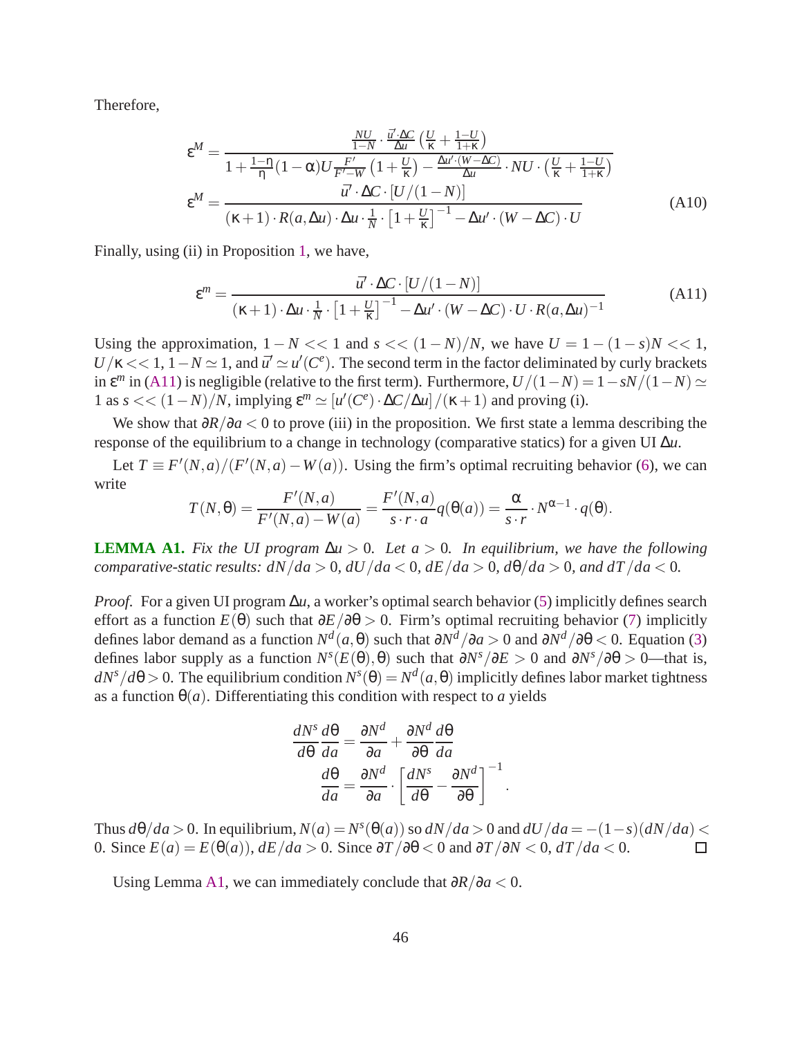Therefore,

$$\varepsilon^M = \frac{\frac{NU}{1-N} \cdot \frac{\bar{u}' \cdot \Delta C}{\Delta u} \left(\frac{U}{\kappa} + \frac{1-U}{1+\kappa}\right)}{1 + \frac{1-\eta}{\eta}(1-\alpha)U\frac{F'}{F'-W}\left(1+\frac{U}{\kappa}\right) - \frac{\Delta u' \cdot (W - \Delta C)}{\Delta u} \cdot NU \cdot \left(\frac{U}{\kappa} + \frac{1-U}{1+\kappa}\right)}$$

$$\varepsilon^M = \frac{\bar{u}' \cdot \Delta C \cdot [U/(1-N)]}{(\kappa+1) \cdot R(a, \Delta u) \cdot \Delta u \cdot \frac{1}{N} \cdot \left[1 + \frac{U}{\kappa}\right]^{-1} - \Delta u' \cdot (W - \Delta C) \cdot U} \tag{A10}$$

Finally, using (ii) in Proposition 1, we have,

$$\varepsilon^m = \frac{\bar{u}' \cdot \Delta C \cdot [U/(1-N)]}{(\kappa+1) \cdot \Delta u \cdot \frac{1}{N} \cdot \left[1 + \frac{U}{\kappa}\right]^{-1} - \Delta u' \cdot (W - \Delta C) \cdot U \cdot R(a, \Delta u)^{-1}} \tag{A11}$$

Using the approximation, $1 - N << 1$ and $s << (1-N)/N$, we have $U = 1 - (1-s)N << 1$, $U/\kappa << 1$, $1 - N \simeq 1$, and $\bar{u}' \simeq u'(C^e)$. The second term in the factor deliminated by curly brackets in $\varepsilon^m$ in (A11) is negligible (relative to the first term). Furthermore, $U/(1-N) = 1 - sN/(1-N) \simeq 1$ as $s << (1-N)/N$, implying $\varepsilon^m \simeq [u'(C^e) \cdot \Delta C/\Delta u]/(\kappa+1)$ and proving (i).

We show that $\partial R/\partial a < 0$ to prove (iii) in the proposition. We first state a lemma describing the response of the equilibrium to a change in technology (comparative statics) for a given UI $\Delta u$.

Let $T \equiv F'(N,a)/(F'(N,a) - W(a))$. Using the firm's optimal recruiting behavior (6), we can write

$$T(N, \theta) = \frac{F'(N,a)}{F'(N,a) - W(a)} = \frac{F'(N,a)}{s \cdot r \cdot a} q(\theta(a)) = \frac{\alpha}{s \cdot r} \cdot N^{\alpha - 1} \cdot q(\theta).$$

**LEMMA A1.** *Fix the UI program $\Delta u > 0$. Let $a > 0$. In equilibrium, we have the following comparative-static results: $dN/da > 0$, $dU/da < 0$, $dE/da > 0$, $d\theta/da > 0$, and $dT/da < 0$.*

*Proof.* For a given UI program $\Delta u$, a worker's optimal search behavior (5) implicitly defines search effort as a function $E(\theta)$ such that $\partial E/\partial\theta > 0$. Firm's optimal recruiting behavior (7) implicitly defines labor demand as a function $N^d(a, \theta)$ such that $\partial N^d/\partial a > 0$ and $\partial N^d/\partial\theta < 0$. Equation (3) defines labor supply as a function $N^s(E(\theta), \theta)$ such that $\partial N^s/\partial E > 0$ and $\partial N^s/\partial\theta > 0$—that is, $dN^s/d\theta > 0$. The equilibrium condition $N^s(\theta) = N^d(a, \theta)$ implicitly defines labor market tightness as a function $\theta(a)$. Differentiating this condition with respect to $a$ yields

$$\frac{dN^s}{d\theta}\frac{d\theta}{da} = \frac{\partial N^d}{\partial a} + \frac{\partial N^d}{\partial\theta}\frac{d\theta}{da}$$

$$\frac{d\theta}{da} = \frac{\partial N^d}{\partial a} \cdot \left[\frac{dN^s}{d\theta} - \frac{\partial N^d}{\partial\theta}\right]^{-1}.$$

Thus $d\theta/da > 0$. In equilibrium, $N(a) = N^s(\theta(a))$ so $dN/da > 0$ and $dU/da = -(1-s)(dN/da) < 0$. Since $E(a) = E(\theta(a))$, $dE/da > 0$. Since $\partial T/\partial\theta < 0$ and $\partial T/\partial N < 0$, $dT/da < 0$. □

Using Lemma A1, we can immediately conclude that $\partial R/\partial a < 0$.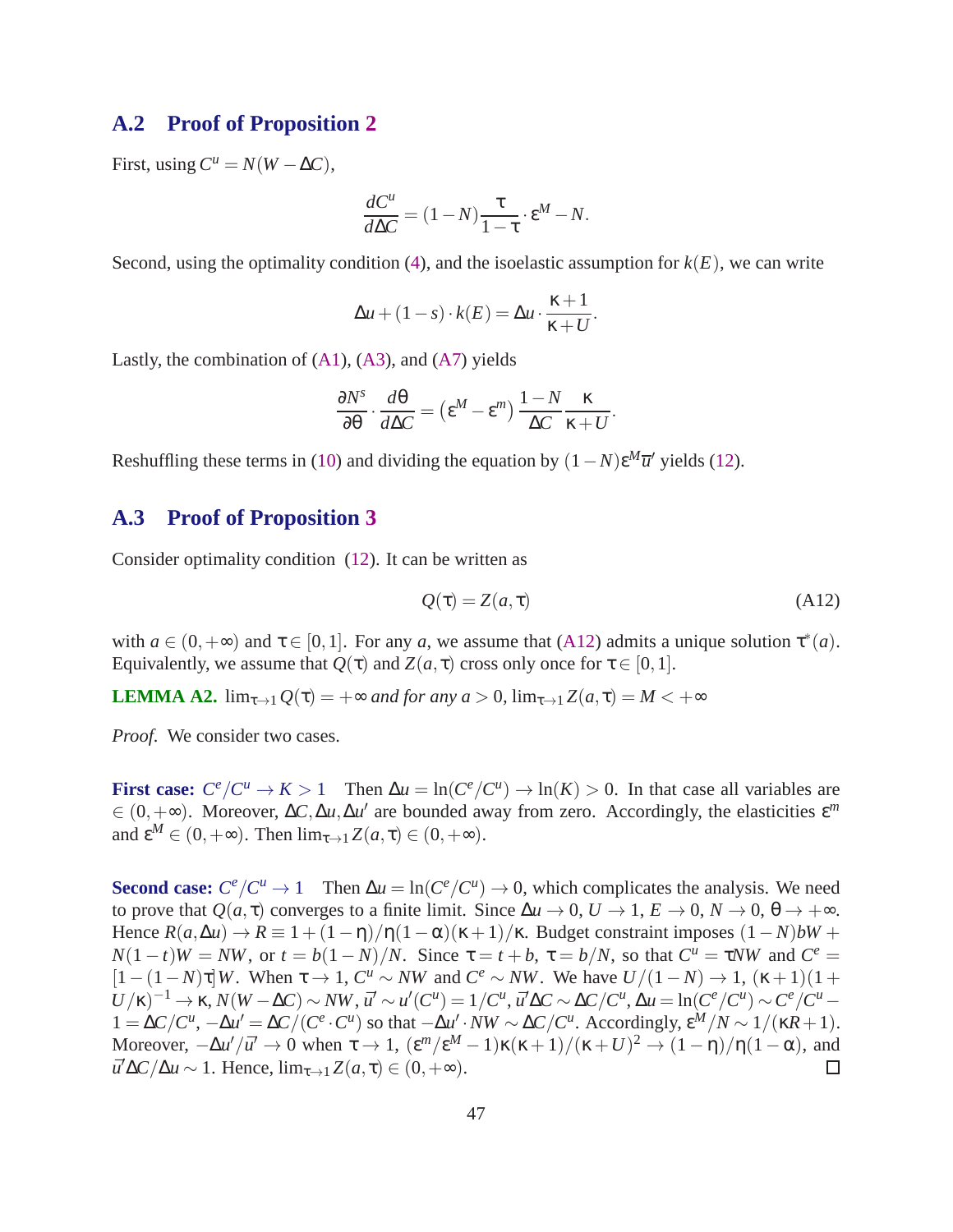## A.2 Proof of Proposition 2

First, using $C^u = N(W - \Delta C)$,

$$\frac{dC^u}{d\Delta C} = (1-N)\frac{\tau}{1-\tau} \cdot \varepsilon^M - N.$$

Second, using the optimality condition (4), and the isoelastic assumption for $k(E)$, we can write

$$\Delta u + (1-s) \cdot k(E) = \Delta u \cdot \frac{\kappa + 1}{\kappa + U}.$$

Lastly, the combination of (A1), (A3), and (A7) yields

$$\frac{\partial N^s}{\partial \theta} \cdot \frac{d\theta}{d\Delta C} = \left(\varepsilon^M - \varepsilon^m\right) \frac{1-N}{\Delta C} \frac{\kappa}{\kappa + U}.$$

Reshuffling these terms in (10) and dividing the equation by $(1-N)\varepsilon^M \overline{u}'$ yields (12).

## A.3 Proof of Proposition 3

Consider optimality condition (12). It can be written as

$$Q(\tau) = Z(a, \tau) \tag{A12}$$

with $a \in (0, +\infty)$ and $\tau \in [0,1]$. For any $a$, we assume that (A12) admits a unique solution $\tau^*(a)$. Equivalently, we assume that $Q(\tau)$ and $Z(a, \tau)$ cross only once for $\tau \in [0,1]$.

**LEMMA A2.** $\lim_{\tau \to 1} Q(\tau) = +\infty$ *and for any* $a > 0$, $\lim_{\tau \to 1} Z(a, \tau) = M < +\infty$

*Proof.* We consider two cases.

**First case:** $C^e/C^u \to K > 1$ Then $\Delta u = \ln(C^e/C^u) \to \ln(K) > 0$. In that case all variables are $\in (0, +\infty)$. Moreover, $\Delta C, \Delta u, \Delta u'$ are bounded away from zero. Accordingly, the elasticities $\varepsilon^m$ and $\varepsilon^M \in (0, +\infty)$. Then $\lim_{\tau \to 1} Z(a, \tau) \in (0, +\infty)$.

**Second case:** $C^e/C^u \to 1$ Then $\Delta u = \ln(C^e/C^u) \to 0$, which complicates the analysis. We need to prove that $Q(a, \tau)$ converges to a finite limit. Since $\Delta u \to 0$, $U \to 1$, $E \to 0$, $N \to 0$, $\theta \to +\infty$. Hence $R(a, \Delta u) \to R \equiv 1 + (1-\eta)/\eta(1-\alpha)(\kappa+1)/\kappa$. Budget constraint imposes $(1-N)bW + N(1-t)W = NW$, or $t = b(1-N)/N$. Since $\tau = t + b$, $\tau = b/N$, so that $C^u = \tau NW$ and $C^e = [1-(1-N)\tau]W$. When $\tau \to 1$, $C^u \sim NW$ and $C^e \sim NW$. We have $U/(1-N) \to 1$, $(\kappa+1)(1+U/\kappa)^{-1} \to \kappa$, $N(W - \Delta C) \sim NW$, $\overline{u}' \sim u'(C^u) = 1/C^u$, $\overline{u}'\Delta C \sim \Delta C/C^u$, $\Delta u = \ln(C^e/C^u) \sim C^e/C^u - 1 = \Delta C/C^u$, $-\Delta u' = \Delta C/(C^e \cdot C^u)$ so that $-\Delta u' \cdot NW \sim \Delta C/C^u$. Accordingly, $\varepsilon^M/N \sim 1/(\kappa R + 1)$. Moreover, $-\Delta u'/\overline{u}' \to 0$ when $\tau \to 1$, $(\varepsilon^m/\varepsilon^M - 1)\kappa(\kappa+1)/(\kappa+U)^2 \to (1-\eta)/\eta(1-\alpha)$, and $\overline{u}'\Delta C/\Delta u \sim 1$. Hence, $\lim_{\tau \to 1} Z(a, \tau) \in (0, +\infty)$. □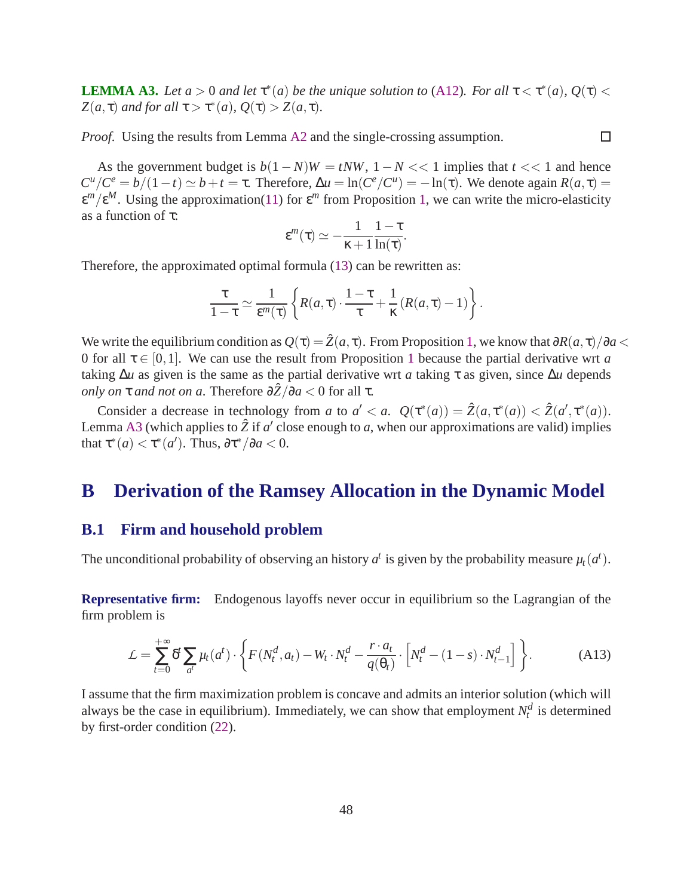**LEMMA A3.** *Let $a > 0$ and let $\tau^*(a)$ be the unique solution to (A12). For all $\tau < \tau^*(a)$, $Q(\tau) < Z(a,\tau)$ and for all $\tau > \tau^*(a)$, $Q(\tau) > Z(a,\tau)$.*

*Proof.* Using the results from Lemma A2 and the single-crossing assumption. □

As the government budget is $b(1-N)W = tNW$, $1-N << 1$ implies that $t << 1$ and hence $C^u/C^e = b/(1-t) \simeq b + t = \tau$. Therefore, $\Delta u = \ln(C^e/C^u) = -\ln(\tau)$. We denote again $R(a,\tau) = \varepsilon^m/\varepsilon^M$. Using the approximation(11) for $\varepsilon^m$ from Proposition 1, we can write the micro-elasticity as a function of $\tau$:

$$\varepsilon^m(\tau) \simeq -\frac{1}{\kappa+1}\frac{1-\tau}{\ln(\tau)}.$$

Therefore, the approximated optimal formula (13) can be rewritten as:

$$\frac{\tau}{1-\tau} \simeq \frac{1}{\varepsilon^m(\tau)}\left\{R(a,\tau)\cdot\frac{1-\tau}{\tau} + \frac{1}{\kappa}\left(R(a,\tau)-1\right)\right\}.$$

We write the equilibrium condition as $Q(\tau) = \hat{Z}(a,\tau)$. From Proposition 1, we know that $\partial R(a,\tau)/\partial a < 0$ for all $\tau \in [0,1]$. We can use the result from Proposition 1 because the partial derivative wrt $a$ taking $\Delta u$ as given is the same as the partial derivative wrt $a$ taking $\tau$ as given, since $\Delta u$ depends *only on* $\tau$ *and not on* $a$. Therefore $\partial\hat{Z}/\partial a < 0$ for all $\tau$.

Consider a decrease in technology from $a$ to $a' < a$. $Q(\tau^*(a)) = \hat{Z}(a,\tau^*(a)) < \hat{Z}(a',\tau^*(a))$. Lemma A3 (which applies to $\hat{Z}$ if $a'$ close enough to $a$, when our approximations are valid) implies that $\tau^*(a) < \tau^*(a')$. Thus, $\partial\tau^*/\partial a < 0$.

# B Derivation of the Ramsey Allocation in the Dynamic Model

## B.1 Firm and household problem

The unconditional probability of observing an history $a^t$ is given by the probability measure $\mu_t(a^t)$.

**Representative firm:** Endogenous layoffs never occur in equilibrium so the Lagrangian of the firm problem is

$$\mathcal{L} = \sum_{t=0}^{+\infty}\delta^t \sum_{a^t}\mu_t(a^t)\cdot\left\{F\left(N_t^d, a_t\right) - W_t\cdot N_t^d - \frac{r\cdot a_t}{q(\theta_t)}\cdot\left[N_t^d - (1-s)\cdot N_{t-1}^d\right]\right\}. \tag{A13}$$

I assume that the firm maximization problem is concave and admits an interior solution (which will always be the case in equilibrium). Immediately, we can show that employment $N_t^d$ is determined by first-order condition (22).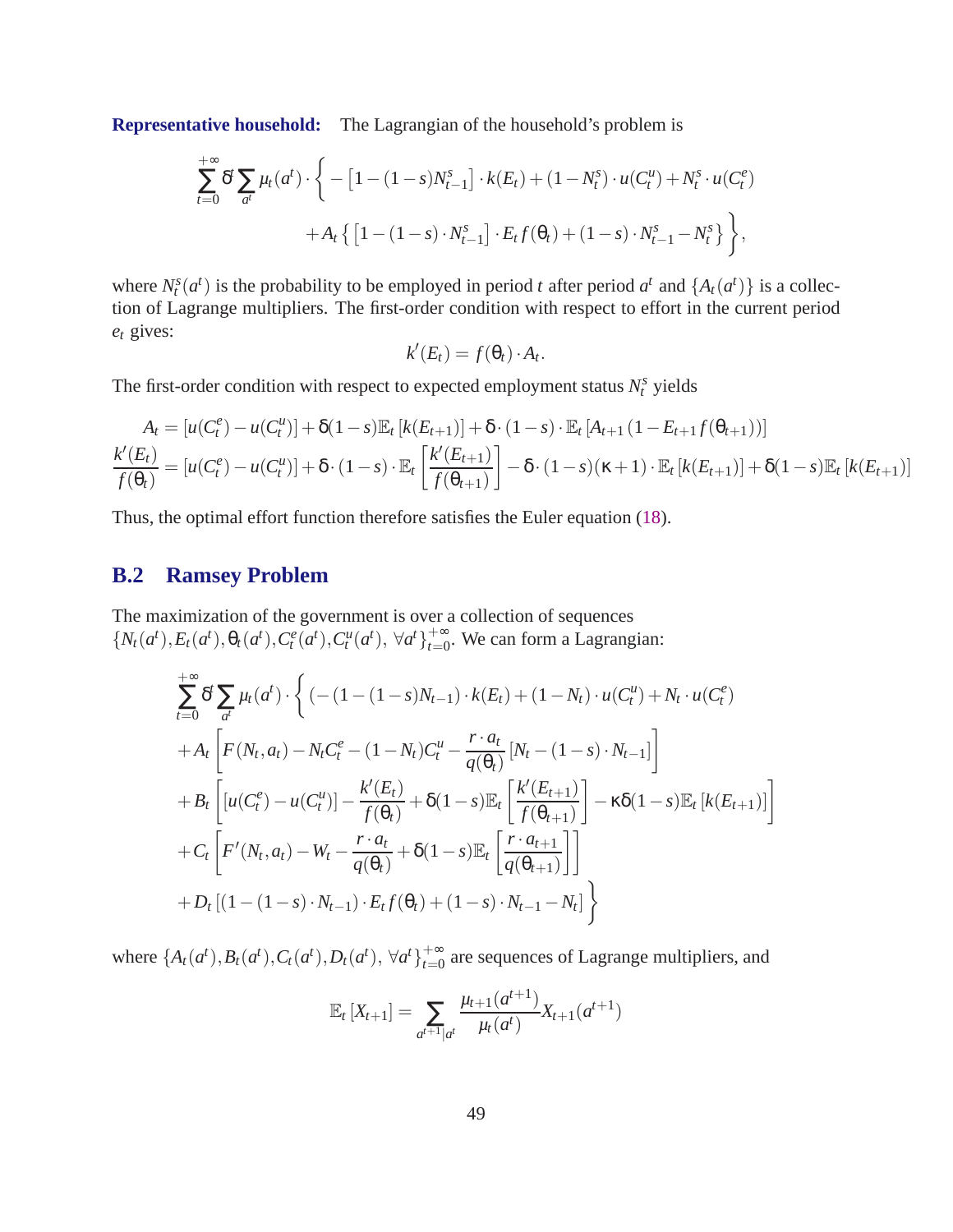**Representative household:** The Lagrangian of the household's problem is

$$\sum_{t=0}^{+\infty} \delta^t \sum_{a^t} \mu_t(a^t) \cdot \Bigg\{ -\left[1-(1-s)N_{t-1}^s\right] \cdot k(E_t) + (1-N_t^s) \cdot u(C_t^u) + N_t^s \cdot u(C_t^e)$$
$$+ A_t \left\{ \left[1-(1-s)\cdot N_{t-1}^s\right] \cdot E_t f(\theta_t) + (1-s)\cdot N_{t-1}^s - N_t^s \right\} \Bigg\},$$

where $N_t^s(a^t)$ is the probability to be employed in period $t$ after period $a^t$ and $\{A_t(a^t)\}$ is a collection of Lagrange multipliers. The first-order condition with respect to effort in the current period $e_t$ gives:

$$k'(E_t) = f(\theta_t) \cdot A_t.$$

The first-order condition with respect to expected employment status $N_t^s$ yields

$$A_t = [u(C_t^e) - u(C_t^u)] + \delta(1-s)\mathbb{E}_t\left[k(E_{t+1})\right] + \delta \cdot (1-s) \cdot \mathbb{E}_t\left[A_{t+1}\left(1 - E_{t+1} f(\theta_{t+1})\right)\right]$$

$$\frac{k'(E_t)}{f(\theta_t)} = [u(C_t^e) - u(C_t^u)] + \delta \cdot (1-s) \cdot \mathbb{E}_t\left[\frac{k'(E_{t+1})}{f(\theta_{t+1})}\right] - \delta \cdot (1-s)(\kappa+1) \cdot \mathbb{E}_t\left[k(E_{t+1})\right] + \delta(1-s)\mathbb{E}_t\left[k(E_{t+1})\right]$$

Thus, the optimal effort function therefore satisfies the Euler equation (18).

## B.2 Ramsey Problem

The maximization of the government is over a collection of sequences $\{N_t(a^t), E_t(a^t), \theta_t(a^t), C_t^e(a^t), C_t^u(a^t), \forall a^t\}_{t=0}^{+\infty}$. We can form a Lagrangian:

$$\sum_{t=0}^{+\infty} \delta^t \sum_{a^t} \mu_t(a^t) \cdot \Bigg\{ \left(-(1-(1-s)N_{t-1}) \cdot k(E_t) + (1-N_t) \cdot u(C_t^u) + N_t \cdot u(C_t^e)\right.$$
$$+ A_t \left[ F(N_t, a_t) - N_t C_t^e - (1-N_t) C_t^u - \frac{r \cdot a_t}{q(\theta_t)} \left[N_t - (1-s)\cdot N_{t-1}\right] \right]$$
$$+ B_t \left[ \left[u(C_t^e) - u(C_t^u)\right] - \frac{k'(E_t)}{f(\theta_t)} + \delta(1-s)\mathbb{E}_t\left[\frac{k'(E_{t+1})}{f(\theta_{t+1})}\right] - \kappa\delta(1-s)\mathbb{E}_t\left[k(E_{t+1})\right] \right]$$
$$+ C_t \left[ F'(N_t, a_t) - W_t - \frac{r \cdot a_t}{q(\theta_t)} + \delta(1-s)\mathbb{E}_t\left[\frac{r \cdot a_{t+1}}{q(\theta_{t+1})}\right] \right]$$
$$+ D_t \left[ (1-(1-s)\cdot N_{t-1}) \cdot E_t f(\theta_t) + (1-s) \cdot N_{t-1} - N_t \right] \Bigg\}$$

where $\{A_t(a^t), B_t(a^t), C_t(a^t), D_t(a^t), \forall a^t\}_{t=0}^{+\infty}$ are sequences of Lagrange multipliers, and

$$\mathbb{E}_t\left[X_{t+1}\right] = \sum_{a^{t+1}|a^t} \frac{\mu_{t+1}(a^{t+1})}{\mu_t(a^t)} X_{t+1}(a^{t+1})$$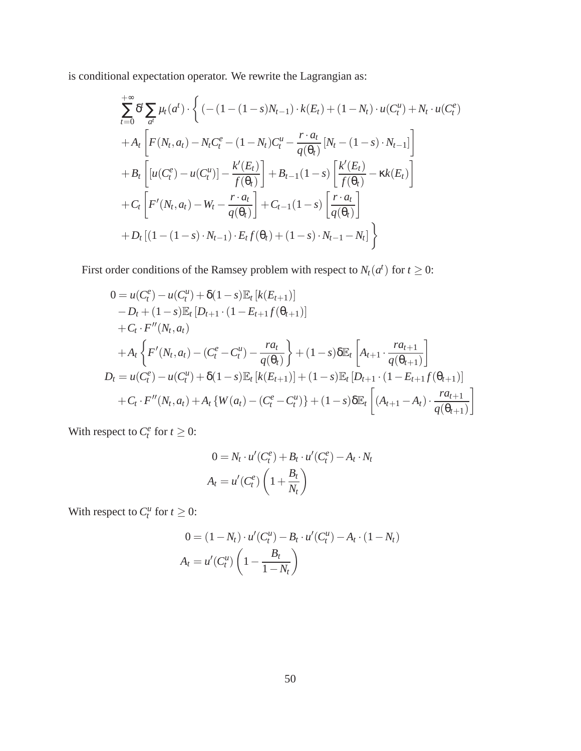is conditional expectation operator. We rewrite the Lagrangian as:

$$
\begin{aligned}
\sum_{t=0}^{+\infty} \delta^t \sum_{a^t} \mu_t(a^t) \cdot \Bigg\{ & \left(-\left(1-(1-s)N_{t-1}\right) \cdot k(E_t) + (1-N_t) \cdot u(C_t^u) + N_t \cdot u(C_t^e)\right. \\
& + A_t \left[ F(N_t, a_t) - N_t C_t^e - (1-N_t) C_t^u - \frac{r \cdot a_t}{q(\theta_t)} \left[N_t - (1-s) \cdot N_{t-1}\right] \right] \\
& + B_t \left[ \left[u(C_t^e) - u(C_t^u)\right] - \frac{k'(E_t)}{f(\theta_t)} \right] + B_{t-1}(1-s) \left[ \frac{k'(E_t)}{f(\theta_t)} - \kappa k(E_t) \right] \\
& + C_t \left[ F'(N_t, a_t) - W_t - \frac{r \cdot a_t}{q(\theta_t)} \right] + C_{t-1}(1-s) \left[ \frac{r \cdot a_t}{q(\theta_t)} \right] \\
& + D_t \left[ (1-(1-s) \cdot N_{t-1}) \cdot E_t f(\theta_t) + (1-s) \cdot N_{t-1} - N_t \right] \Bigg\}
\end{aligned}
$$

First order conditions of the Ramsey problem with respect to $N_t(a^t)$ for $t \geq 0$:

$$
\begin{aligned}
0 = \; & u(C_t^e) - u(C_t^u) + \delta(1-s)\mathbb{E}_t\left[k(E_{t+1})\right] \\
& - D_t + (1-s)\mathbb{E}_t\left[D_{t+1} \cdot (1 - E_{t+1} f(\theta_{t+1})\right] \\
& + C_t \cdot F''(N_t, a_t) \\
& + A_t \left\{ F'(N_t, a_t) - (C_t^e - C_t^u) - \frac{ra_t}{q(\theta_t)} \right\} + (1-s)\delta\mathbb{E}_t\left[ A_{t+1} \cdot \frac{ra_{t+1}}{q(\theta_{t+1})} \right] \\
D_t = \; & u(C_t^e) - u(C_t^u) + \delta(1-s)\mathbb{E}_t\left[k(E_{t+1})\right] + (1-s)\mathbb{E}_t\left[D_{t+1} \cdot (1 - E_{t+1} f(\theta_{t+1})\right] \\
& + C_t \cdot F''(N_t, a_t) + A_t\left\{W(a_t) - (C_t^e - C_t^u)\right\} + (1-s)\delta\mathbb{E}_t\left[ (A_{t+1} - A_t) \cdot \frac{ra_{t+1}}{q(\theta_{t+1})} \right]
\end{aligned}
$$

With respect to $C_t^e$ for $t \geq 0$:

$$
\begin{aligned}
0 &= N_t \cdot u'(C_t^e) + B_t \cdot u'(C_t^e) - A_t \cdot N_t \\
A_t &= u'(C_t^e)\left(1 + \frac{B_t}{N_t}\right)
\end{aligned}
$$

With respect to $C_t^u$ for $t \geq 0$:

$$
\begin{aligned}
0 &= (1-N_t) \cdot u'(C_t^u) - B_t \cdot u'(C_t^u) - A_t \cdot (1-N_t) \\
A_t &= u'(C_t^u)\left(1 - \frac{B_t}{1-N_t}\right)
\end{aligned}
$$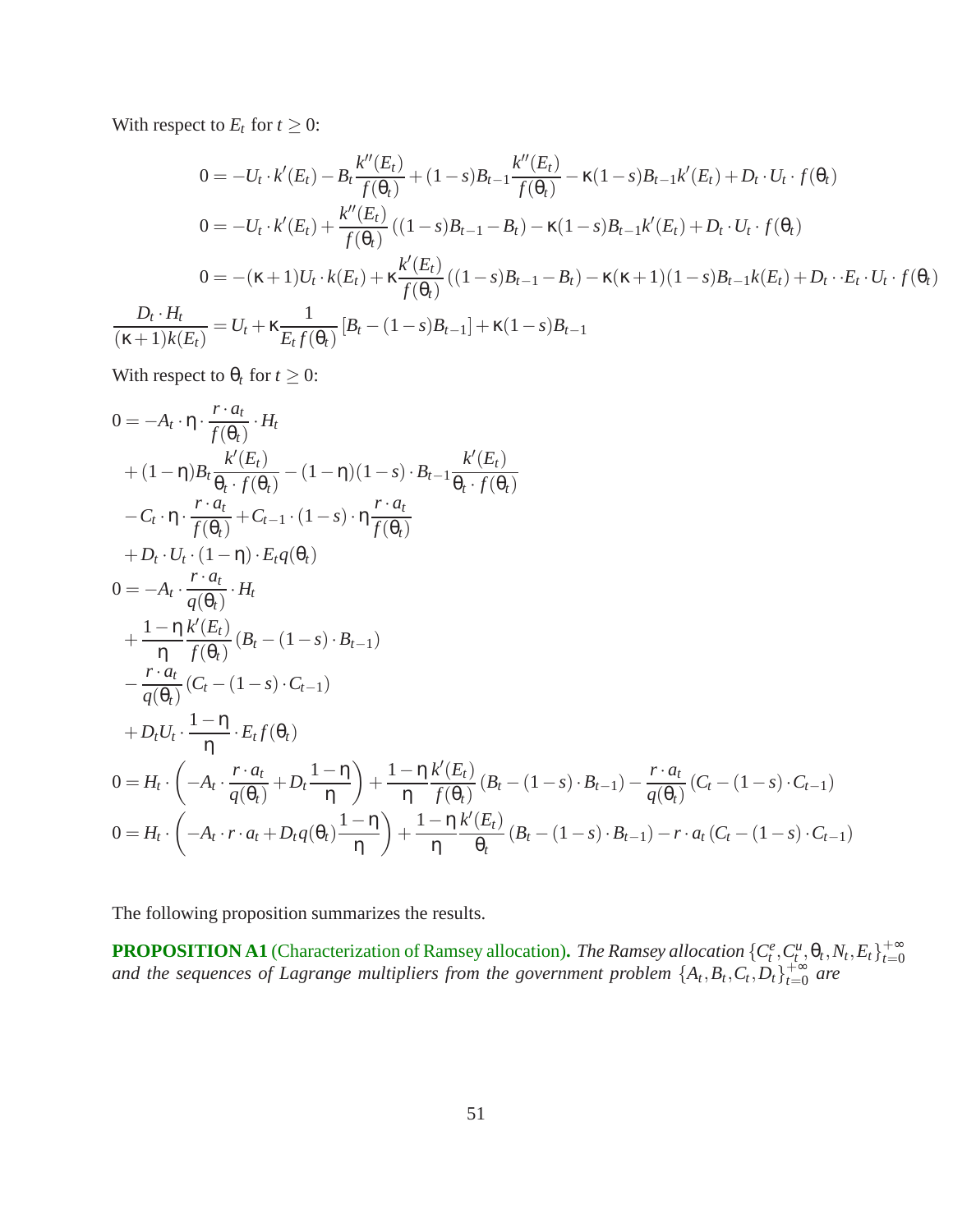With respect to $E_t$ for $t \geq 0$:

$$
\begin{aligned}
0 &= -U_t \cdot k'(E_t) - B_t \frac{k''(E_t)}{f(\theta_t)} + (1-s)B_{t-1}\frac{k''(E_t)}{f(\theta_t)} - \kappa(1-s)B_{t-1}k'(E_t) + D_t \cdot U_t \cdot f(\theta_t) \\
0 &= -U_t \cdot k'(E_t) + \frac{k''(E_t)}{f(\theta_t)}\left((1-s)B_{t-1} - B_t\right) - \kappa(1-s)B_{t-1}k'(E_t) + D_t \cdot U_t \cdot f(\theta_t) \\
0 &= -(\kappa+1)U_t \cdot k(E_t) + \kappa\frac{k'(E_t)}{f(\theta_t)}\left((1-s)B_{t-1} - B_t\right) - \kappa(\kappa+1)(1-s)B_{t-1}k(E_t) + D_t \cdot \cdot E_t \cdot U_t \cdot f(\theta_t) \\
\frac{D_t \cdot H_t}{(\kappa+1)k(E_t)} &= U_t + \kappa\frac{1}{E_t f(\theta_t)}\left[B_t - (1-s)B_{t-1}\right] + \kappa(1-s)B_{t-1}
\end{aligned}
$$

With respect to $\theta_t$ for $t \geq 0$:

$$
\begin{aligned}
0 = & -A_t \cdot \eta \cdot \frac{r \cdot a_t}{f(\theta_t)} \cdot H_t \\
& + (1-\eta)B_t\frac{k'(E_t)}{\theta_t \cdot f(\theta_t)} - (1-\eta)(1-s) \cdot B_{t-1}\frac{k'(E_t)}{\theta_t \cdot f(\theta_t)} \\
& - C_t \cdot \eta \cdot \frac{r \cdot a_t}{f(\theta_t)} + C_{t-1} \cdot (1-s) \cdot \eta \frac{r \cdot a_t}{f(\theta_t)} \\
& + D_t \cdot U_t \cdot (1-\eta) \cdot E_t q(\theta_t) \\
0 = & -A_t \cdot \frac{r \cdot a_t}{q(\theta_t)} \cdot H_t \\
& + \frac{1-\eta}{\eta}\frac{k'(E_t)}{f(\theta_t)}\left(B_t - (1-s) \cdot B_{t-1}\right) \\
& - \frac{r \cdot a_t}{q(\theta_t)}\left(C_t - (1-s) \cdot C_{t-1}\right) \\
& + D_t U_t \cdot \frac{1-\eta}{\eta} \cdot E_t f(\theta_t) \\
0 = & \, H_t \cdot \left(-A_t \cdot \frac{r \cdot a_t}{q(\theta_t)} + D_t\frac{1-\eta}{\eta}\right) + \frac{1-\eta}{\eta}\frac{k'(E_t)}{f(\theta_t)}\left(B_t - (1-s) \cdot B_{t-1}\right) - \frac{r \cdot a_t}{q(\theta_t)}\left(C_t - (1-s) \cdot C_{t-1}\right) \\
0 = & \, H_t \cdot \left(-A_t \cdot r \cdot a_t + D_t q(\theta_t)\frac{1-\eta}{\eta}\right) + \frac{1-\eta}{\eta}\frac{k'(E_t)}{\theta_t}\left(B_t - (1-s) \cdot B_{t-1}\right) - r \cdot a_t\left(C_t - (1-s) \cdot C_{t-1}\right)
\end{aligned}
$$

The following proposition summarizes the results.

**PROPOSITION A1** (Characterization of Ramsey allocation)**.** *The Ramsey allocation* $\{C^e_t, C^u_t, \theta_t, N_t, E_t\}_{t=0}^{+\infty}$ *and the sequences of Lagrange multipliers from the government problem* $\{A_t, B_t, C_t, D_t\}_{t=0}^{+\infty}$ *are*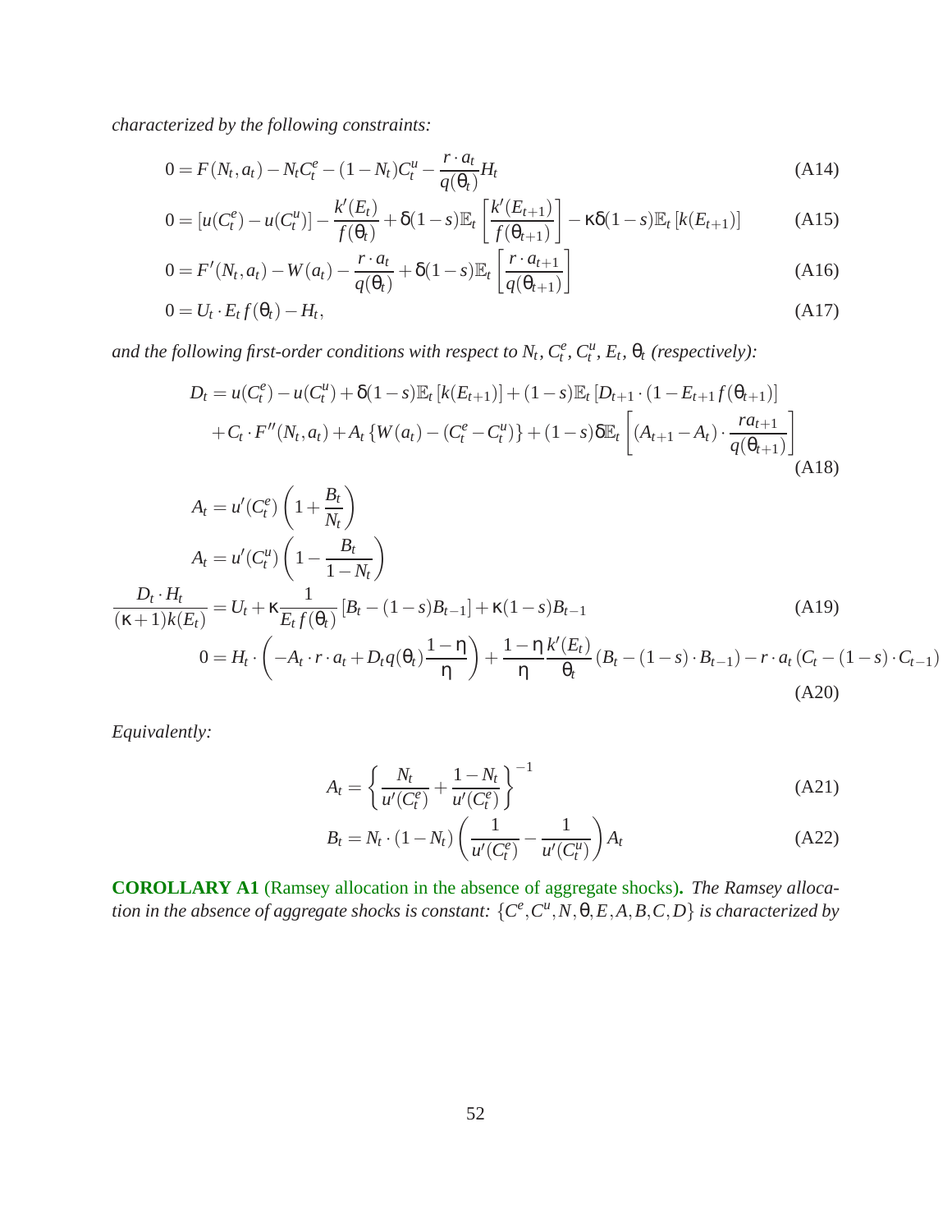*characterized by the following constraints:*

$$0 = F(N_t, a_t) - N_t C_t^e - (1 - N_t) C_t^u - \frac{r \cdot a_t}{q(\theta_t)} H_t \tag{A14}$$

$$0 = [u(C_t^e) - u(C_t^u)] - \frac{k'(E_t)}{f(\theta_t)} + \delta(1-s)\mathbb{E}_t\left[\frac{k'(E_{t+1})}{f(\theta_{t+1})}\right] - \kappa\delta(1-s)\mathbb{E}_t\left[k(E_{t+1})\right] \tag{A15}$$

$$0 = F'(N_t, a_t) - W(a_t) - \frac{r \cdot a_t}{q(\theta_t)} + \delta(1-s)\mathbb{E}_t\left[\frac{r \cdot a_{t+1}}{q(\theta_{t+1})}\right] \tag{A16}$$

$$0 = U_t \cdot E_t f(\theta_t) - H_t, \tag{A17}$$

*and the following first-order conditions with respect to $N_t$, $C_t^e$, $C_t^u$, $E_t$, $\theta_t$ (respectively):*

$$\begin{aligned} D_t = \; & u(C_t^e) - u(C_t^u) + \delta(1-s)\mathbb{E}_t\left[k(E_{t+1})\right] + (1-s)\mathbb{E}_t\left[D_{t+1} \cdot (1 - E_{t+1} f(\theta_{t+1})\right] \\ & + C_t \cdot F''(N_t, a_t) + A_t\left\{W(a_t) - (C_t^e - C_t^u)\right\} + (1-s)\delta\mathbb{E}_t\left[(A_{t+1} - A_t) \cdot \frac{r a_{t+1}}{q(\theta_{t+1})}\right] \end{aligned} \tag{A18}$$

$$A_t = u'(C_t^e)\left(1 + \frac{B_t}{N_t}\right)$$

$$A_t = u'(C_t^u)\left(1 - \frac{B_t}{1 - N_t}\right)$$

$$\frac{D_t \cdot H_t}{(\kappa+1)k(E_t)} = U_t + \kappa \frac{1}{E_t f(\theta_t)}\left[B_t - (1-s)B_{t-1}\right] + \kappa(1-s)B_{t-1} \tag{A19}$$

$$0 = H_t \cdot \left(-A_t \cdot r \cdot a_t + D_t q(\theta_t)\frac{1-\eta}{\eta}\right) + \frac{1-\eta}{\eta}\frac{k'(E_t)}{\theta_t}\left(B_t - (1-s) \cdot B_{t-1}\right) - r \cdot a_t\left(C_t - (1-s) \cdot C_{t-1}\right) \tag{A20}$$

*Equivalently:*

$$A_t = \left\{\frac{N_t}{u'(C_t^e)} + \frac{1 - N_t}{u'(C_t^e)}\right\}^{-1} \tag{A21}$$

$$B_t = N_t \cdot (1 - N_t)\left(\frac{1}{u'(C_t^e)} - \frac{1}{u'(C_t^u)}\right) A_t \tag{A22}$$

**COROLLARY A1** (Ramsey allocation in the absence of aggregate shocks)**.** *The Ramsey allocation in the absence of aggregate shocks is constant: $\{C^e, C^u, N, \theta, E, A, B, C, D\}$ is characterized by*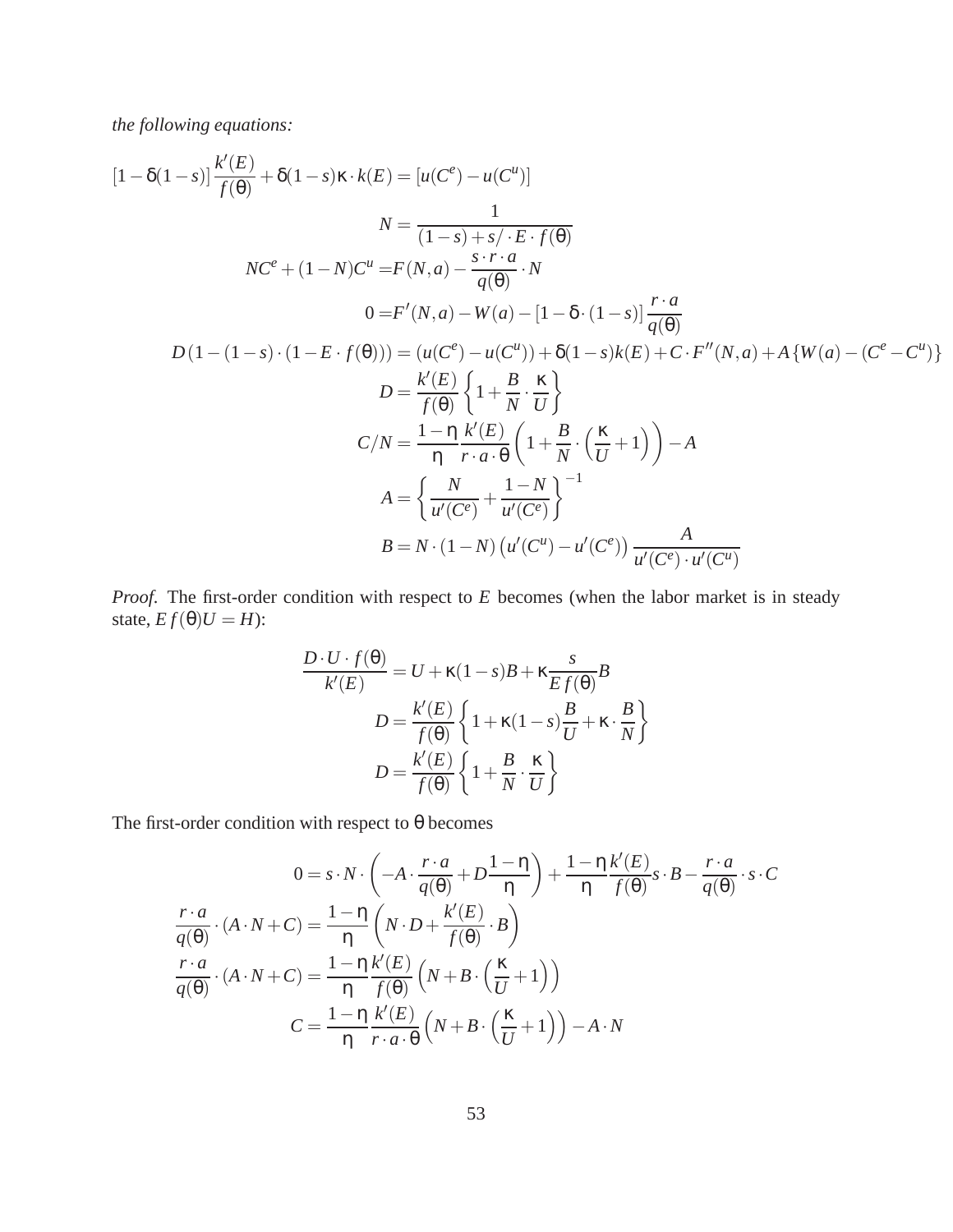*the following equations:*

$$[1-\delta(1-s)]\frac{k'(E)}{f(\theta)}+\delta(1-s)\kappa\cdot k(E)=[u(C^e)-u(C^u)]$$

$$N=\frac{1}{(1-s)+s/\cdot E\cdot f(\theta)}$$

$$NC^e+(1-N)C^u=F(N,a)-\frac{s\cdot r\cdot a}{q(\theta)}\cdot N$$

$$0=F'(N,a)-W(a)-[1-\delta\cdot(1-s)]\frac{r\cdot a}{q(\theta)}$$

$$D(1-(1-s)\cdot(1-E\cdot f(\theta)))=(u(C^e)-u(C^u))+\delta(1-s)k(E)+C\cdot F''(N,a)+A\{W(a)-(C^e-C^u)\}$$

$$D=\frac{k'(E)}{f(\theta)}\left\{1+\frac{B}{N}\cdot\frac{\kappa}{U}\right\}$$

$$C/N=\frac{1-\eta}{\eta}\frac{k'(E)}{r\cdot a\cdot\theta}\left(1+\frac{B}{N}\cdot\left(\frac{\kappa}{U}+1\right)\right)-A$$

$$A=\left\{\frac{N}{u'(C^e)}+\frac{1-N}{u'(C^e)}\right\}^{-1}$$

$$B=N\cdot(1-N)\left(u'(C^u)-u'(C^e)\right)\frac{A}{u'(C^e)\cdot u'(C^u)}$$

*Proof.* The first-order condition with respect to $E$ becomes (when the labor market is in steady state, $Ef(\theta)U=H$):

$$\frac{D\cdot U\cdot f(\theta)}{k'(E)}=U+\kappa(1-s)B+\kappa\frac{s}{Ef(\theta)}B$$

$$D=\frac{k'(E)}{f(\theta)}\left\{1+\kappa(1-s)\frac{B}{U}+\kappa\cdot\frac{B}{N}\right\}$$

$$D=\frac{k'(E)}{f(\theta)}\left\{1+\frac{B}{N}\cdot\frac{\kappa}{U}\right\}$$

The first-order condition with respect to $\theta$ becomes

$$0=s\cdot N\cdot\left(-A\cdot\frac{r\cdot a}{q(\theta)}+D\frac{1-\eta}{\eta}\right)+\frac{1-\eta}{\eta}\frac{k'(E)}{f(\theta)}s\cdot B-\frac{r\cdot a}{q(\theta)}\cdot s\cdot C$$

$$\frac{r\cdot a}{q(\theta)}\cdot(A\cdot N+C)=\frac{1-\eta}{\eta}\left(N\cdot D+\frac{k'(E)}{f(\theta)}\cdot B\right)$$

$$\frac{r\cdot a}{q(\theta)}\cdot(A\cdot N+C)=\frac{1-\eta}{\eta}\frac{k'(E)}{f(\theta)}\left(N+B\cdot\left(\frac{\kappa}{U}+1\right)\right)$$

$$C=\frac{1-\eta}{\eta}\frac{k'(E)}{r\cdot a\cdot\theta}\left(N+B\cdot\left(\frac{\kappa}{U}+1\right)\right)-A\cdot N$$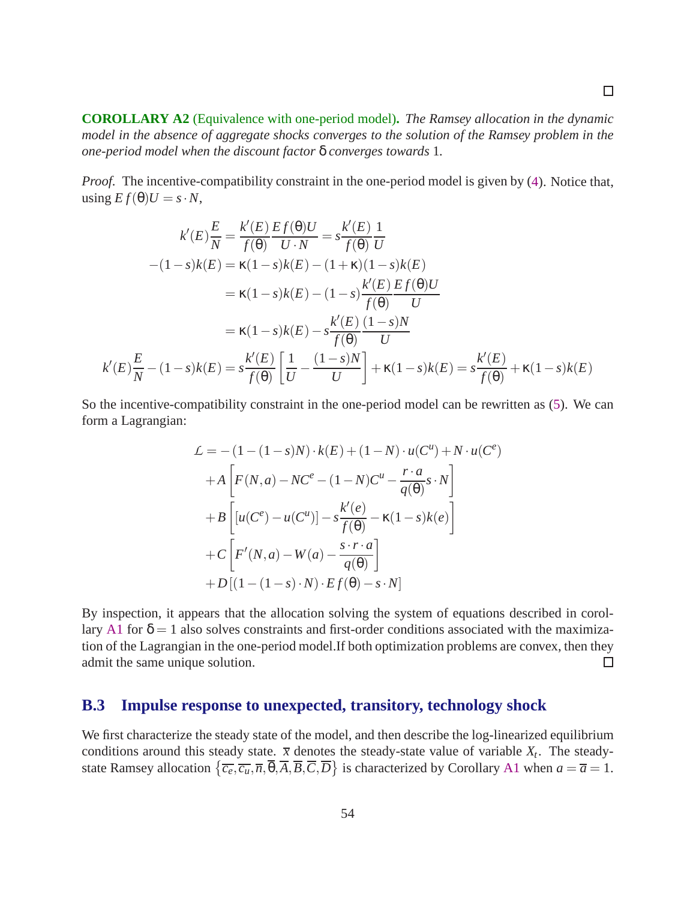□

**COROLLARY A2** (Equivalence with one-period model)**.** *The Ramsey allocation in the dynamic model in the absence of aggregate shocks converges to the solution of the Ramsey problem in the one-period model when the discount factor* $\delta$ *converges towards* 1*.*

*Proof.* The incentive-compatibility constraint in the one-period model is given by (4). Notice that, using $E\,f(\theta)U = s \cdot N$,

$$
\begin{aligned}
k'(E)\frac{E}{N} &= \frac{k'(E)}{f(\theta)}\frac{E\,f(\theta)U}{U \cdot N} = s\frac{k'(E)}{f(\theta)}\frac{1}{U} \\
-(1-s)k(E) &= \kappa(1-s)k(E) - (1+\kappa)(1-s)k(E) \\
&= \kappa(1-s)k(E) - (1-s)\frac{k'(E)}{f(\theta)}\frac{E\,f(\theta)U}{U} \\
&= \kappa(1-s)k(E) - s\frac{k'(E)}{f(\theta)}\frac{(1-s)N}{U} \\
k'(E)\frac{E}{N} - (1-s)k(E) &= s\frac{k'(E)}{f(\theta)}\left[\frac{1}{U} - \frac{(1-s)N}{U}\right] + \kappa(1-s)k(E) = s\frac{k'(E)}{f(\theta)} + \kappa(1-s)k(E)
\end{aligned}
$$

So the incentive-compatibility constraint in the one-period model can be rewritten as (5). We can form a Lagrangian:

$$
\begin{aligned}
\mathcal{L} = &-(1-(1-s)N) \cdot k(E) + (1-N) \cdot u(C^u) + N \cdot u(C^e) \\
&+ A\left[F(N,a) - NC^e - (1-N)C^u - \frac{r \cdot a}{q(\theta)}s \cdot N\right] \\
&+ B\left[[u(C^e) - u(C^u)] - s\frac{k'(e)}{f(\theta)} - \kappa(1-s)k(e)\right] \\
&+ C\left[F'(N,a) - W(a) - \frac{s \cdot r \cdot a}{q(\theta)}\right] \\
&+ D\left[(1-(1-s) \cdot N) \cdot E\,f(\theta) - s \cdot N\right]
\end{aligned}
$$

By inspection, it appears that the allocation solving the system of equations described in corollary A1 for $\delta = 1$ also solves constraints and first-order conditions associated with the maximization of the Lagrangian in the one-period model.If both optimization problems are convex, then they admit the same unique solution. □

## B.3 Impulse response to unexpected, transitory, technology shock

We first characterize the steady state of the model, and then describe the log-linearized equilibrium conditions around this steady state. $\overline{x}$ denotes the steady-state value of variable $X_t$. The steady-state Ramsey allocation $\{\overline{c_e}, \overline{c_u}, \overline{n}, \overline{\theta}, \overline{A}, \overline{B}, \overline{C}, \overline{D}\}$ is characterized by Corollary A1 when $a = \overline{a} = 1$.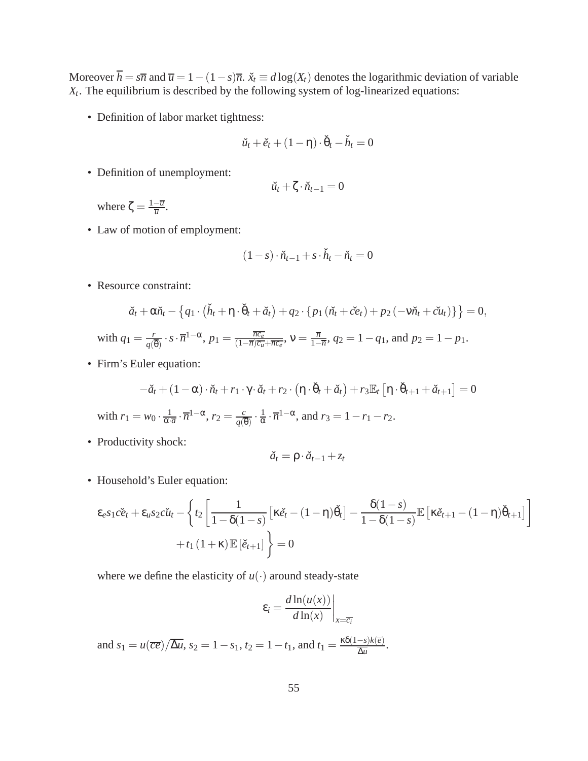Moreover $\overline{h} = s\overline{n}$ and $\overline{u} = 1-(1-s)\overline{n}$. $\check{x}_t \equiv d\log(X_t)$ denotes the logarithmic deviation of variable $X_t$. The equilibrium is described by the following system of log-linearized equations:

- Definition of labor market tightness:

$$\check{u}_t + \check{e}_t + (1-\eta)\cdot\check{\theta}_t - \check{h}_t = 0$$

- Definition of unemployment:

$$\check{u}_t + \zeta\cdot\check{n}_{t-1} = 0$$

  where $\zeta = \frac{1-\overline{u}}{\overline{u}}$.

- Law of motion of employment:

$$(1-s)\cdot\check{n}_{t-1} + s\cdot\check{h}_t - \check{n}_t = 0$$

- Resource constraint:

$$\check{a}_t + \alpha\check{n}_t - \left\{q_1\cdot\left(\check{h}_t + \eta\cdot\check{\theta}_t + \check{a}_t\right) + q_2\cdot\left\{p_1\left(\check{n}_t + \check{ce}_t\right) + p_2\left(-\nu\check{n}_t + \check{cu}_t\right)\right\}\right\} = 0,$$

  with $q_1 = \frac{r}{q(\overline{\theta})}\cdot s\cdot\overline{n}^{1-\alpha}$, $p_1 = \frac{\overline{nc_e}}{(1-\overline{n})\overline{c_u}+\overline{nc_e}}$, $\nu = \frac{\overline{n}}{1-\overline{n}}$, $q_2 = 1-q_1$, and $p_2 = 1-p_1$.

- Firm's Euler equation:

$$-\check{a}_t + (1-\alpha)\cdot\check{n}_t + r_1\cdot\gamma\cdot\check{a}_t + r_2\cdot\left(\eta\cdot\check{\theta}_t + \check{a}_t\right) + r_3\mathbb{E}_t\left[\eta\cdot\check{\theta}_{t+1} + \check{a}_{t+1}\right] = 0$$

  with $r_1 = w_0\cdot\frac{1}{\alpha\cdot\overline{a}}\cdot\overline{n}^{1-\alpha}$, $r_2 = \frac{c}{q(\overline{\theta})}\cdot\frac{1}{\alpha}\cdot\overline{n}^{1-\alpha}$, and $r_3 = 1-r_1-r_2$.

- Productivity shock:

$$\check{a}_t = \rho\cdot\check{a}_{t-1} + z_t$$

- Household's Euler equation:

$$\varepsilon_e s_1\check{ce}_t + \varepsilon_u s_2\check{cu}_t - \left\{t_2\left[\frac{1}{1-\delta(1-s)}\left[\kappa\check{e}_t - (1-\eta)\check{\theta}_t\right] - \frac{\delta(1-s)}{1-\delta(1-s)}\mathbb{E}\left[\kappa\check{e}_{t+1} - (1-\eta)\check{\theta}_{t+1}\right]\right] + t_1(1+\kappa)\mathbb{E}\left[\check{e}_{t+1}\right]\right\} = 0$$

  where we define the elasticity of $u(\cdot)$ around steady-state

$$\varepsilon_i = \left.\frac{d\ln(u(x))}{d\ln(x)}\right|_{x=\overline{c_i}}$$

  and $s_1 = u(\overline{ce})/\overline{\Delta u}$, $s_2 = 1-s_1$, $t_2 = 1-t_1$, and $t_1 = \frac{\kappa\delta(1-s)k(\overline{e})}{\overline{\Delta u}}$.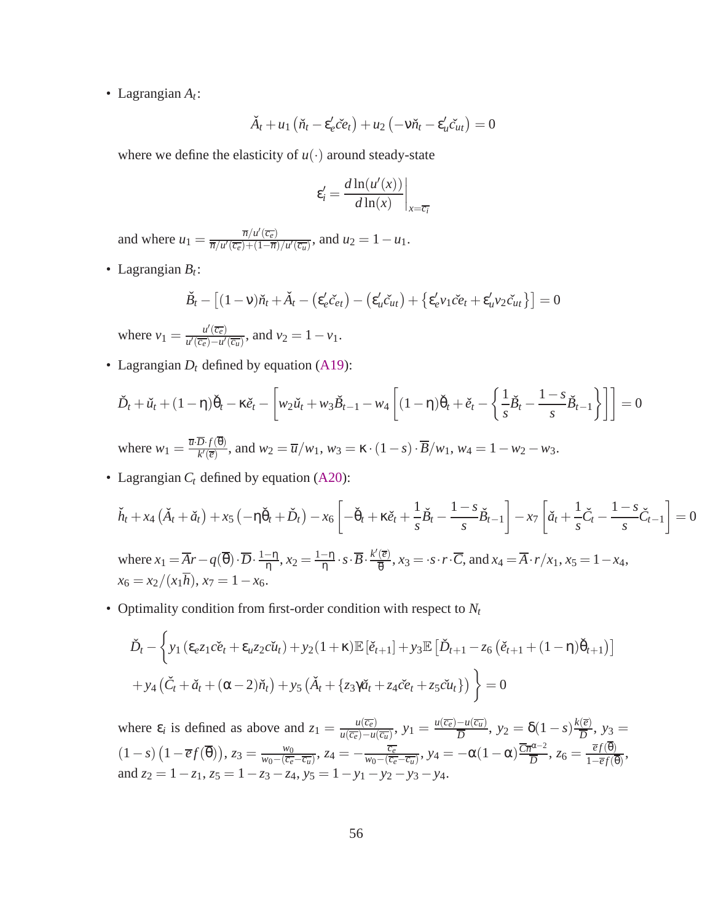- Lagrangian $A_t$:

$$\check{A}_t + u_1\left(\check{n}_t - \varepsilon_e' \check{c}e_t\right) + u_2\left(-\nu\check{n}_t - \varepsilon_u' \check{c}_{ut}\right) = 0$$

where we define the elasticity of $u(\cdot)$ around steady-state

$$\varepsilon_i' = \left.\frac{d\ln(u'(x))}{d\ln(x)}\right|_{x=\overline{c_i}}$$

and where $u_1 = \frac{\overline{n}/u'(\overline{c_e})}{\overline{n}/u'(\overline{c_e})+(1-\overline{n})/u'(\overline{c_u})}$, and $u_2 = 1-u_1$.

- Lagrangian $B_t$:

$$\check{B}_t - \left[(1-\nu)\check{n}_t + \check{A}_t - \left(\varepsilon_e'\check{c}_{et}\right) - \left(\varepsilon_u'\check{c}_{ut}\right) + \left\{\varepsilon_e' v_1 \check{c}e_t + \varepsilon_u' v_2 \check{c}_{ut}\right\}\right] = 0$$

where $v_1 = \frac{u'(\overline{c_e})}{u'(\overline{c_e})-u'(\overline{c_u})}$, and $v_2 = 1-v_1$.

- Lagrangian $D_t$ defined by equation (A19):

$$\check{D}_t + \check{u}_t + (1-\eta)\check{\theta}_t - \kappa\check{e}_t - \left[w_2\check{u}_t + w_3\check{B}_{t-1} - w_4\left[(1-\eta)\check{\theta}_t + \check{e}_t - \left\{\frac{1}{s}\check{B}_t - \frac{1-s}{s}\check{B}_{t-1}\right\}\right]\right] = 0$$

where $w_1 = \frac{\overline{u}\cdot\overline{D}\cdot f(\overline{\theta})}{k'(\overline{e})}$, and $w_2 = \overline{u}/w_1$, $w_3 = \kappa\cdot(1-s)\cdot\overline{B}/w_1$, $w_4 = 1-w_2-w_3$.

- Lagrangian $C_t$ defined by equation (A20):

$$\check{h}_t + x_4\left(\check{A}_t + \check{a}_t\right) + x_5\left(-\eta\check{\theta}_t + \check{D}_t\right) - x_6\left[-\check{\theta}_t + \kappa\check{e}_t + \frac{1}{s}\check{B}_t - \frac{1-s}{s}\check{B}_{t-1}\right] - x_7\left[\check{a}_t + \frac{1}{s}\check{C}_t - \frac{1-s}{s}\check{C}_{t-1}\right] = 0$$

where $x_1 = \overline{A}r - q(\overline{\theta})\cdot\overline{D}\cdot\frac{1-\eta}{\eta}$, $x_2 = \frac{1-\eta}{\eta}\cdot s\cdot\overline{B}\cdot\frac{k'(\overline{e})}{\overline{\theta}}$, $x_3 = \cdot s\cdot r\cdot\overline{C}$, and $x_4 = \overline{A}\cdot r/x_1$, $x_5 = 1-x_4$, $x_6 = x_2/(x_1\overline{h})$, $x_7 = 1-x_6$.

- Optimality condition from first-order condition with respect to $N_t$

$$\begin{aligned}
\check{D}_t - \Bigg\{ & y_1\left(\varepsilon_e z_1 c\check{e}_t + \varepsilon_u z_2 c\check{u}_t\right) + y_2(1+\kappa)\mathbb{E}\left[\check{e}_{t+1}\right] + y_3\mathbb{E}\left[\check{D}_{t+1} - z_6\left(\check{e}_{t+1} + (1-\eta)\check{\theta}_{t+1}\right)\right] \\
& + y_4\left(\check{C}_t + \check{a}_t + (\alpha-2)\check{n}_t\right) + y_5\left(\check{A}_t + \left\{z_3\gamma\check{a}_t + z_4 c\check{e}_t + z_5 c\check{u}_t\right\}\right) \Bigg\} = 0
\end{aligned}$$

where $\varepsilon_i$ is defined as above and $z_1 = \frac{u(\overline{c_e})}{u(\overline{c_e})-u(\overline{c_u})}$, $y_1 = \frac{u(\overline{c_e})-u(\overline{c_u})}{\overline{D}}$, $y_2 = \delta(1-s)\frac{k(\overline{e})}{\overline{D}}$, $y_3 = (1-s)\left(1-\overline{e}f(\overline{\theta})\right)$, $z_3 = \frac{w_0}{w_0-(\overline{c_e}-\overline{c_u})}$, $z_4 = -\frac{\overline{c_e}}{w_0-(\overline{c_e}-\overline{c_u})}$, $y_4 = -\alpha(1-\alpha)\frac{\overline{C}\overline{n}^{\alpha-2}}{\overline{D}}$, $z_6 = \frac{\overline{e}f(\overline{\theta})}{1-\overline{e}f(\overline{\theta})}$, and $z_2 = 1-z_1$, $z_5 = 1-z_3-z_4$, $y_5 = 1-y_1-y_2-y_3-y_4$.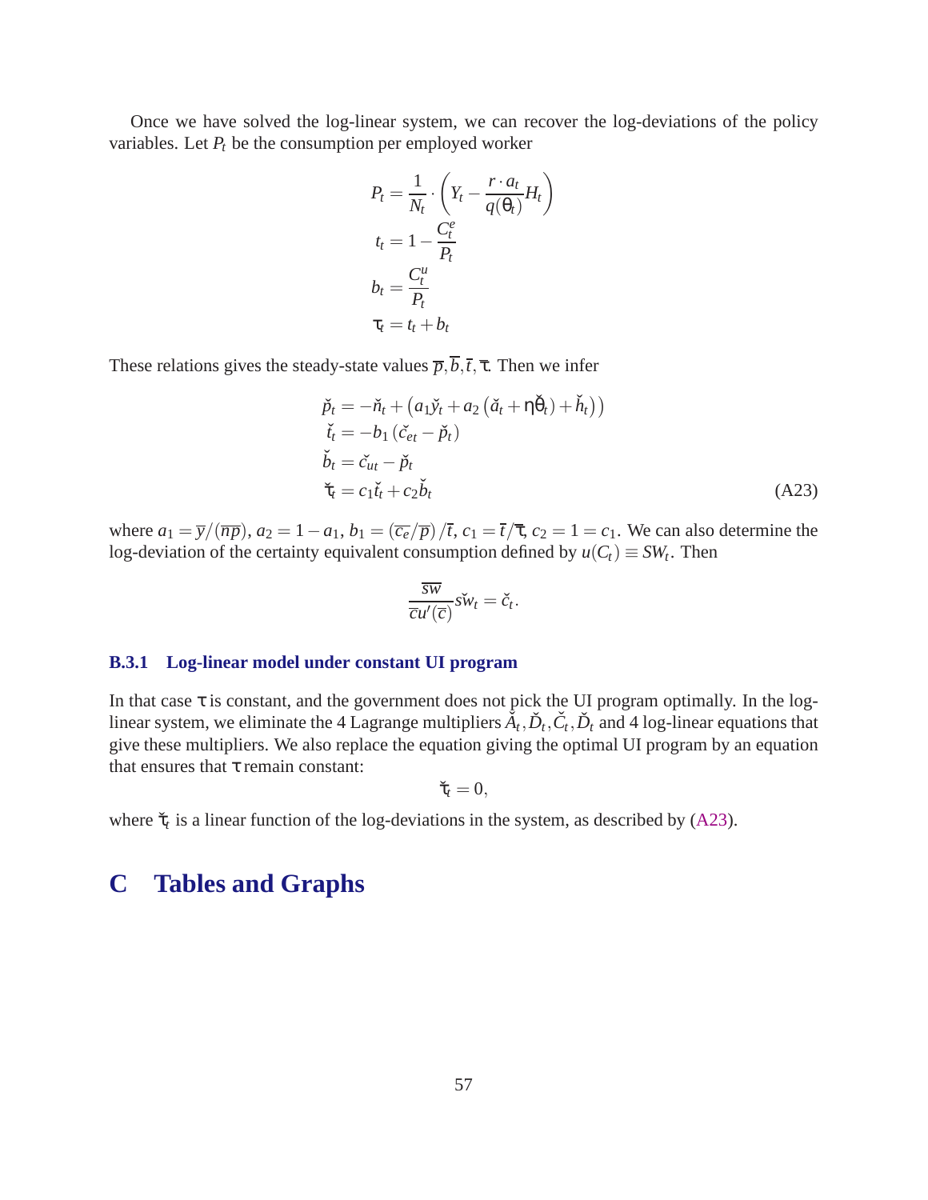Once we have solved the log-linear system, we can recover the log-deviations of the policy variables. Let $P_t$ be the consumption per employed worker

$$
\begin{aligned}
P_t &= \frac{1}{N_t} \cdot \left( Y_t - \frac{r \cdot a_t}{q(\theta_t)} H_t \right) \\
t_t &= 1 - \frac{C_t^e}{P_t} \\
b_t &= \frac{C_t^u}{P_t} \\
\tau_t &= t_t + b_t
\end{aligned}
$$

These relations gives the steady-state values $\overline{p}, \overline{b}, \overline{t}, \overline{\tau}$. Then we infer

$$
\begin{aligned}
\check{p}_t &= -\check{n}_t + \left( a_1 \check{y}_t + a_2 \left( \check{a}_t + \eta \check{\theta}_t \right) + \check{h}_t \right) \right) \\
\check{t}_t &= -b_1 \left( \check{c}_{et} - \check{p}_t \right) \\
\check{b}_t &= \check{c}_{ut} - \check{p}_t \\
\check{\tau}_t &= c_1 \check{t}_t + c_2 \check{b}_t
\end{aligned} \tag{A23}
$$

where $a_1 = \overline{y}/(\overline{np})$, $a_2 = 1 - a_1$, $b_1 = (\overline{ce}/\overline{p})/\overline{t}$, $c_1 = \overline{t}/\overline{\tau}$, $c_2 = 1 = c_1$. We can also determine the log-deviation of the certainty equivalent consumption defined by $u(C_t) \equiv SW_t$. Then

$$
\frac{\overline{sw}}{\overline{c} u'(\overline{c})} \check{sw}_t = \check{c}_t.
$$

### B.3.1 Log-linear model under constant UI program

In that case $\tau$ is constant, and the government does not pick the UI program optimally. In the log-linear system, we eliminate the 4 Lagrange multipliers $\check{A}_t, \check{D}_t, \check{C}_t, \check{D}_t$ and 4 log-linear equations that give these multipliers. We also replace the equation giving the optimal UI program by an equation that ensures that $\tau$ remain constant:

$$
\check{\tau}_t = 0,
$$

where $\check{\tau}_t$ is a linear function of the log-deviations in the system, as described by (A23).

# C Tables and Graphs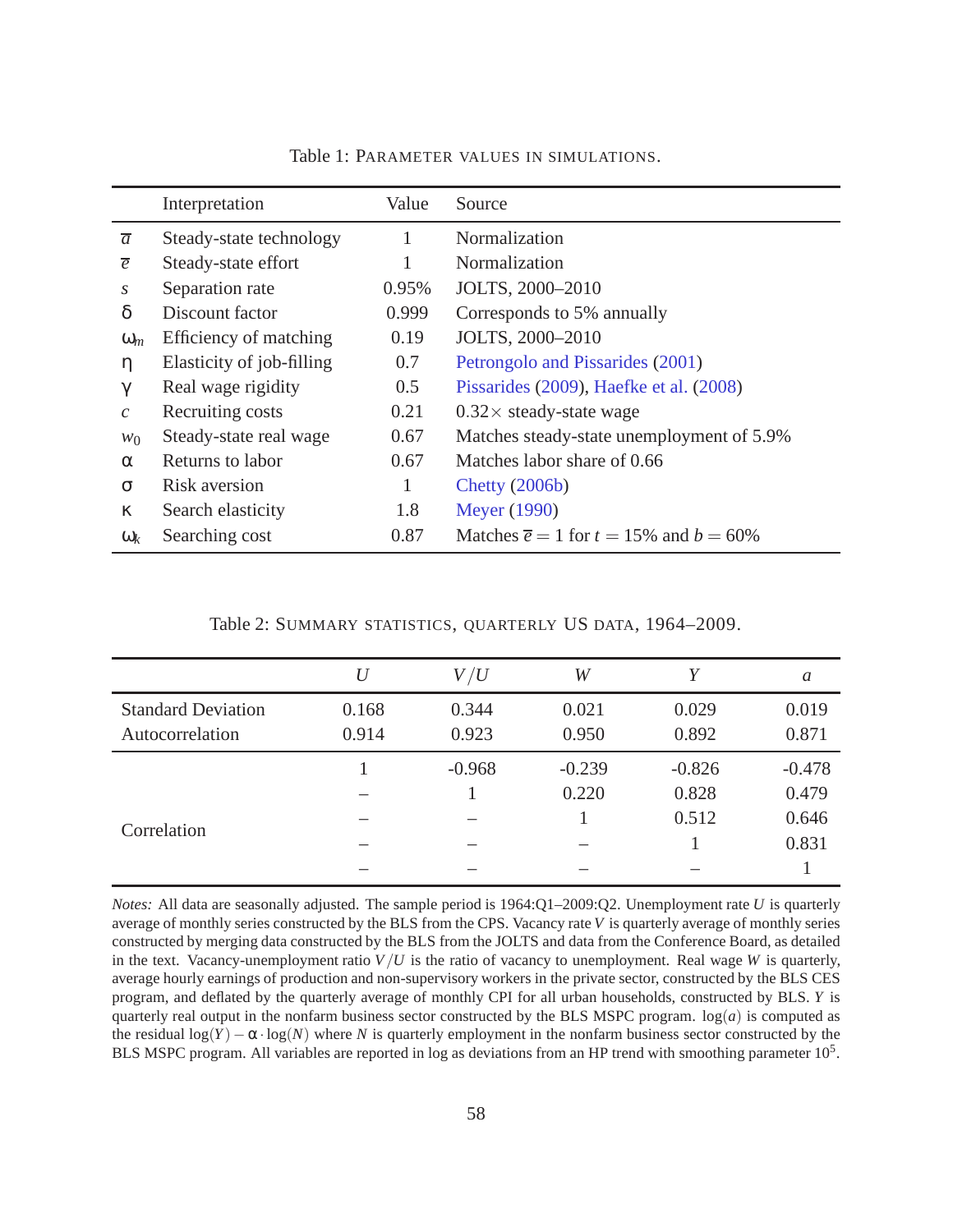Table 1: PARAMETER VALUES IN SIMULATIONS.

| | Interpretation | Value | Source |
|---|---|---|---|
| $\overline{a}$ | Steady-state technology | 1 | Normalization |
| $\overline{e}$ | Steady-state effort | 1 | Normalization |
| $s$ | Separation rate | 0.95% | JOLTS, 2000–2010 |
| $\delta$ | Discount factor | 0.999 | Corresponds to 5% annually |
| $\omega_m$ | Efficiency of matching | 0.19 | JOLTS, 2000–2010 |
| $\eta$ | Elasticity of job-filling | 0.7 | Petrongolo and Pissarides (2001) |
| $\gamma$ | Real wage rigidity | 0.5 | Pissarides (2009), Haefke et al. (2008) |
| $c$ | Recruiting costs | 0.21 | $0.32\times$ steady-state wage |
| $w_0$ | Steady-state real wage | 0.67 | Matches steady-state unemployment of 5.9% |
| $\alpha$ | Returns to labor | 0.67 | Matches labor share of 0.66 |
| $\sigma$ | Risk aversion | 1 | Chetty (2006b) |
| $\kappa$ | Search elasticity | 1.8 | Meyer (1990) |
| $\omega_k$ | Searching cost | 0.87 | Matches $\overline{e} = 1$ for $t = 15\%$ and $b = 60\%$ |

Table 2: SUMMARY STATISTICS, QUARTERLY US DATA, 1964–2009.

| | $U$ | $V/U$ | $W$ | $Y$ | $a$ |
|---|---|---|---|---|---|
| Standard Deviation | 0.168 | 0.344 | 0.021 | 0.029 | 0.019 |
| Autocorrelation | 0.914 | 0.923 | 0.950 | 0.892 | 0.871 |
| Correlation | 1 | -0.968 | -0.239 | -0.826 | -0.478 |
| | – | 1 | 0.220 | 0.828 | 0.479 |
| | – | – | 1 | 0.512 | 0.646 |
| | – | – | – | 1 | 0.831 |
| | – | – | – | – | 1 |

*Notes:* All data are seasonally adjusted. The sample period is 1964:Q1–2009:Q2. Unemployment rate $U$ is quarterly average of monthly series constructed by the BLS from the CPS. Vacancy rate $V$ is quarterly average of monthly series constructed by merging data constructed by the BLS from the JOLTS and data from the Conference Board, as detailed in the text. Vacancy-unemployment ratio $V/U$ is the ratio of vacancy to unemployment. Real wage $W$ is quarterly, average hourly earnings of production and non-supervisory workers in the private sector, constructed by the BLS CES program, and deflated by the quarterly average of monthly CPI for all urban households, constructed by BLS. $Y$ is quarterly real output in the nonfarm business sector constructed by the BLS MSPC program. $\log(a)$ is computed as the residual $\log(Y) - \alpha \cdot \log(N)$ where $N$ is quarterly employment in the nonfarm business sector constructed by the BLS MSPC program. All variables are reported in log as deviations from an HP trend with smoothing parameter $10^5$.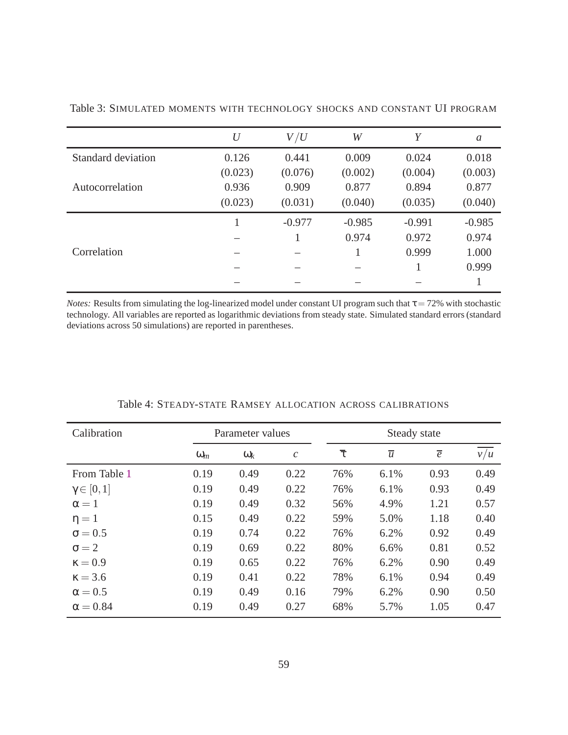Table 3: SIMULATED MOMENTS WITH TECHNOLOGY SHOCKS AND CONSTANT UI PROGRAM

| | $U$ | $V/U$ | $W$ | $Y$ | $a$ |
|---|---|---|---|---|---|
| Standard deviation | 0.126 | 0.441 | 0.009 | 0.024 | 0.018 |
| | (0.023) | (0.076) | (0.002) | (0.004) | (0.003) |
| Autocorrelation | 0.936 | 0.909 | 0.877 | 0.894 | 0.877 |
| | (0.023) | (0.031) | (0.040) | (0.035) | (0.040) |
| | 1 | -0.977 | -0.985 | -0.991 | -0.985 |
| | – | 1 | 0.974 | 0.972 | 0.974 |
| Correlation | – | – | 1 | 0.999 | 1.000 |
| | – | – | – | 1 | 0.999 |
| | – | – | – | – | 1 |

*Notes:* Results from simulating the log-linearized model under constant UI program such that $\tau = 72\%$ with stochastic technology. All variables are reported as logarithmic deviations from steady state. Simulated standard errors (standard deviations across 50 simulations) are reported in parentheses.

Table 4: STEADY-STATE RAMSEY ALLOCATION ACROSS CALIBRATIONS

| Calibration | Parameter values | | | Steady state | | | |
|---|---|---|---|---|---|---|---|
| | $\omega_m$ | $\omega_k$ | $c$ | $\overline{\tau}$ | $\overline{u}$ | $\overline{e}$ | $\overline{v/u}$ |
| From Table 1 | 0.19 | 0.49 | 0.22 | 76% | 6.1% | 0.93 | 0.49 |
| $\gamma \in [0,1]$ | 0.19 | 0.49 | 0.22 | 76% | 6.1% | 0.93 | 0.49 |
| $\alpha = 1$ | 0.19 | 0.49 | 0.32 | 56% | 4.9% | 1.21 | 0.57 |
| $\eta = 1$ | 0.15 | 0.49 | 0.22 | 59% | 5.0% | 1.18 | 0.40 |
| $\sigma = 0.5$ | 0.19 | 0.74 | 0.22 | 76% | 6.2% | 0.92 | 0.49 |
| $\sigma = 2$ | 0.19 | 0.69 | 0.22 | 80% | 6.6% | 0.81 | 0.52 |
| $\kappa = 0.9$ | 0.19 | 0.65 | 0.22 | 76% | 6.2% | 0.90 | 0.49 |
| $\kappa = 3.6$ | 0.19 | 0.41 | 0.22 | 78% | 6.1% | 0.94 | 0.49 |
| $\alpha = 0.5$ | 0.19 | 0.49 | 0.16 | 79% | 6.2% | 0.90 | 0.50 |
| $\alpha = 0.84$ | 0.19 | 0.49 | 0.27 | 68% | 5.7% | 1.05 | 0.47 |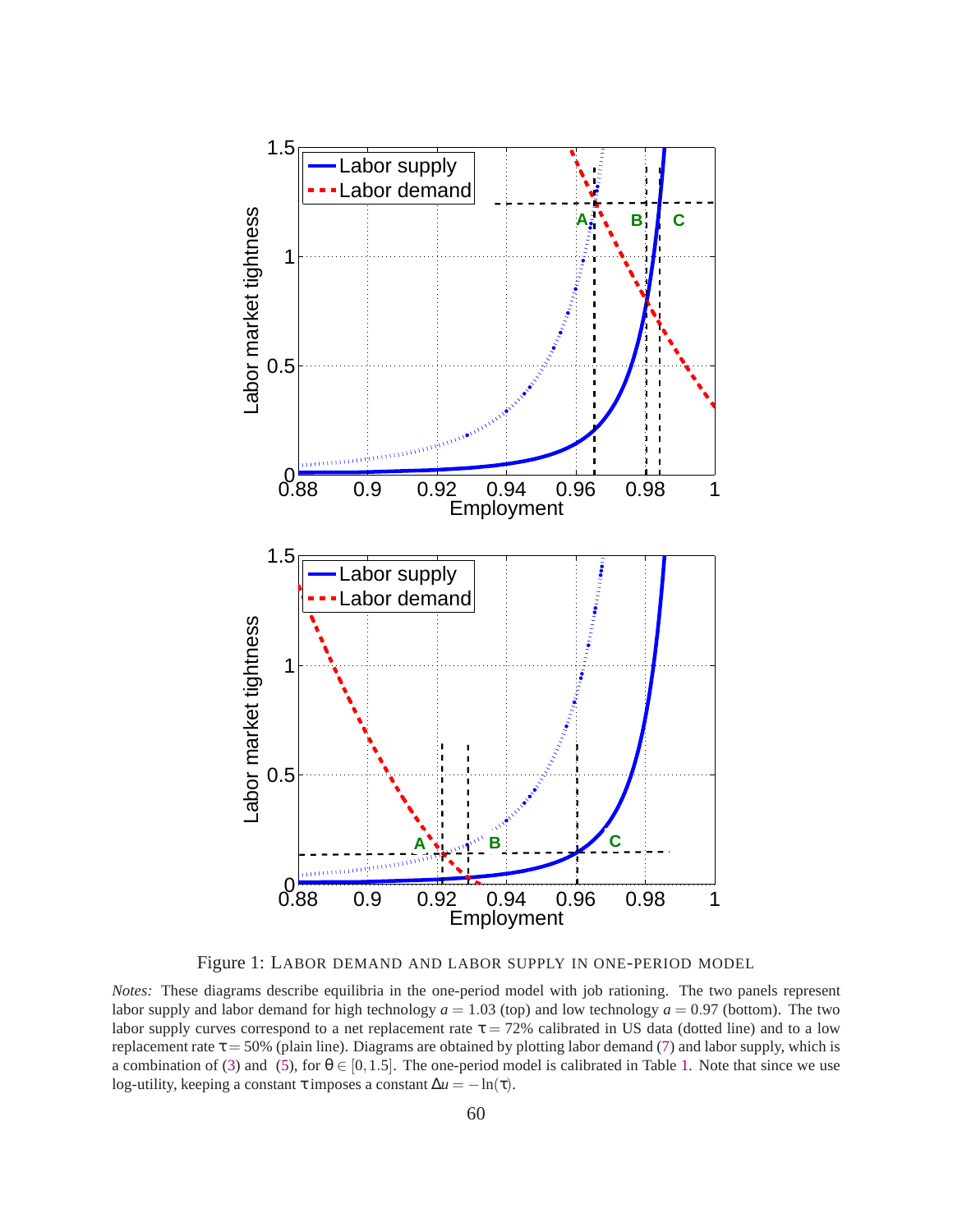1.5
Labor supply
Labor demand
Labor market tightness
1
0.5
0
0.88 0.9 0.92 0.94 0.96 0.98 1
Employment
A B C

1.5
Labor supply
Labor demand
Labor market tightness
1
0.5
0
0.88 0.9 0.92 0.94 0.96 0.98 1
Employment
A B C

Figure 1: LABOR DEMAND AND LABOR SUPPLY IN ONE-PERIOD MODEL

*Notes:* These diagrams describe equilibria in the one-period model with job rationing. The two panels represent labor supply and labor demand for high technology $a = 1.03$ (top) and low technology $a = 0.97$ (bottom). The two labor supply curves correspond to a net replacement rate $\tau = 72\%$ calibrated in US data (dotted line) and to a low replacement rate $\tau = 50\%$ (plain line). Diagrams are obtained by plotting labor demand (7) and labor supply, which is a combination of (3) and (5), for $\theta \in [0, 1.5]$. The one-period model is calibrated in Table 1. Note that since we use log-utility, keeping a constant $\tau$ imposes a constant $\Delta u = -\ln(\tau)$.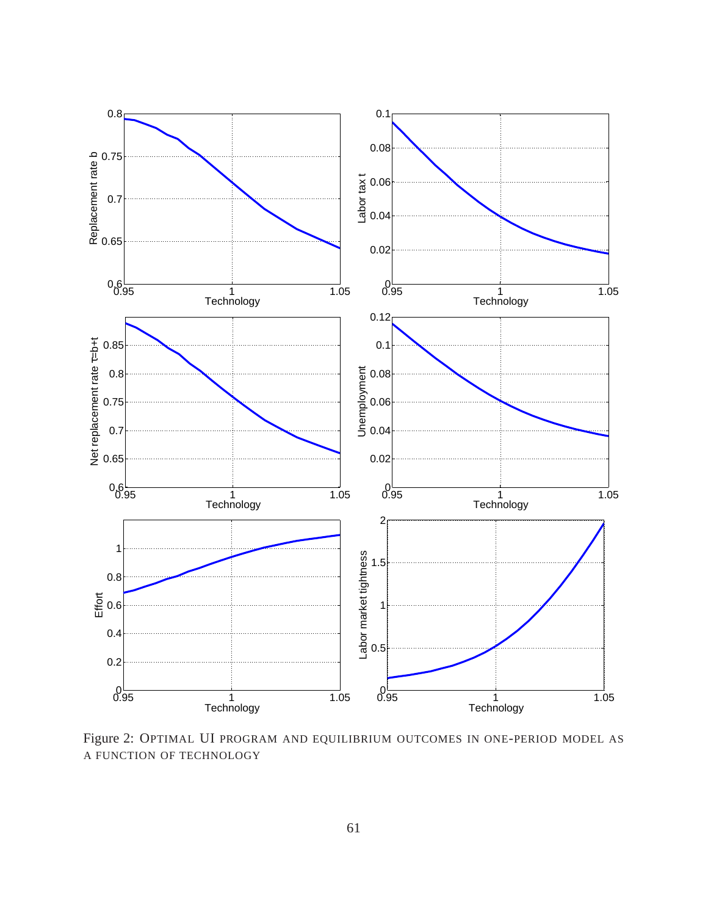Replacement rate b

0.8
0.75
0.7
0.65
0.6

0.95
1
1.05

Technology

Labor tax t

0.1
0.08
0.06
0.04
0.02
0

0.95
1
1.05

Technology

Net replacement rate τ=b+t

0.85
0.8
0.75
0.7
0.65
0.6

0.95
1
1.05

Technology

Unemployment

0.12
0.1
0.08
0.06
0.04
0.02
0

0.95
1
1.05

Technology

Effort

1
0.8
0.6
0.4
0.2
0

0.95
1
1.05

Technology

Labor market tightness

2
1.5
1
0.5
0

0.95
1
1.05

Technology

Figure 2: OPTIMAL UI PROGRAM AND EQUILIBRIUM OUTCOMES IN ONE-PERIOD MODEL AS A FUNCTION OF TECHNOLOGY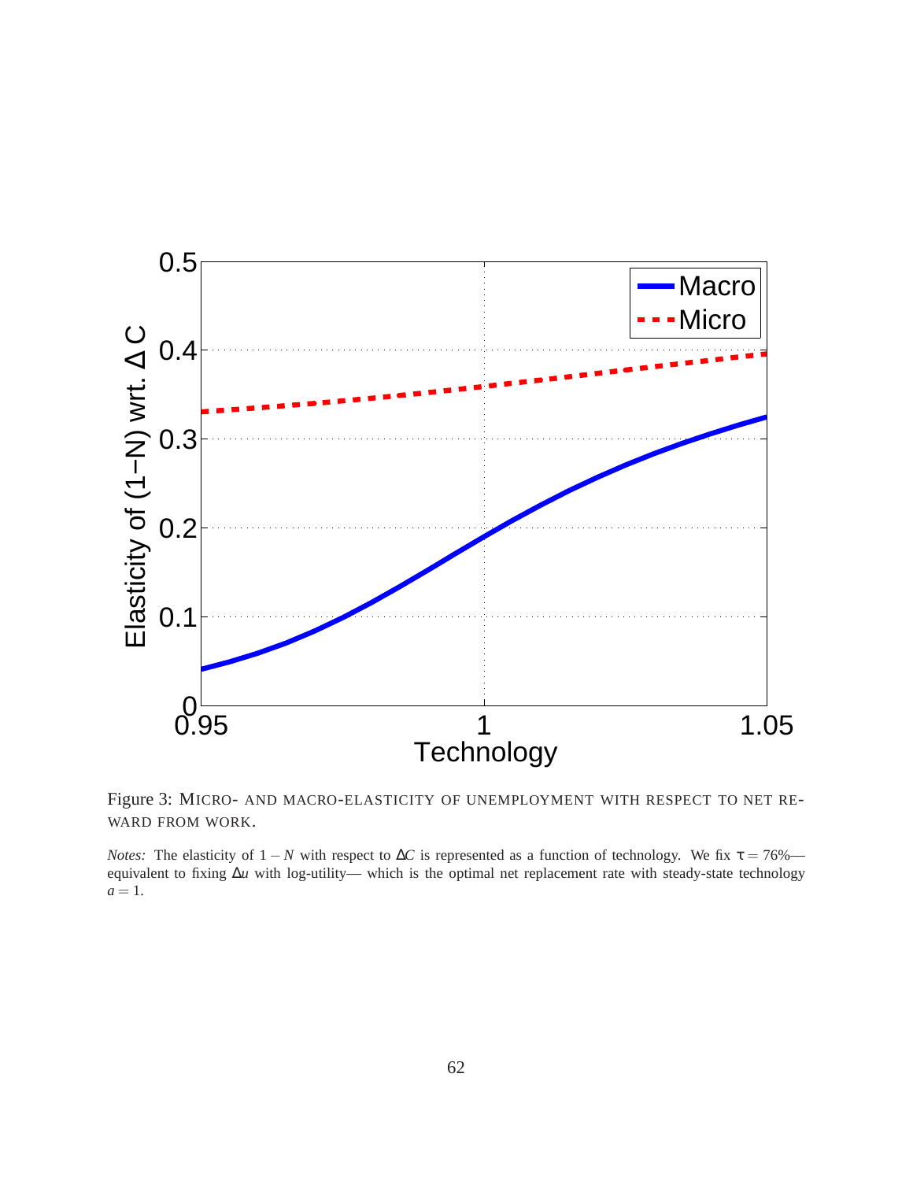0.5

0.4

0.3

0.2

0.1

0

Elasticity of (1−N) wrt. Δ C

Macro

Micro

0.95

1

1.05

Technology

Figure 3: MICRO- AND MACRO-ELASTICITY OF UNEMPLOYMENT WITH RESPECT TO NET REWARD FROM WORK.

*Notes:* The elasticity of $1 - N$ with respect to $\Delta C$ is represented as a function of technology. We fix $\tau = 76\%$— equivalent to fixing $\Delta u$ with log-utility— which is the optimal net replacement rate with steady-state technology $a = 1$.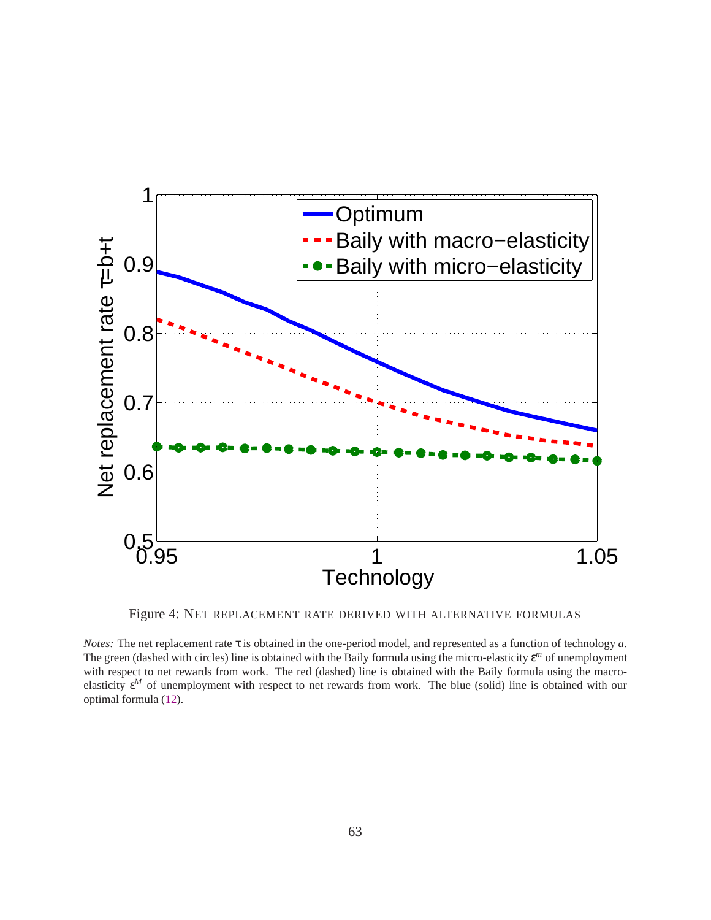Net replacement rate τ=b+t

1

0.9

0.8

0.7

0.6

0.5

0.95

1

1.05

Technology

Optimum

Baily with macro−elasticity

Baily with micro−elasticity

Figure 4: NET REPLACEMENT RATE DERIVED WITH ALTERNATIVE FORMULAS

*Notes:* The net replacement rate $\tau$ is obtained in the one-period model, and represented as a function of technology $a$. The green (dashed with circles) line is obtained with the Baily formula using the micro-elasticity $\varepsilon^m$ of unemployment with respect to net rewards from work. The red (dashed) line is obtained with the Baily formula using the macro-elasticity $\varepsilon^M$ of unemployment with respect to net rewards from work. The blue (solid) line is obtained with our optimal formula (12).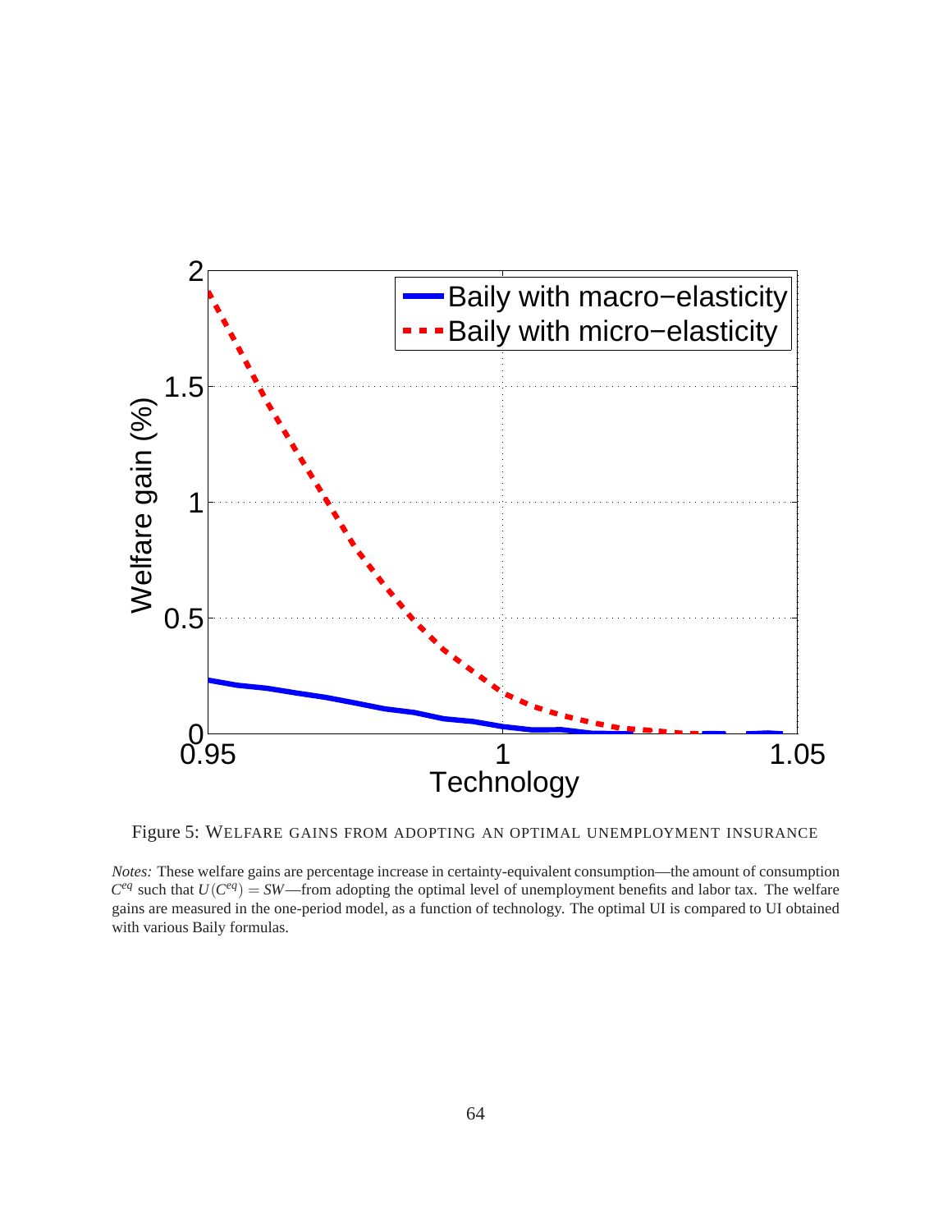Welfare gain (%)

2

1.5

1

0.5

0

0.95

1

1.05

Technology

Baily with macro−elasticity

Baily with micro−elasticity

Figure 5: WELFARE GAINS FROM ADOPTING AN OPTIMAL UNEMPLOYMENT INSURANCE

*Notes:* These welfare gains are percentage increase in certainty-equivalent consumption—the amount of consumption $C^{eq}$ such that $U(C^{eq}) = SW$—from adopting the optimal level of unemployment benefits and labor tax. The welfare gains are measured in the one-period model, as a function of technology. The optimal UI is compared to UI obtained with various Baily formulas.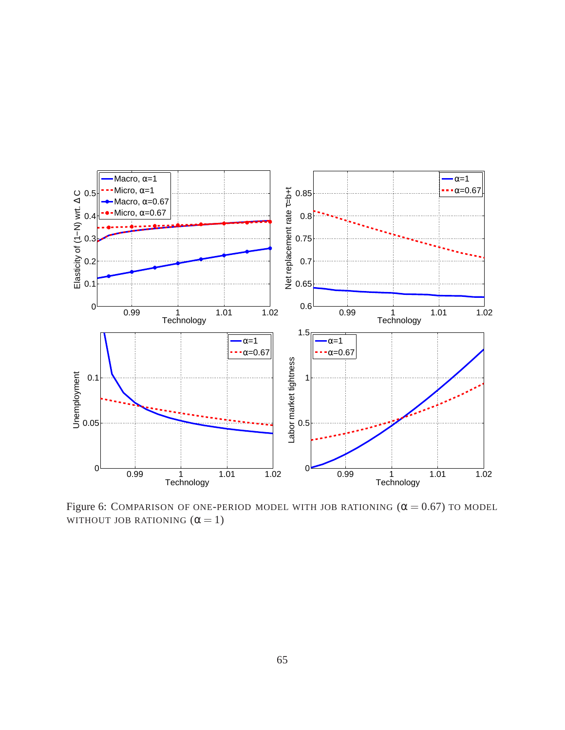Elasticity of (1−N) wrt. Δ C

Macro, α=1
Micro, α=1
Macro, α=0.67
Micro, α=0.67

0
0.1
0.2
0.3
0.4
0.5

0.99
1
1.01
1.02
Technology

Net replacement rate τ=b+t

α=1
α=0.67

0.6
0.65
0.7
0.75
0.8
0.85

0.99
1
1.01
1.02
Technology

Unemployment

α=1
α=0.67

0
0.05
0.1

0.99
1
1.01
1.02
Technology

Labor market tightness

α=1
α=0.67

0
0.5
1
1.5

0.99
1
1.01
1.02
Technology

Figure 6: COMPARISON OF ONE-PERIOD MODEL WITH JOB RATIONING ($\alpha = 0.67$) TO MODEL WITHOUT JOB RATIONING ($\alpha = 1$)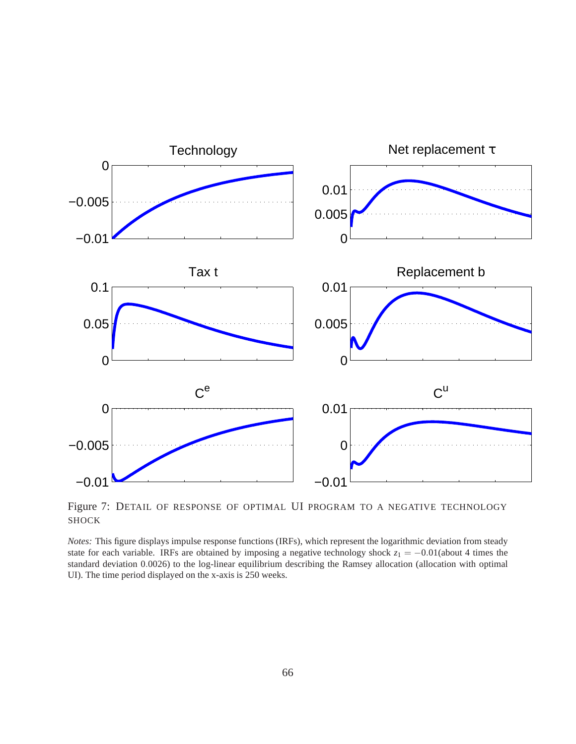Technology

0

−0.005

−0.01

Net replacement τ

0.01

0.005

0

Tax t

0.1

0.05

0

Replacement b

0.01

0.005

0

$C^e$

0

−0.005

−0.01

$C^u$

0.01

0

−0.01

Figure 7: DETAIL OF RESPONSE OF OPTIMAL UI PROGRAM TO A NEGATIVE TECHNOLOGY SHOCK

*Notes:* This figure displays impulse response functions (IRFs), which represent the logarithmic deviation from steady state for each variable. IRFs are obtained by imposing a negative technology shock $z_1 = -0.01$(about 4 times the standard deviation 0.0026) to the log-linear equilibrium describing the Ramsey allocation (allocation with optimal UI). The time period displayed on the x-axis is 250 weeks.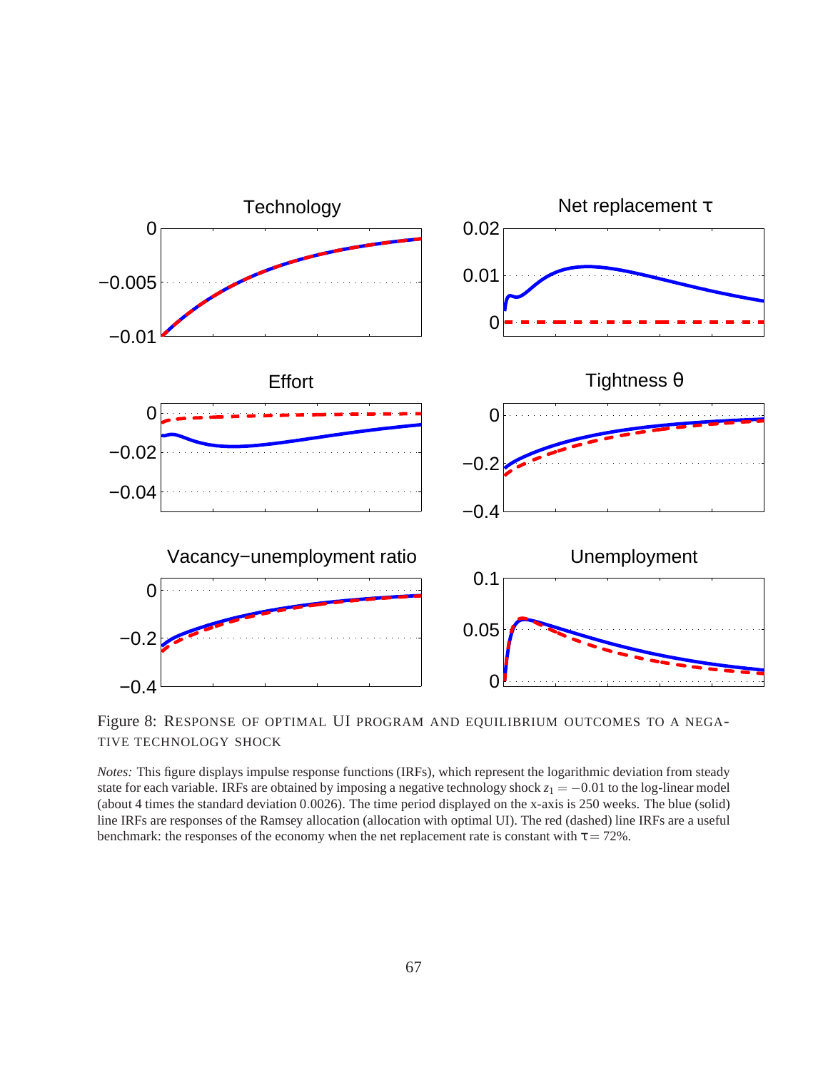Technology

0

−0.005

−0.01

Net replacement $\tau$

0.02

0.01

0

Effort

0

−0.02

−0.04

Tightness $\theta$

0

−0.2

−0.4

Vacancy−unemployment ratio

0

−0.2

−0.4

Unemployment

0.1

0.05

0

Figure 8: RESPONSE OF OPTIMAL UI PROGRAM AND EQUILIBRIUM OUTCOMES TO A NEGATIVE TECHNOLOGY SHOCK

*Notes:* This figure displays impulse response functions (IRFs), which represent the logarithmic deviation from steady state for each variable. IRFs are obtained by imposing a negative technology shock $z_1 = -0.01$ to the log-linear model (about 4 times the standard deviation 0.0026). The time period displayed on the x-axis is 250 weeks. The blue (solid) line IRFs are responses of the Ramsey allocation (allocation with optimal UI). The red (dashed) line IRFs are a useful benchmark: the responses of the economy when the net replacement rate is constant with $\tau = 72\%$.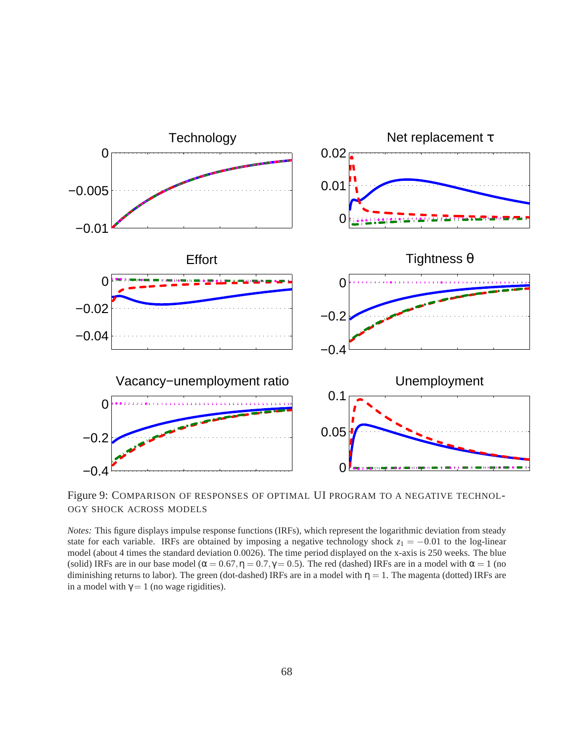Technology

0

−0.005

−0.01

Net replacement τ

0.02

0.01

0

Effort

0

−0.02

−0.04

Tightness θ

0

−0.2

−0.4

Vacancy−unemployment ratio

0

−0.2

−0.4

Unemployment

0.1

0.05

0

Figure 9: COMPARISON OF RESPONSES OF OPTIMAL UI PROGRAM TO A NEGATIVE TECHNOLOGY SHOCK ACROSS MODELS

*Notes:* This figure displays impulse response functions (IRFs), which represent the logarithmic deviation from steady state for each variable. IRFs are obtained by imposing a negative technology shock $z_1 = -0.01$ to the log-linear model (about 4 times the standard deviation 0.0026). The time period displayed on the x-axis is 250 weeks. The blue (solid) IRFs are in our base model ($\alpha = 0.67, \eta = 0.7, \gamma = 0.5$). The red (dashed) IRFs are in a model with $\alpha = 1$ (no diminishing returns to labor). The green (dot-dashed) IRFs are in a model with $\eta = 1$. The magenta (dotted) IRFs are in a model with $\gamma = 1$ (no wage rigidities).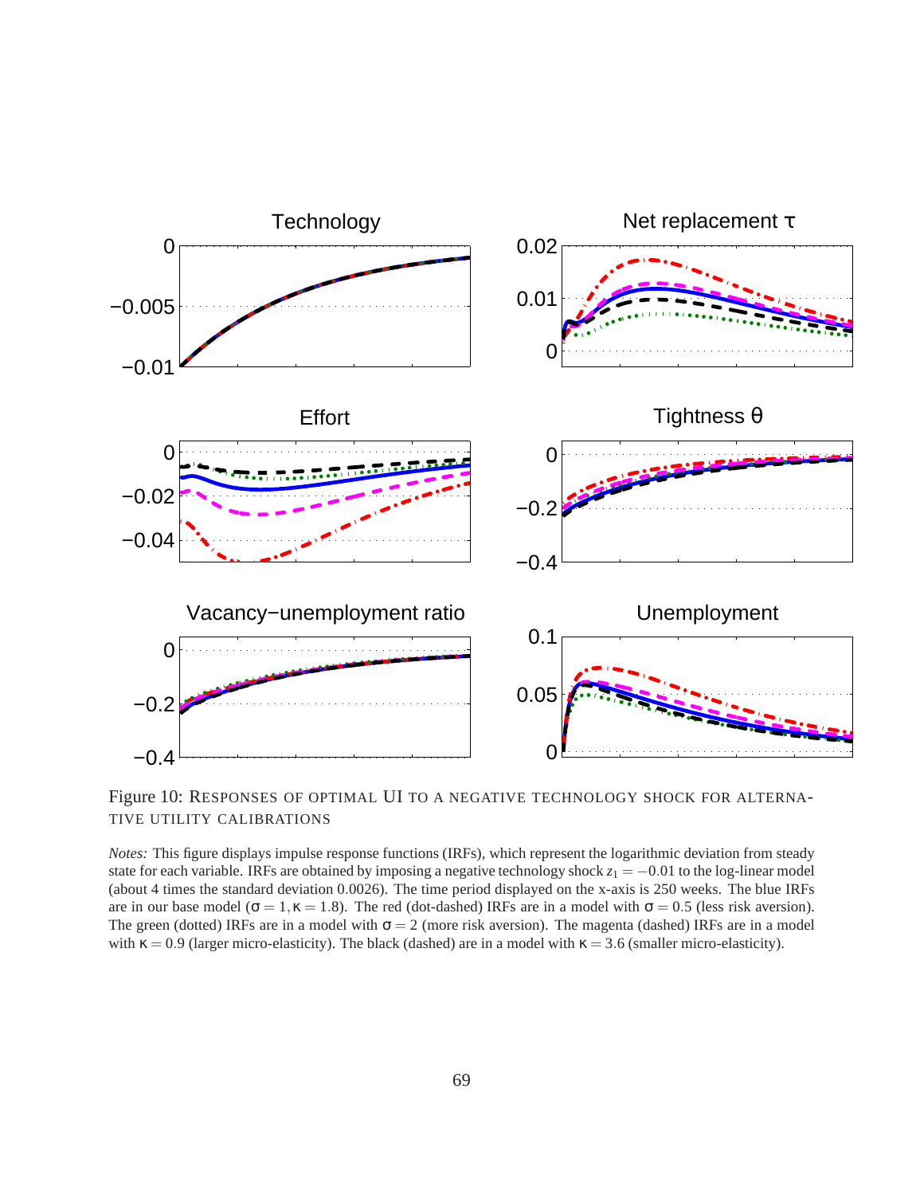Technology

0

−0.005

−0.01

Net replacement $\tau$

0.02

0.01

0

Effort

0

−0.02

−0.04

Tightness $\theta$

0

−0.2

−0.4

Vacancy−unemployment ratio

0

−0.2

−0.4

Unemployment

0.1

0.05

0

Figure 10: RESPONSES OF OPTIMAL UI TO A NEGATIVE TECHNOLOGY SHOCK FOR ALTERNATIVE UTILITY CALIBRATIONS

*Notes:* This figure displays impulse response functions (IRFs), which represent the logarithmic deviation from steady state for each variable. IRFs are obtained by imposing a negative technology shock $z_1 = -0.01$ to the log-linear model (about 4 times the standard deviation 0.0026). The time period displayed on the x-axis is 250 weeks. The blue IRFs are in our base model ($\sigma = 1, \kappa = 1.8$). The red (dot-dashed) IRFs are in a model with $\sigma = 0.5$ (less risk aversion). The green (dotted) IRFs are in a model with $\sigma = 2$ (more risk aversion). The magenta (dashed) IRFs are in a model with $\kappa = 0.9$ (larger micro-elasticity). The black (dashed) are in a model with $\kappa = 3.6$ (smaller micro-elasticity).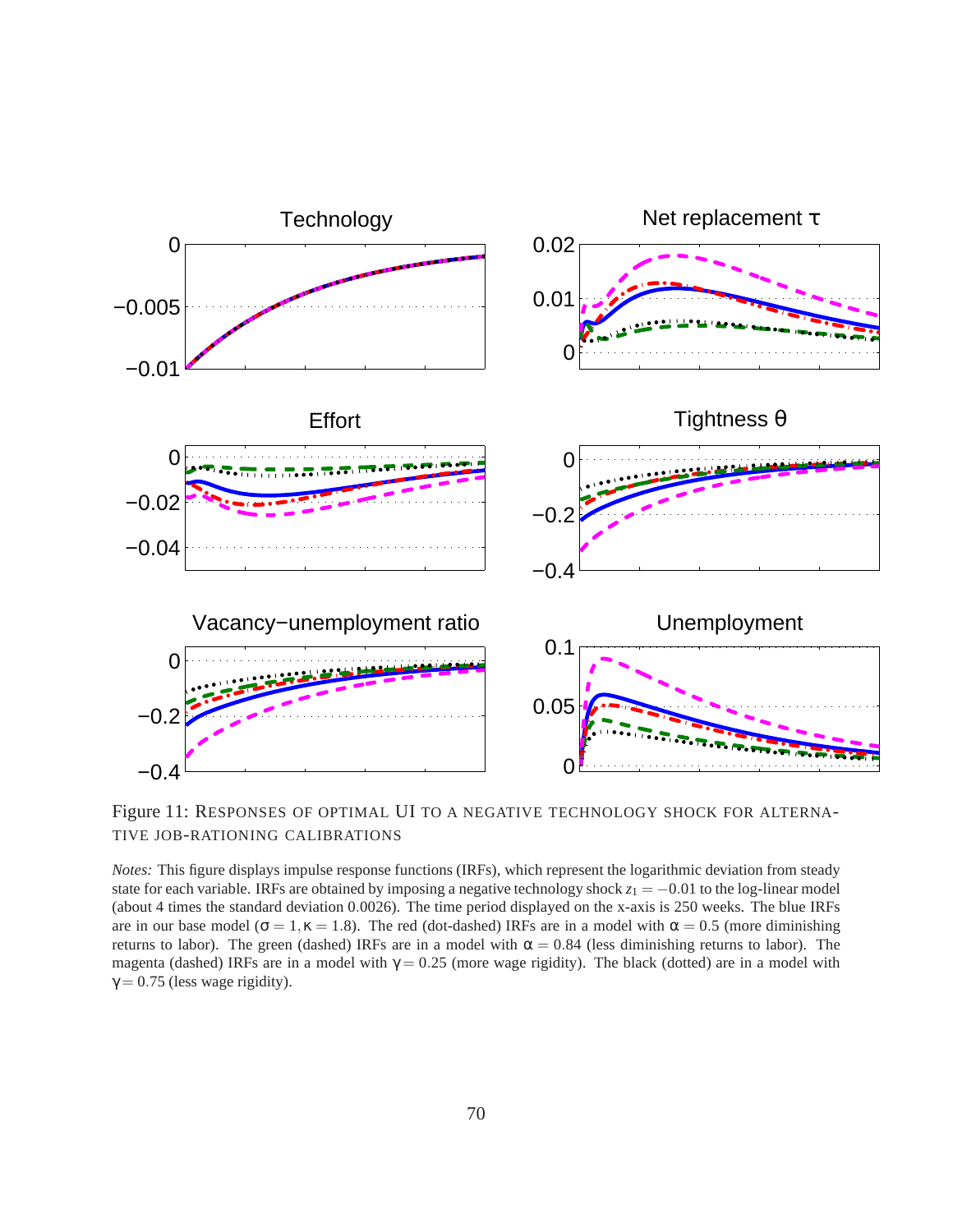Technology

0

−0.005

−0.01

Net replacement τ

0.02

0.01

0

Effort

0

−0.02

−0.04

Tightness θ

0

−0.2

−0.4

Vacancy−unemployment ratio

0

−0.2

−0.4

Unemployment

0.1

0.05

0

Figure 11: RESPONSES OF OPTIMAL UI TO A NEGATIVE TECHNOLOGY SHOCK FOR ALTERNATIVE JOB-RATIONING CALIBRATIONS

*Notes:* This figure displays impulse response functions (IRFs), which represent the logarithmic deviation from steady state for each variable. IRFs are obtained by imposing a negative technology shock $z_1 = -0.01$ to the log-linear model (about 4 times the standard deviation 0.0026). The time period displayed on the x-axis is 250 weeks. The blue IRFs are in our base model ($\sigma = 1, \kappa = 1.8$). The red (dot-dashed) IRFs are in a model with $\alpha = 0.5$ (more diminishing returns to labor). The green (dashed) IRFs are in a model with $\alpha = 0.84$ (less diminishing returns to labor). The magenta (dashed) IRFs are in a model with $\gamma = 0.25$ (more wage rigidity). The black (dotted) are in a model with $\gamma = 0.75$ (less wage rigidity).